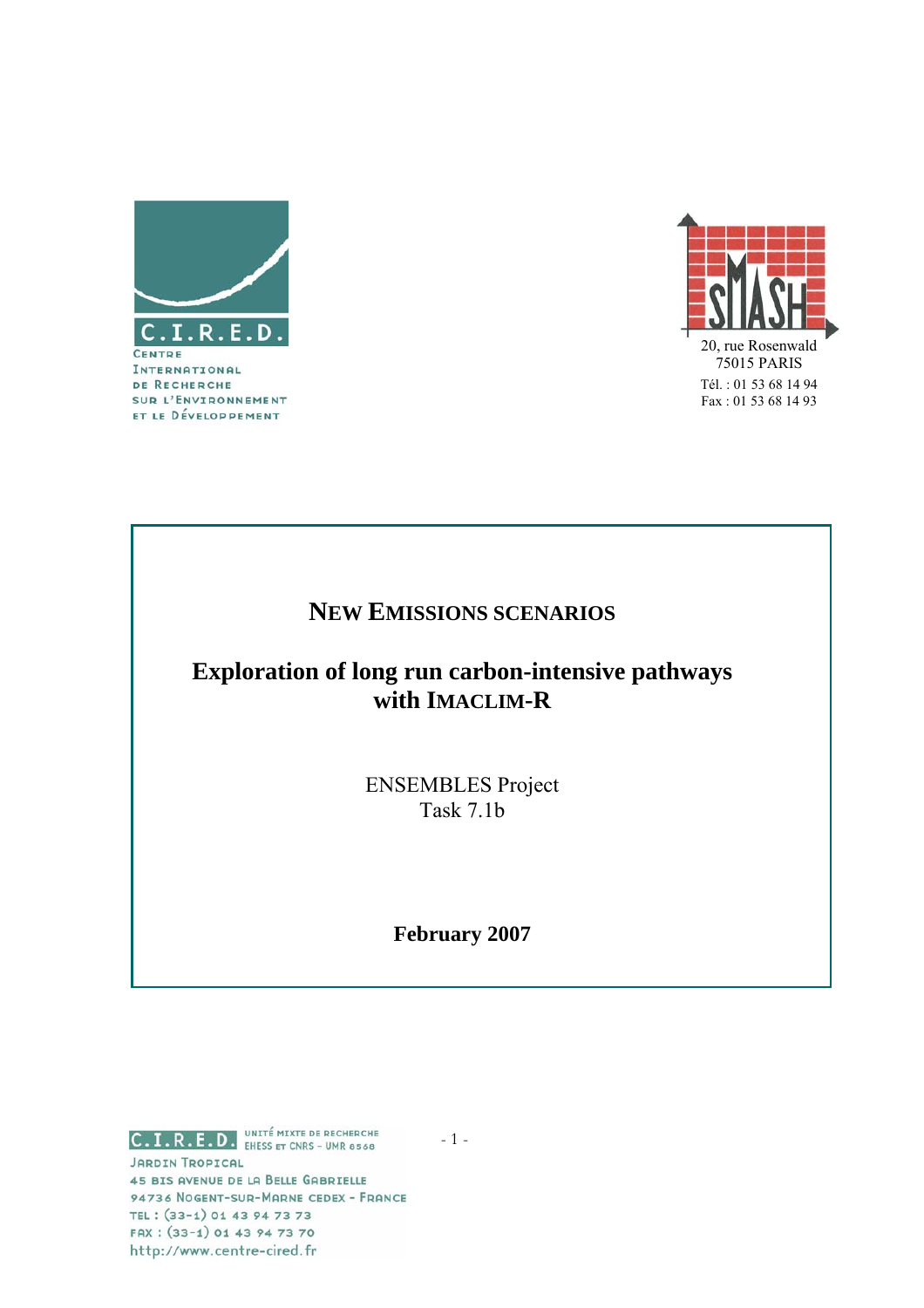C.I.R.E.D.
CENTRE INTERNATIONAL DE RECHERCHE SUR L'ENVIRONNEMENT ET LE DÉVELOPPEMENT

SMASH
20, rue Rosenwald
75015 PARIS
Tél. : 01 53 68 14 94
Fax : 01 53 68 14 93

# NEW EMISSIONS SCENARIOS

## Exploration of long run carbon-intensive pathways with IMACLIM-R

ENSEMBLES Project
Task 7.1b

**February 2007**

C.I.R.E.D. UNITÉ MIXTE DE RECHERCHE EHESS ET CNRS – UMR 8568
JARDIN TROPICAL
45 BIS AVENUE DE LA BELLE GABRIELLE
94736 NOGENT-SUR-MARNE CEDEX - FRANCE
TEL : (33-1) 01 43 94 73 73
FAX : (33-1) 01 43 94 73 70
http://www.centre-cired.fr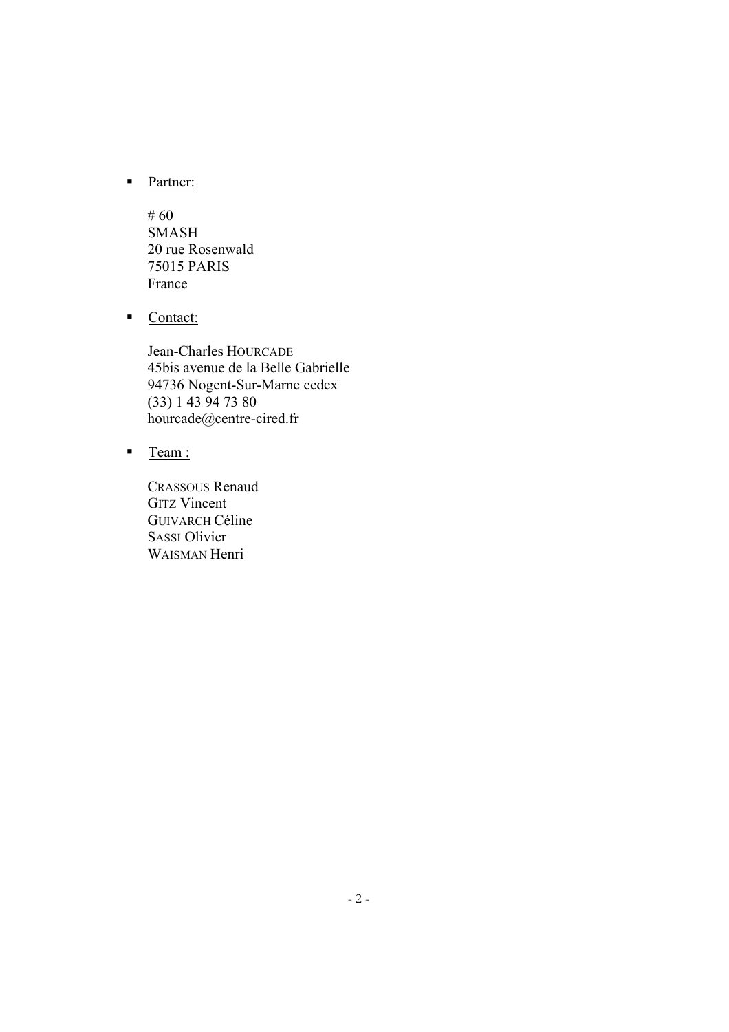- Partner:

  # 60
  SMASH
  20 rue Rosenwald
  75015 PARIS
  France

- Contact:

  Jean-Charles HOURCADE
  45bis avenue de la Belle Gabrielle
  94736 Nogent-Sur-Marne cedex
  (33) 1 43 94 73 80
  hourcade@centre-cired.fr

- Team :

  CRASSOUS Renaud
  GITZ Vincent
  GUIVARCH Céline
  SASSI Olivier
  WAISMAN Henri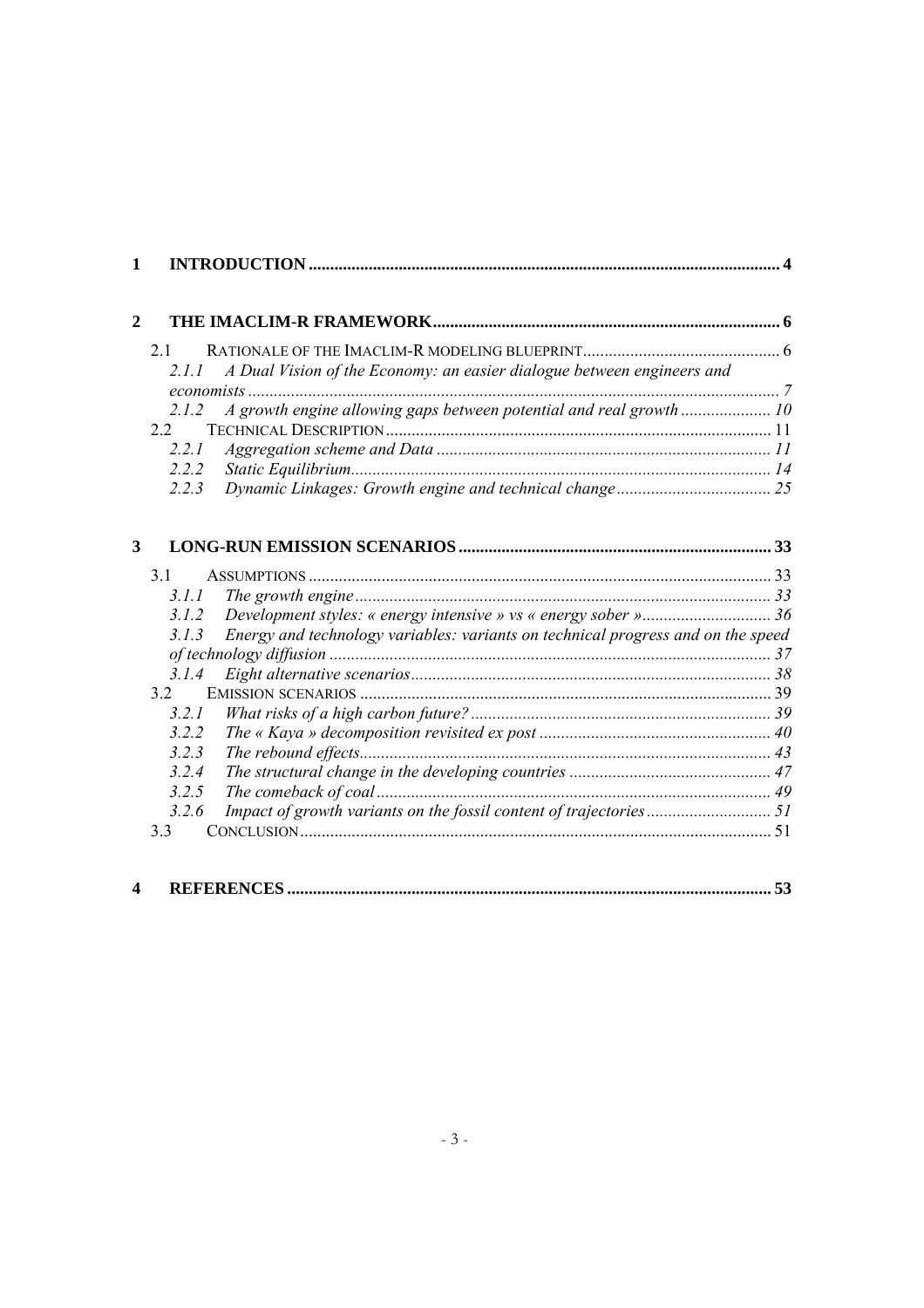**1 INTRODUCTION** .......... 4

**2 THE IMACLIM-R FRAMEWORK** .......... 6

- 2.1 RATIONALE OF THE IMACLIM-R MODELING BLUEPRINT .......... 6
  - *2.1.1 A Dual Vision of the Economy: an easier dialogue between engineers and economists* .......... 7
  - *2.1.2 A growth engine allowing gaps between potential and real growth* .......... 10
- 2.2 TECHNICAL DESCRIPTION .......... 11
  - *2.2.1 Aggregation scheme and Data* .......... 11
  - *2.2.2 Static Equilibrium* .......... 14
  - *2.2.3 Dynamic Linkages: Growth engine and technical change* .......... 25

**3 LONG-RUN EMISSION SCENARIOS** .......... 33

- 3.1 ASSUMPTIONS .......... 33
  - *3.1.1 The growth engine* .......... 33
  - *3.1.2 Development styles: « energy intensive » vs « energy sober »* .......... 36
  - *3.1.3 Energy and technology variables: variants on technical progress and on the speed of technology diffusion* .......... 37
  - *3.1.4 Eight alternative scenarios* .......... 38
- 3.2 EMISSION SCENARIOS .......... 39
  - *3.2.1 What risks of a high carbon future?* .......... 39
  - *3.2.2 The « Kaya » decomposition revisited ex post* .......... 40
  - *3.2.3 The rebound effects* .......... 43
  - *3.2.4 The structural change in the developing countries* .......... 47
  - *3.2.5 The comeback of coal* .......... 49
  - *3.2.6 Impact of growth variants on the fossil content of trajectories* .......... 51
- 3.3 CONCLUSION .......... 51

**4 REFERENCES** .......... 53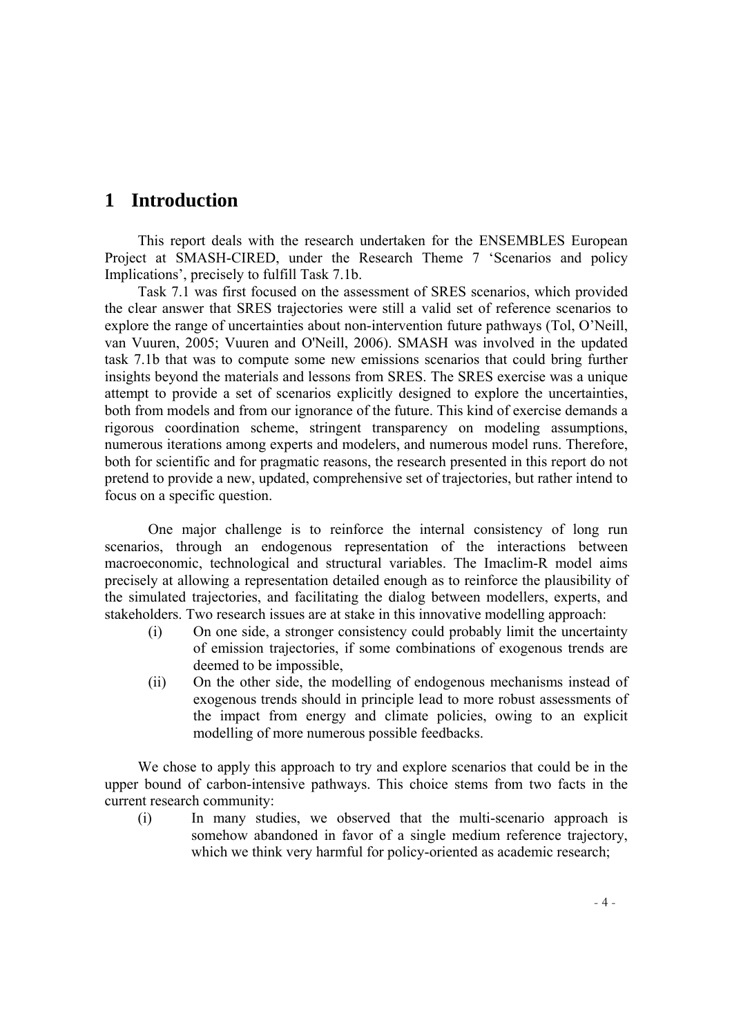# 1 Introduction

This report deals with the research undertaken for the ENSEMBLES European Project at SMASH-CIRED, under the Research Theme 7 'Scenarios and policy Implications', precisely to fulfill Task 7.1b.

Task 7.1 was first focused on the assessment of SRES scenarios, which provided the clear answer that SRES trajectories were still a valid set of reference scenarios to explore the range of uncertainties about non-intervention future pathways (Tol, O'Neill, van Vuuren, 2005; Vuuren and O'Neill, 2006). SMASH was involved in the updated task 7.1b that was to compute some new emissions scenarios that could bring further insights beyond the materials and lessons from SRES. The SRES exercise was a unique attempt to provide a set of scenarios explicitly designed to explore the uncertainties, both from models and from our ignorance of the future. This kind of exercise demands a rigorous coordination scheme, stringent transparency on modeling assumptions, numerous iterations among experts and modelers, and numerous model runs. Therefore, both for scientific and for pragmatic reasons, the research presented in this report do not pretend to provide a new, updated, comprehensive set of trajectories, but rather intend to focus on a specific question.

One major challenge is to reinforce the internal consistency of long run scenarios, through an endogenous representation of the interactions between macroeconomic, technological and structural variables. The Imaclim-R model aims precisely at allowing a representation detailed enough as to reinforce the plausibility of the simulated trajectories, and facilitating the dialog between modellers, experts, and stakeholders. Two research issues are at stake in this innovative modelling approach:

(i) On one side, a stronger consistency could probably limit the uncertainty of emission trajectories, if some combinations of exogenous trends are deemed to be impossible,

(ii) On the other side, the modelling of endogenous mechanisms instead of exogenous trends should in principle lead to more robust assessments of the impact from energy and climate policies, owing to an explicit modelling of more numerous possible feedbacks.

We chose to apply this approach to try and explore scenarios that could be in the upper bound of carbon-intensive pathways. This choice stems from two facts in the current research community:

(i) In many studies, we observed that the multi-scenario approach is somehow abandoned in favor of a single medium reference trajectory, which we think very harmful for policy-oriented as academic research;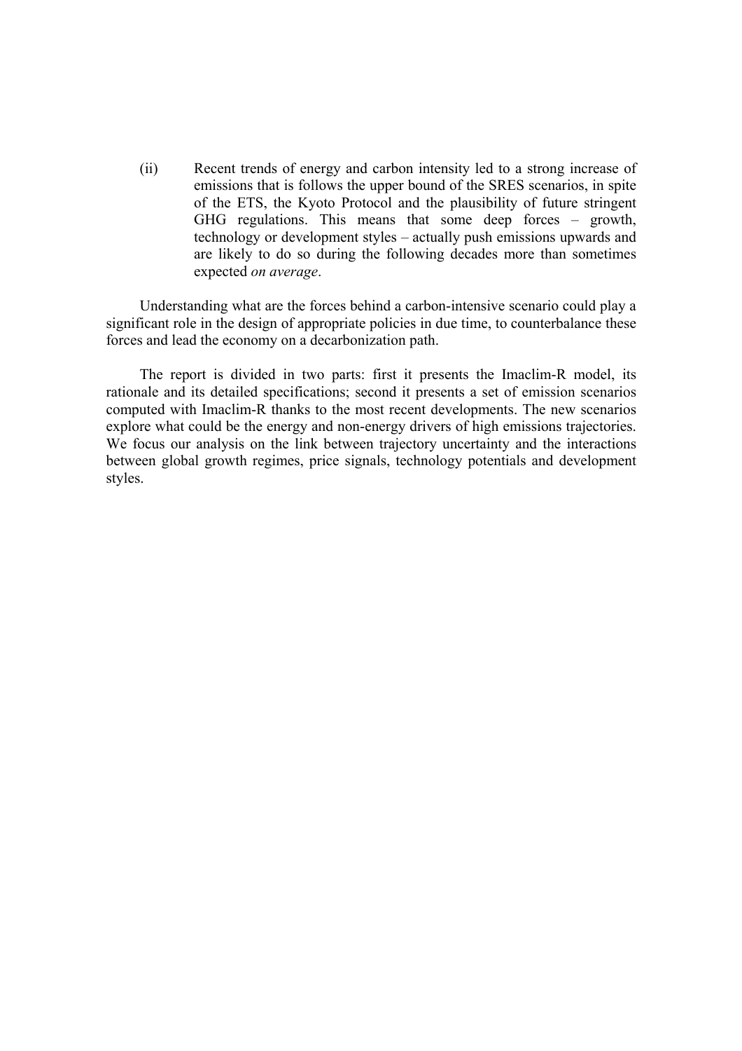(ii) Recent trends of energy and carbon intensity led to a strong increase of emissions that is follows the upper bound of the SRES scenarios, in spite of the ETS, the Kyoto Protocol and the plausibility of future stringent GHG regulations. This means that some deep forces – growth, technology or development styles – actually push emissions upwards and are likely to do so during the following decades more than sometimes expected *on average*.

Understanding what are the forces behind a carbon-intensive scenario could play a significant role in the design of appropriate policies in due time, to counterbalance these forces and lead the economy on a decarbonization path.

The report is divided in two parts: first it presents the Imaclim-R model, its rationale and its detailed specifications; second it presents a set of emission scenarios computed with Imaclim-R thanks to the most recent developments. The new scenarios explore what could be the energy and non-energy drivers of high emissions trajectories. We focus our analysis on the link between trajectory uncertainty and the interactions between global growth regimes, price signals, technology potentials and development styles.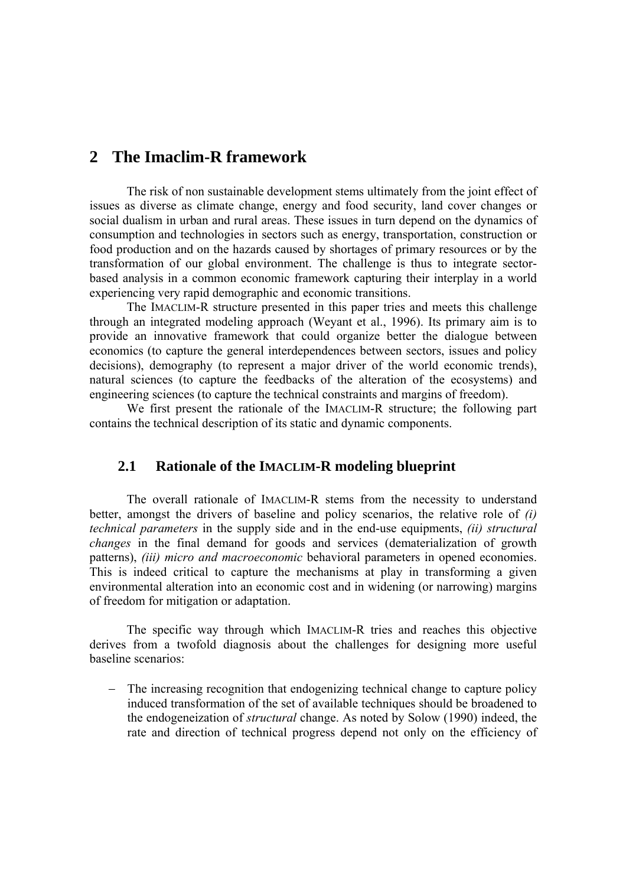# 2 The Imaclim-R framework

The risk of non sustainable development stems ultimately from the joint effect of issues as diverse as climate change, energy and food security, land cover changes or social dualism in urban and rural areas. These issues in turn depend on the dynamics of consumption and technologies in sectors such as energy, transportation, construction or food production and on the hazards caused by shortages of primary resources or by the transformation of our global environment. The challenge is thus to integrate sector-based analysis in a common economic framework capturing their interplay in a world experiencing very rapid demographic and economic transitions.

The IMACLIM-R structure presented in this paper tries and meets this challenge through an integrated modeling approach (Weyant et al., 1996). Its primary aim is to provide an innovative framework that could organize better the dialogue between economics (to capture the general interdependences between sectors, issues and policy decisions), demography (to represent a major driver of the world economic trends), natural sciences (to capture the feedbacks of the alteration of the ecosystems) and engineering sciences (to capture the technical constraints and margins of freedom).

We first present the rationale of the IMACLIM-R structure; the following part contains the technical description of its static and dynamic components.

## 2.1 Rationale of the IMACLIM-R modeling blueprint

The overall rationale of IMACLIM-R stems from the necessity to understand better, amongst the drivers of baseline and policy scenarios, the relative role of *(i) technical parameters* in the supply side and in the end-use equipments, *(ii) structural changes* in the final demand for goods and services (dematerialization of growth patterns), *(iii) micro and macroeconomic* behavioral parameters in opened economies. This is indeed critical to capture the mechanisms at play in transforming a given environmental alteration into an economic cost and in widening (or narrowing) margins of freedom for mitigation or adaptation.

The specific way through which IMACLIM-R tries and reaches this objective derives from a twofold diagnosis about the challenges for designing more useful baseline scenarios:

- The increasing recognition that endogenizing technical change to capture policy induced transformation of the set of available techniques should be broadened to the endogeneization of *structural* change. As noted by Solow (1990) indeed, the rate and direction of technical progress depend not only on the efficiency of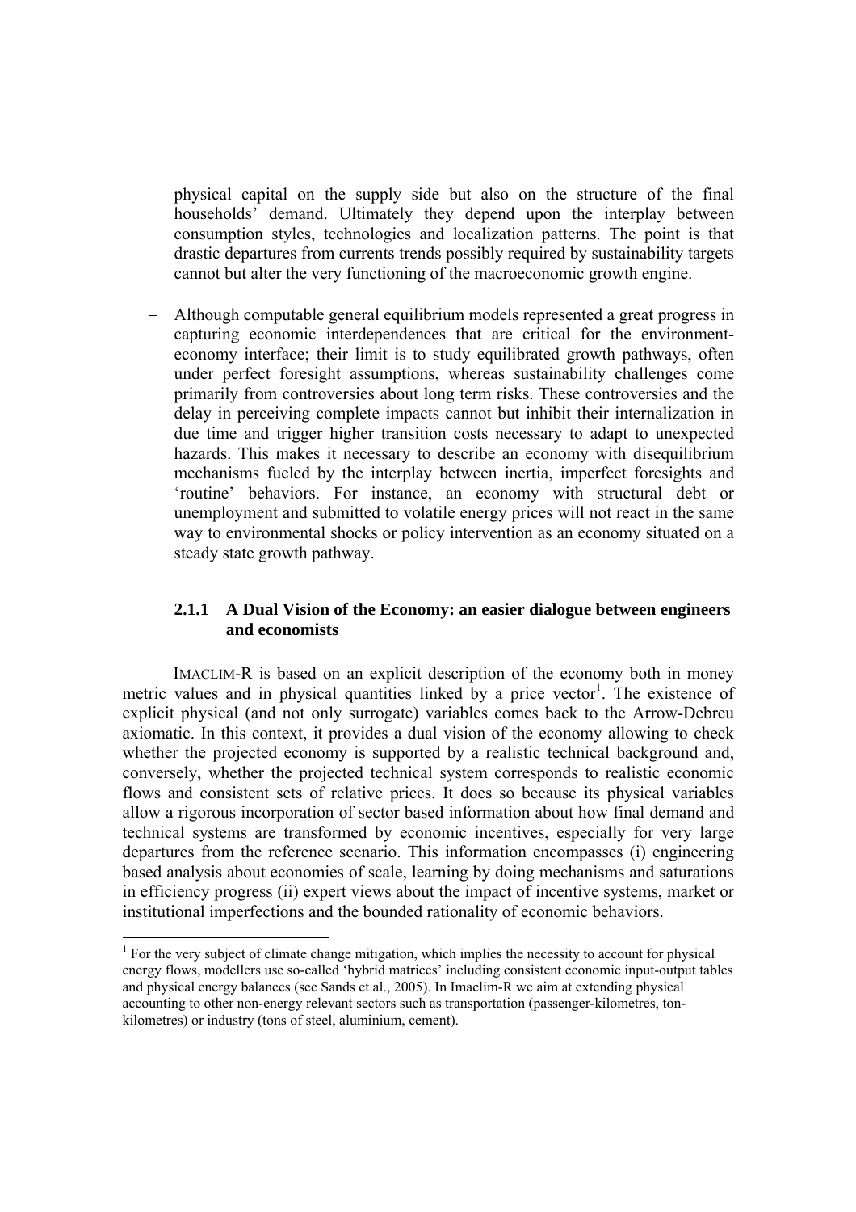physical capital on the supply side but also on the structure of the final households' demand. Ultimately they depend upon the interplay between consumption styles, technologies and localization patterns. The point is that drastic departures from currents trends possibly required by sustainability targets cannot but alter the very functioning of the macroeconomic growth engine.

- Although computable general equilibrium models represented a great progress in capturing economic interdependences that are critical for the environment-economy interface; their limit is to study equilibrated growth pathways, often under perfect foresight assumptions, whereas sustainability challenges come primarily from controversies about long term risks. These controversies and the delay in perceiving complete impacts cannot but inhibit their internalization in due time and trigger higher transition costs necessary to adapt to unexpected hazards. This makes it necessary to describe an economy with disequilibrium mechanisms fueled by the interplay between inertia, imperfect foresights and 'routine' behaviors. For instance, an economy with structural debt or unemployment and submitted to volatile energy prices will not react in the same way to environmental shocks or policy intervention as an economy situated on a steady state growth pathway.

### 2.1.1 A Dual Vision of the Economy: an easier dialogue between engineers and economists

IMACLIM-R is based on an explicit description of the economy both in money metric values and in physical quantities linked by a price vector[1]. The existence of explicit physical (and not only surrogate) variables comes back to the Arrow-Debreu axiomatic. In this context, it provides a dual vision of the economy allowing to check whether the projected economy is supported by a realistic technical background and, conversely, whether the projected technical system corresponds to realistic economic flows and consistent sets of relative prices. It does so because its physical variables allow a rigorous incorporation of sector based information about how final demand and technical systems are transformed by economic incentives, especially for very large departures from the reference scenario. This information encompasses (i) engineering based analysis about economies of scale, learning by doing mechanisms and saturations in efficiency progress (ii) expert views about the impact of incentive systems, market or institutional imperfections and the bounded rationality of economic behaviors.

[1] For the very subject of climate change mitigation, which implies the necessity to account for physical energy flows, modellers use so-called 'hybrid matrices' including consistent economic input-output tables and physical energy balances (see Sands et al., 2005). In Imaclim-R we aim at extending physical accounting to other non-energy relevant sectors such as transportation (passenger-kilometres, ton-kilometres) or industry (tons of steel, aluminium, cement).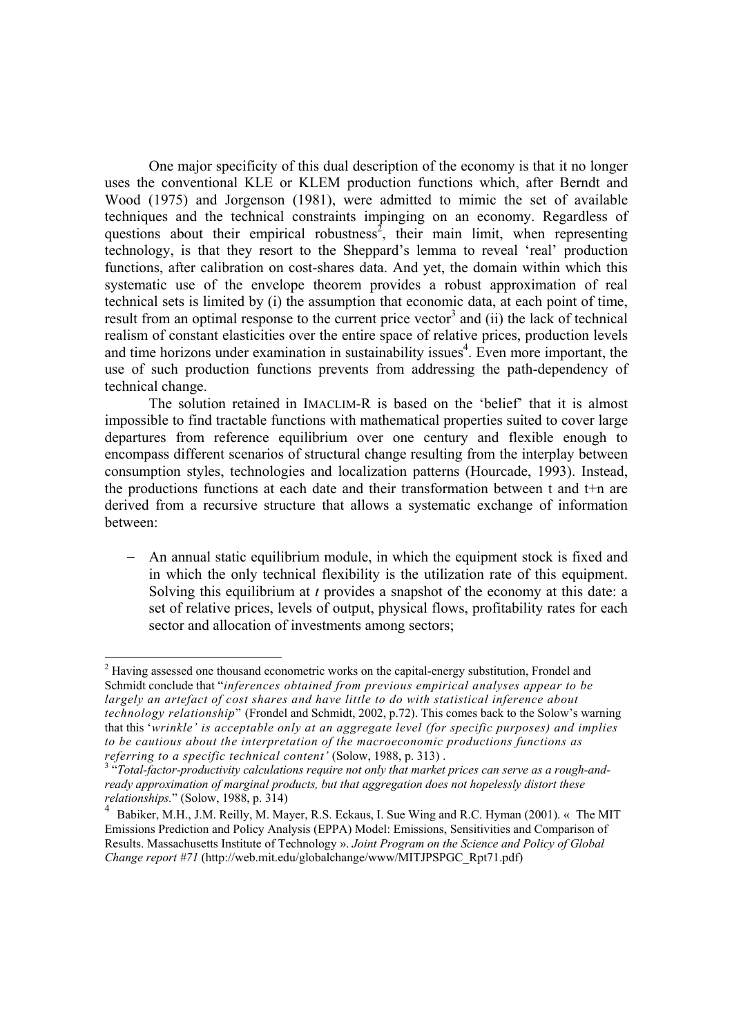One major specificity of this dual description of the economy is that it no longer uses the conventional KLE or KLEM production functions which, after Berndt and Wood (1975) and Jorgenson (1981), were admitted to mimic the set of available techniques and the technical constraints impinging on an economy. Regardless of questions about their empirical robustness[2], their main limit, when representing technology, is that they resort to the Sheppard's lemma to reveal 'real' production functions, after calibration on cost-shares data. And yet, the domain within which this systematic use of the envelope theorem provides a robust approximation of real technical sets is limited by (i) the assumption that economic data, at each point of time, result from an optimal response to the current price vector[3] and (ii) the lack of technical realism of constant elasticities over the entire space of relative prices, production levels and time horizons under examination in sustainability issues[4]. Even more important, the use of such production functions prevents from addressing the path-dependency of technical change.

The solution retained in IMACLIM-R is based on the 'belief' that it is almost impossible to find tractable functions with mathematical properties suited to cover large departures from reference equilibrium over one century and flexible enough to encompass different scenarios of structural change resulting from the interplay between consumption styles, technologies and localization patterns (Hourcade, 1993). Instead, the productions functions at each date and their transformation between t and t+n are derived from a recursive structure that allows a systematic exchange of information between:

- An annual static equilibrium module, in which the equipment stock is fixed and in which the only technical flexibility is the utilization rate of this equipment. Solving this equilibrium at *t* provides a snapshot of the economy at this date: a set of relative prices, levels of output, physical flows, profitability rates for each sector and allocation of investments among sectors;

---

[2] Having assessed one thousand econometric works on the capital-energy substitution, Frondel and Schmidt conclude that "*inferences obtained from previous empirical analyses appear to be largely an artefact of cost shares and have little to do with statistical inference about technology relationship*" (Frondel and Schmidt, 2002, p.72). This comes back to the Solow's warning that this '*wrinkle' is acceptable only at an aggregate level (for specific purposes) and implies to be cautious about the interpretation of the macroeconomic productions functions as referring to a specific technical content'* (Solow, 1988, p. 313) .

[3] "*Total-factor-productivity calculations require not only that market prices can serve as a rough-and-ready approximation of marginal products, but that aggregation does not hopelessly distort these relationships.*" (Solow, 1988, p. 314)

[4] Babiker, M.H., J.M. Reilly, M. Mayer, R.S. Eckaus, I. Sue Wing and R.C. Hyman (2001). « The MIT Emissions Prediction and Policy Analysis (EPPA) Model: Emissions, Sensitivities and Comparison of Results. Massachusetts Institute of Technology ». *Joint Program on the Science and Policy of Global Change report #71* (http://web.mit.edu/globalchange/www/MITJPSPGC_Rpt71.pdf)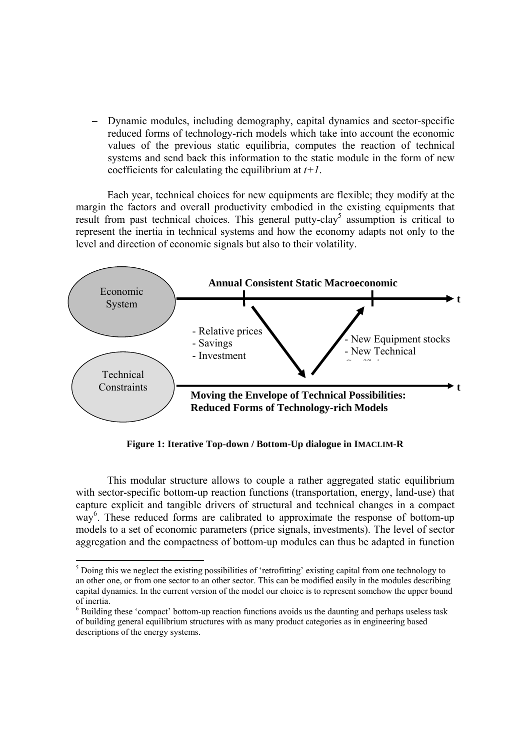– Dynamic modules, including demography, capital dynamics and sector-specific reduced forms of technology-rich models which take into account the economic values of the previous static equilibria, computes the reaction of technical systems and send back this information to the static module in the form of new coefficients for calculating the equilibrium at *t+1*.

Each year, technical choices for new equipments are flexible; they modify at the margin the factors and overall productivity embodied in the existing equipments that result from past technical choices. This general putty-clay[5] assumption is critical to represent the inertia in technical systems and how the economy adapts not only to the level and direction of economic signals but also to their volatility.

Economic System

Annual Consistent Static Macroeconomic

t

- Relative prices
- Savings
- Investment

- New Equipment stocks
- New Technical Coefficients

Technical Constraints

t

**Moving the Envelope of Technical Possibilities: Reduced Forms of Technology-rich Models**

**Figure 1: Iterative Top-down / Bottom-Up dialogue in IMACLIM-R**

This modular structure allows to couple a rather aggregated static equilibrium with sector-specific bottom-up reaction functions (transportation, energy, land-use) that capture explicit and tangible drivers of structural and technical changes in a compact way[6]. These reduced forms are calibrated to approximate the response of bottom-up models to a set of economic parameters (price signals, investments). The level of sector aggregation and the compactness of bottom-up modules can thus be adapted in function

[5] Doing this we neglect the existing possibilities of 'retrofitting' existing capital from one technology to an other one, or from one sector to an other sector. This can be modified easily in the modules describing capital dynamics. In the current version of the model our choice is to represent somehow the upper bound of inertia.

[6] Building these 'compact' bottom-up reaction functions avoids us the daunting and perhaps useless task of building general equilibrium structures with as many product categories as in engineering based descriptions of the energy systems.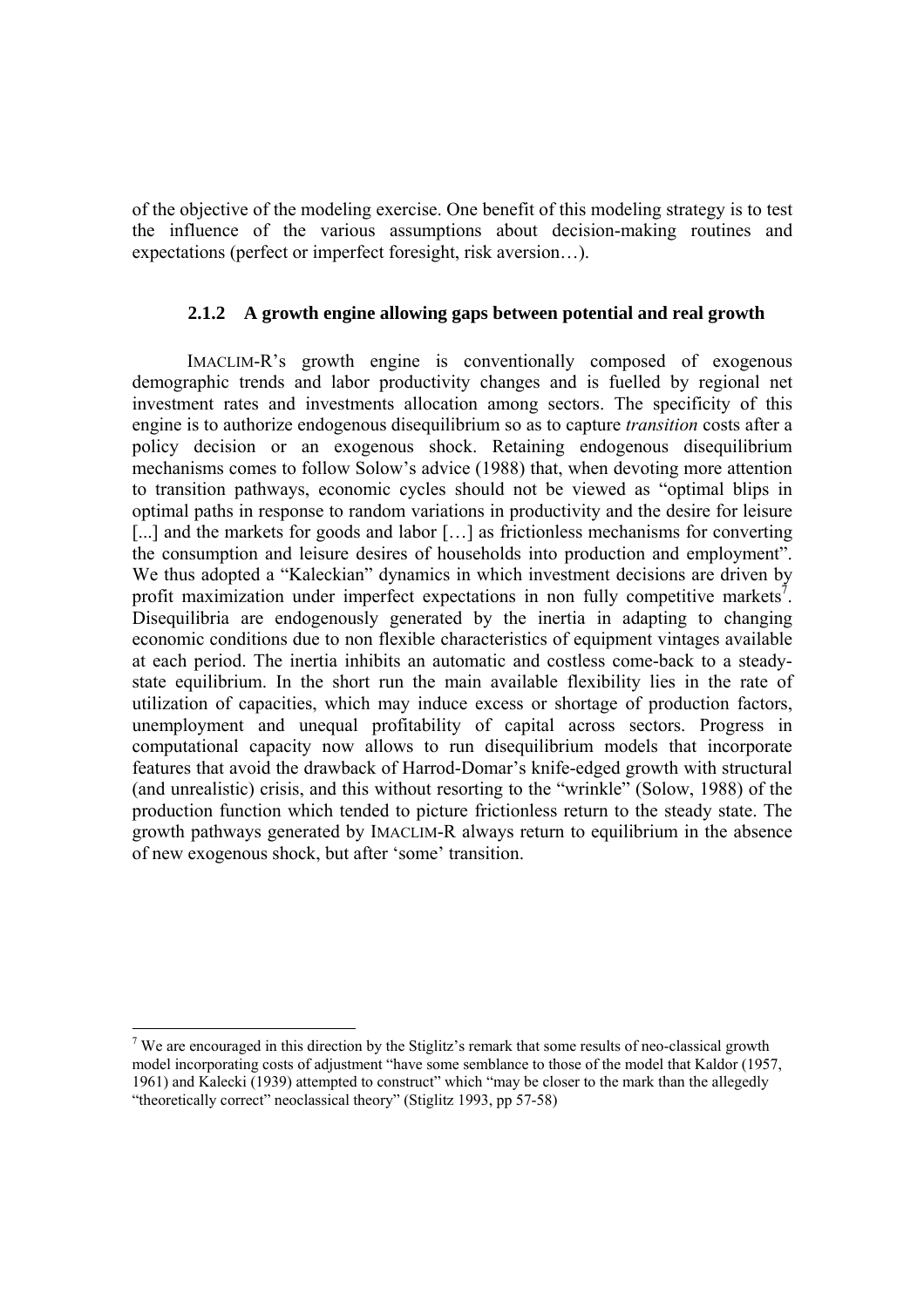of the objective of the modeling exercise. One benefit of this modeling strategy is to test the influence of the various assumptions about decision-making routines and expectations (perfect or imperfect foresight, risk aversion…).

### 2.1.2 A growth engine allowing gaps between potential and real growth

IMACLIM-R's growth engine is conventionally composed of exogenous demographic trends and labor productivity changes and is fuelled by regional net investment rates and investments allocation among sectors. The specificity of this engine is to authorize endogenous disequilibrium so as to capture *transition* costs after a policy decision or an exogenous shock. Retaining endogenous disequilibrium mechanisms comes to follow Solow's advice (1988) that, when devoting more attention to transition pathways, economic cycles should not be viewed as "optimal blips in optimal paths in response to random variations in productivity and the desire for leisure [...] and the markets for goods and labor […] as frictionless mechanisms for converting the consumption and leisure desires of households into production and employment". We thus adopted a "Kaleckian" dynamics in which investment decisions are driven by profit maximization under imperfect expectations in non fully competitive markets[7]. Disequilibria are endogenously generated by the inertia in adapting to changing economic conditions due to non flexible characteristics of equipment vintages available at each period. The inertia inhibits an automatic and costless come-back to a steady-state equilibrium. In the short run the main available flexibility lies in the rate of utilization of capacities, which may induce excess or shortage of production factors, unemployment and unequal profitability of capital across sectors. Progress in computational capacity now allows to run disequilibrium models that incorporate features that avoid the drawback of Harrod-Domar's knife-edged growth with structural (and unrealistic) crisis, and this without resorting to the "wrinkle" (Solow, 1988) of the production function which tended to picture frictionless return to the steady state. The growth pathways generated by IMACLIM-R always return to equilibrium in the absence of new exogenous shock, but after 'some' transition.

---

[7] We are encouraged in this direction by the Stiglitz's remark that some results of neo-classical growth model incorporating costs of adjustment "have some semblance to those of the model that Kaldor (1957, 1961) and Kalecki (1939) attempted to construct" which "may be closer to the mark than the allegedly "theoretically correct" neoclassical theory" (Stiglitz 1993, pp 57-58)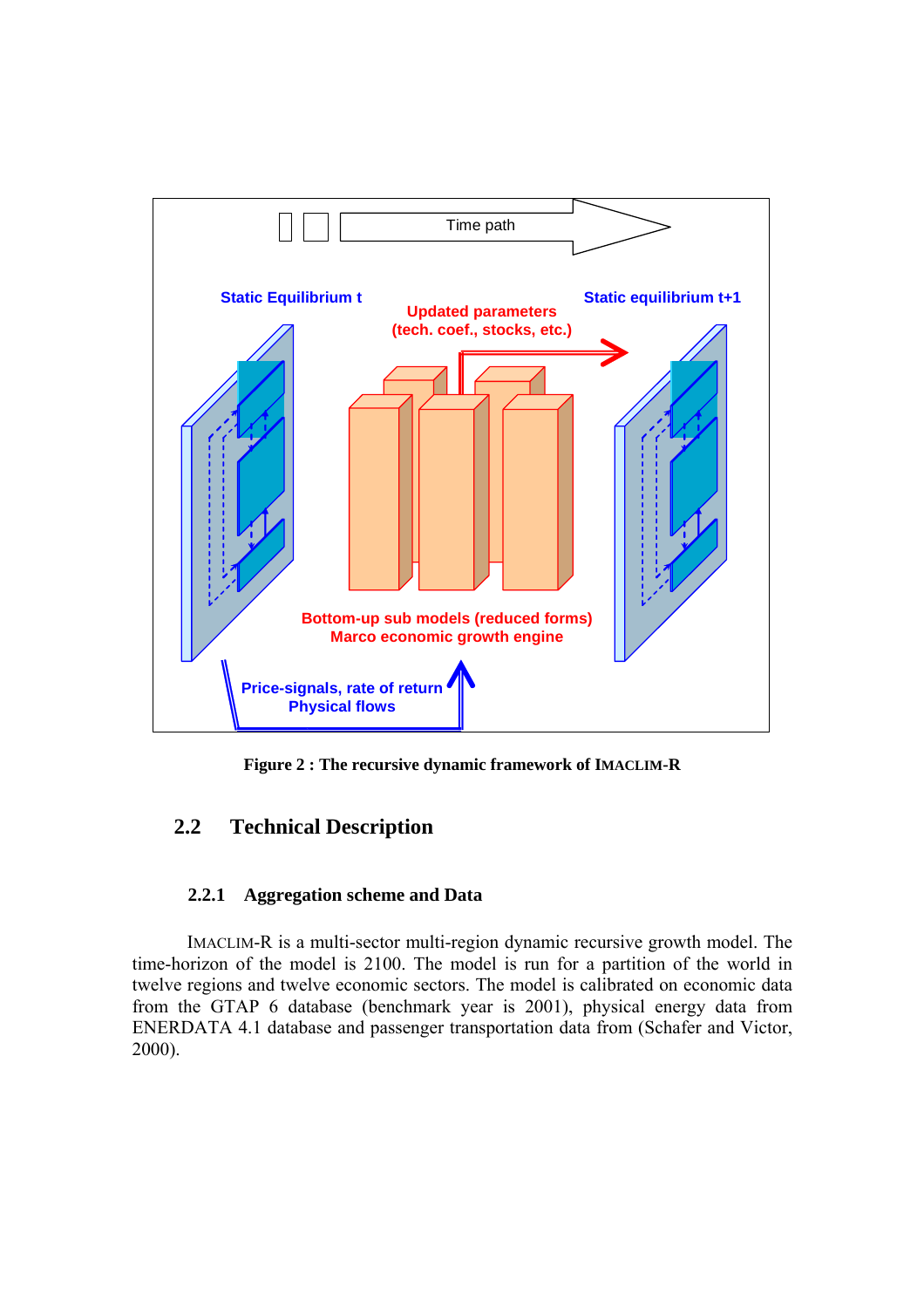Figure 2 : The recursive dynamic framework of IMACLIM-R

## 2.2 Technical Description

### 2.2.1 Aggregation scheme and Data

IMACLIM-R is a multi-sector multi-region dynamic recursive growth model. The time-horizon of the model is 2100. The model is run for a partition of the world in twelve regions and twelve economic sectors. The model is calibrated on economic data from the GTAP 6 database (benchmark year is 2001), physical energy data from ENERDATA 4.1 database and passenger transportation data from (Schafer and Victor, 2000).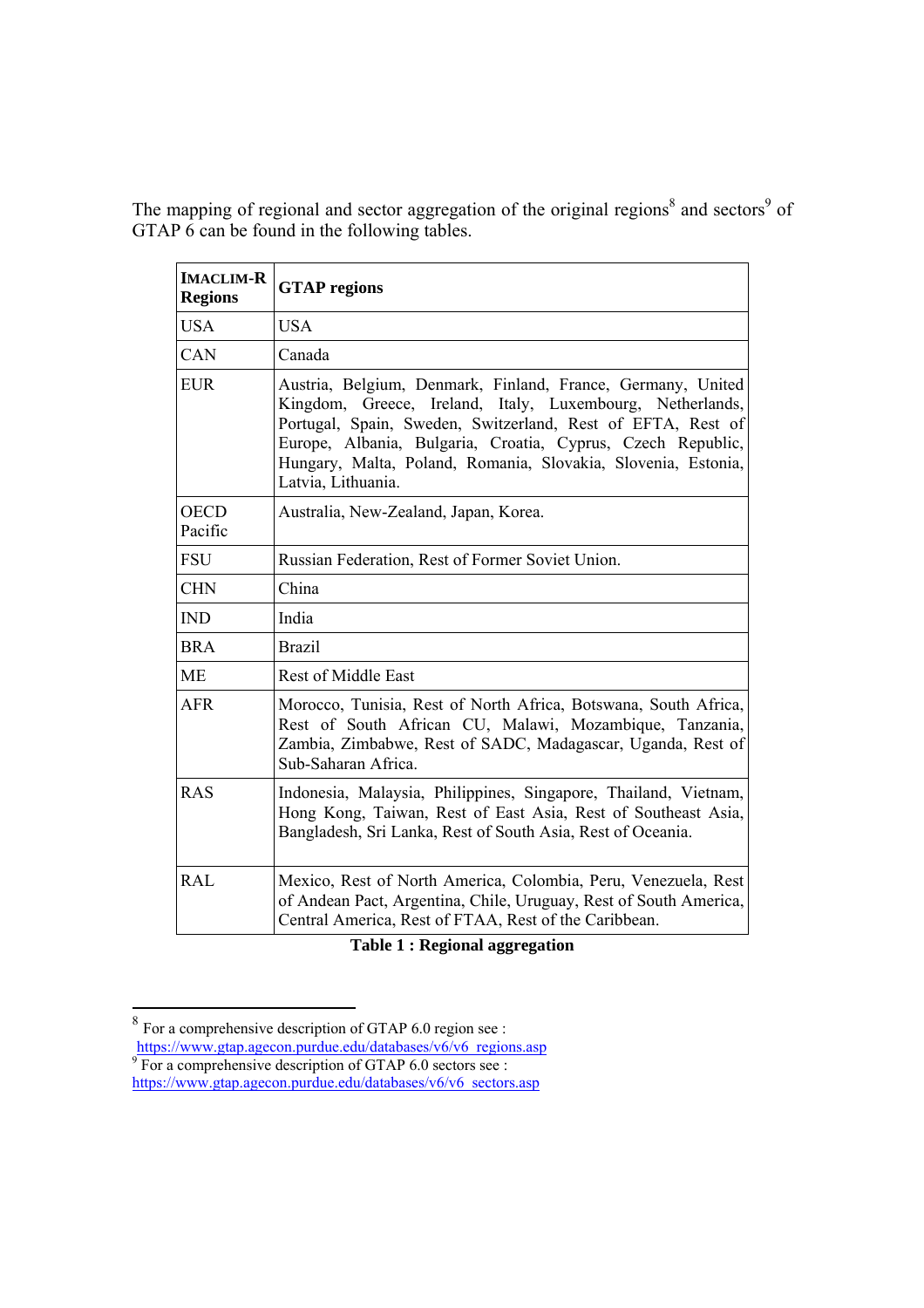The mapping of regional and sector aggregation of the original regions[8] and sectors[9] of GTAP 6 can be found in the following tables.

| **IMACLIM-R Regions** | **GTAP regions** |
|---|---|
| USA | USA |
| CAN | Canada |
| EUR | Austria, Belgium, Denmark, Finland, France, Germany, United Kingdom, Greece, Ireland, Italy, Luxembourg, Netherlands, Portugal, Spain, Sweden, Switzerland, Rest of EFTA, Rest of Europe, Albania, Bulgaria, Croatia, Cyprus, Czech Republic, Hungary, Malta, Poland, Romania, Slovakia, Slovenia, Estonia, Latvia, Lithuania. |
| OECD Pacific | Australia, New-Zealand, Japan, Korea. |
| FSU | Russian Federation, Rest of Former Soviet Union. |
| CHN | China |
| IND | India |
| BRA | Brazil |
| ME | Rest of Middle East |
| AFR | Morocco, Tunisia, Rest of North Africa, Botswana, South Africa, Rest of South African CU, Malawi, Mozambique, Tanzania, Zambia, Zimbabwe, Rest of SADC, Madagascar, Uganda, Rest of Sub-Saharan Africa. |
| RAS | Indonesia, Malaysia, Philippines, Singapore, Thailand, Vietnam, Hong Kong, Taiwan, Rest of East Asia, Rest of Southeast Asia, Bangladesh, Sri Lanka, Rest of South Asia, Rest of Oceania. |
| RAL | Mexico, Rest of North America, Colombia, Peru, Venezuela, Rest of Andean Pact, Argentina, Chile, Uruguay, Rest of South America, Central America, Rest of FTAA, Rest of the Caribbean. |

**Table 1 : Regional aggregation**

[8] For a comprehensive description of GTAP 6.0 region see : https://www.gtap.agecon.purdue.edu/databases/v6/v6_regions.asp

[9] For a comprehensive description of GTAP 6.0 sectors see : https://www.gtap.agecon.purdue.edu/databases/v6/v6_sectors.asp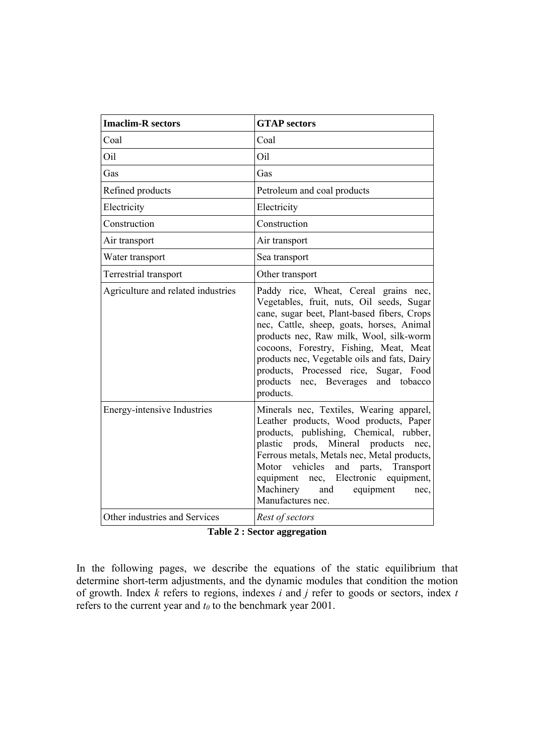| **Imaclim-R sectors** | **GTAP sectors** |
|---|---|
| Coal | Coal |
| Oil | Oil |
| Gas | Gas |
| Refined products | Petroleum and coal products |
| Electricity | Electricity |
| Construction | Construction |
| Air transport | Air transport |
| Water transport | Sea transport |
| Terrestrial transport | Other transport |
| Agriculture and related industries | Paddy rice, Wheat, Cereal grains nec, Vegetables, fruit, nuts, Oil seeds, Sugar cane, sugar beet, Plant-based fibers, Crops nec, Cattle, sheep, goats, horses, Animal products nec, Raw milk, Wool, silk-worm cocoons, Forestry, Fishing, Meat, Meat products nec, Vegetable oils and fats, Dairy products, Processed rice, Sugar, Food products nec, Beverages and tobacco products. |
| Energy-intensive Industries | Minerals nec, Textiles, Wearing apparel, Leather products, Wood products, Paper products, publishing, Chemical, rubber, plastic prods, Mineral products nec, Ferrous metals, Metals nec, Metal products, Motor vehicles and parts, Transport equipment nec, Electronic equipment, Machinery and equipment nec, Manufactures nec. |
| Other industries and Services | *Rest of sectors* |

**Table 2 : Sector aggregation**

In the following pages, we describe the equations of the static equilibrium that determine short-term adjustments, and the dynamic modules that condition the motion of growth. Index $k$ refers to regions, indexes $i$ and $j$ refer to goods or sectors, index $t$ refers to the current year and $t_0$ to the benchmark year 2001.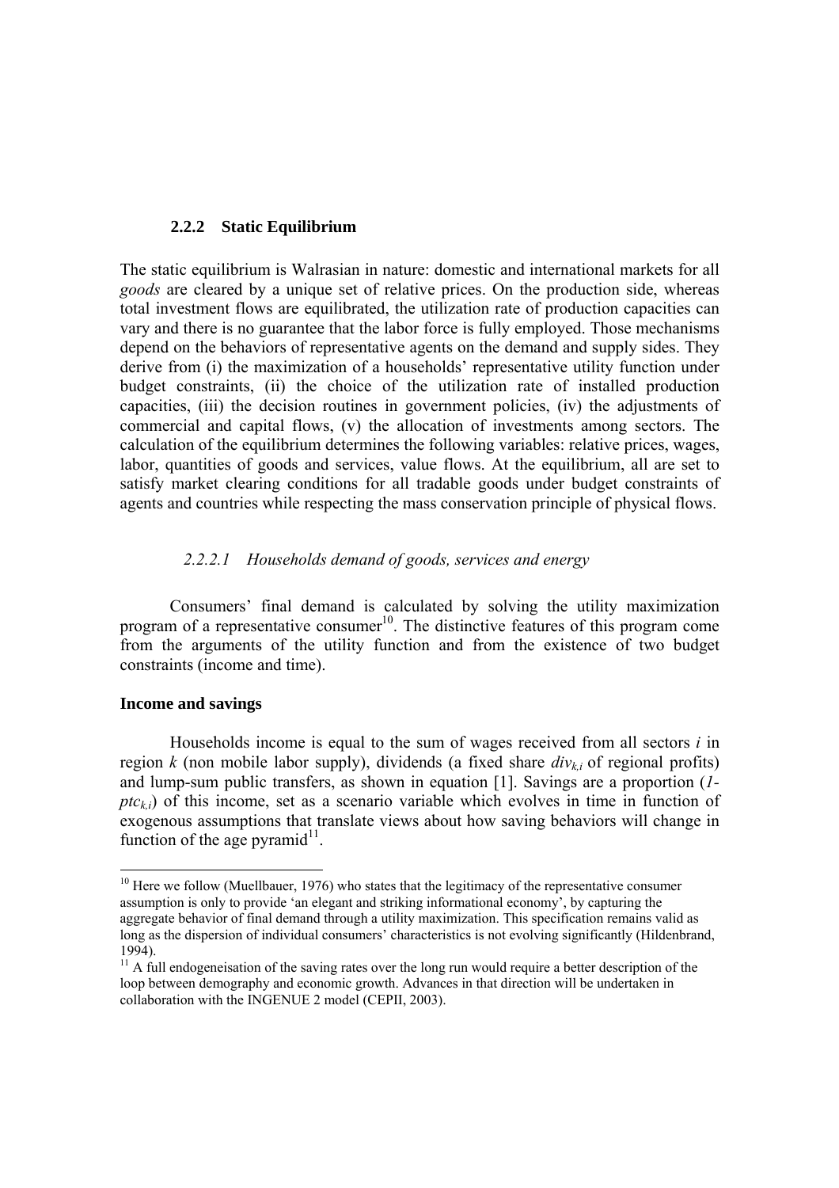### 2.2.2 Static Equilibrium

The static equilibrium is Walrasian in nature: domestic and international markets for all *goods* are cleared by a unique set of relative prices. On the production side, whereas total investment flows are equilibrated, the utilization rate of production capacities can vary and there is no guarantee that the labor force is fully employed. Those mechanisms depend on the behaviors of representative agents on the demand and supply sides. They derive from (i) the maximization of a households' representative utility function under budget constraints, (ii) the choice of the utilization rate of installed production capacities, (iii) the decision routines in government policies, (iv) the adjustments of commercial and capital flows, (v) the allocation of investments among sectors. The calculation of the equilibrium determines the following variables: relative prices, wages, labor, quantities of goods and services, value flows. At the equilibrium, all are set to satisfy market clearing conditions for all tradable goods under budget constraints of agents and countries while respecting the mass conservation principle of physical flows.

#### *2.2.2.1 Households demand of goods, services and energy*

Consumers' final demand is calculated by solving the utility maximization program of a representative consumer[10]. The distinctive features of this program come from the arguments of the utility function and from the existence of two budget constraints (income and time).

**Income and savings**

Households income is equal to the sum of wages received from all sectors $i$ in region $k$ (non mobile labor supply), dividends (a fixed share $div_{k,i}$ of regional profits) and lump-sum public transfers, as shown in equation [1]. Savings are a proportion ($1-ptc_{k,i}$) of this income, set as a scenario variable which evolves in time in function of exogenous assumptions that translate views about how saving behaviors will change in function of the age pyramid[11].

---

[10] Here we follow (Muellbauer, 1976) who states that the legitimacy of the representative consumer assumption is only to provide 'an elegant and striking informational economy', by capturing the aggregate behavior of final demand through a utility maximization. This specification remains valid as long as the dispersion of individual consumers' characteristics is not evolving significantly (Hildenbrand, 1994).

[11] A full endogeneisation of the saving rates over the long run would require a better description of the loop between demography and economic growth. Advances in that direction will be undertaken in collaboration with the INGENUE 2 model (CEPII, 2003).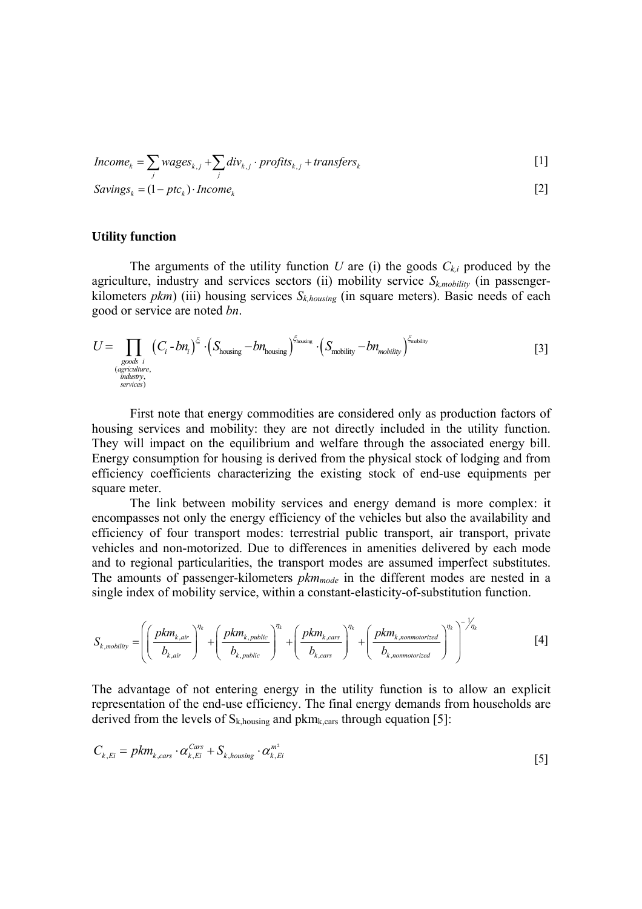$$Income_k = \sum_j wages_{k,j} + \sum_j div_{k,j} \cdot profits_{k,j} + transfers_k \qquad [1]$$

$$Savings_k = (1 - ptc_k) \cdot Income_k \qquad [2]$$

### Utility function

The arguments of the utility function $U$ are (i) the goods $C_{k,i}$ produced by the agriculture, industry and services sectors (ii) mobility service $S_{k,mobility}$ (in passenger-kilometers $pkm$) (iii) housing services $S_{k,housing}$ (in square meters). Basic needs of each good or service are noted $bn$.

$$U = \prod_{\substack{goods\ i \\ (agriculture, \\ industry, \\ services)}} \left(C_i - bn_i\right)^{\xi_i} \cdot \left(S_{\text{housing}} - bn_{\text{housing}}\right)^{\xi_{\text{housing}}} \cdot \left(S_{\text{mobility}} - bn_{mobility}\right)^{\xi_{\text{mobility}}} \qquad [3]$$

First note that energy commodities are considered only as production factors of housing services and mobility: they are not directly included in the utility function. They will impact on the equilibrium and welfare through the associated energy bill. Energy consumption for housing is derived from the physical stock of lodging and from efficiency coefficients characterizing the existing stock of end-use equipments per square meter.

The link between mobility services and energy demand is more complex: it encompasses not only the energy efficiency of the vehicles but also the availability and efficiency of four transport modes: terrestrial public transport, air transport, private vehicles and non-motorized. Due to differences in amenities delivered by each mode and to regional particularities, the transport modes are assumed imperfect substitutes. The amounts of passenger-kilometers $pkm_{mode}$ in the different modes are nested in a single index of mobility service, within a constant-elasticity-of-substitution function.

$$S_{k,mobility} = \left( \left(\frac{pkm_{k,air}}{b_{k,air}}\right)^{\eta_k} + \left(\frac{pkm_{k,public}}{b_{k,public}}\right)^{\eta_k} + \left(\frac{pkm_{k,cars}}{b_{k,cars}}\right)^{\eta_k} + \left(\frac{pkm_{k,nonmotorized}}{b_{k,nonmotorized}}\right)^{\eta_k} \right)^{-1/\eta_k} \qquad [4]$$

The advantage of not entering energy in the utility function is to allow an explicit representation of the end-use efficiency. The final energy demands from households are derived from the levels of $S_{k,housing}$ and $pkm_{k,cars}$ through equation [5]:

$$C_{k,Ei} = pkm_{k,cars} \cdot \alpha_{k,Ei}^{Cars} + S_{k,housing} \cdot \alpha_{k,Ei}^{m^2} \qquad [5]$$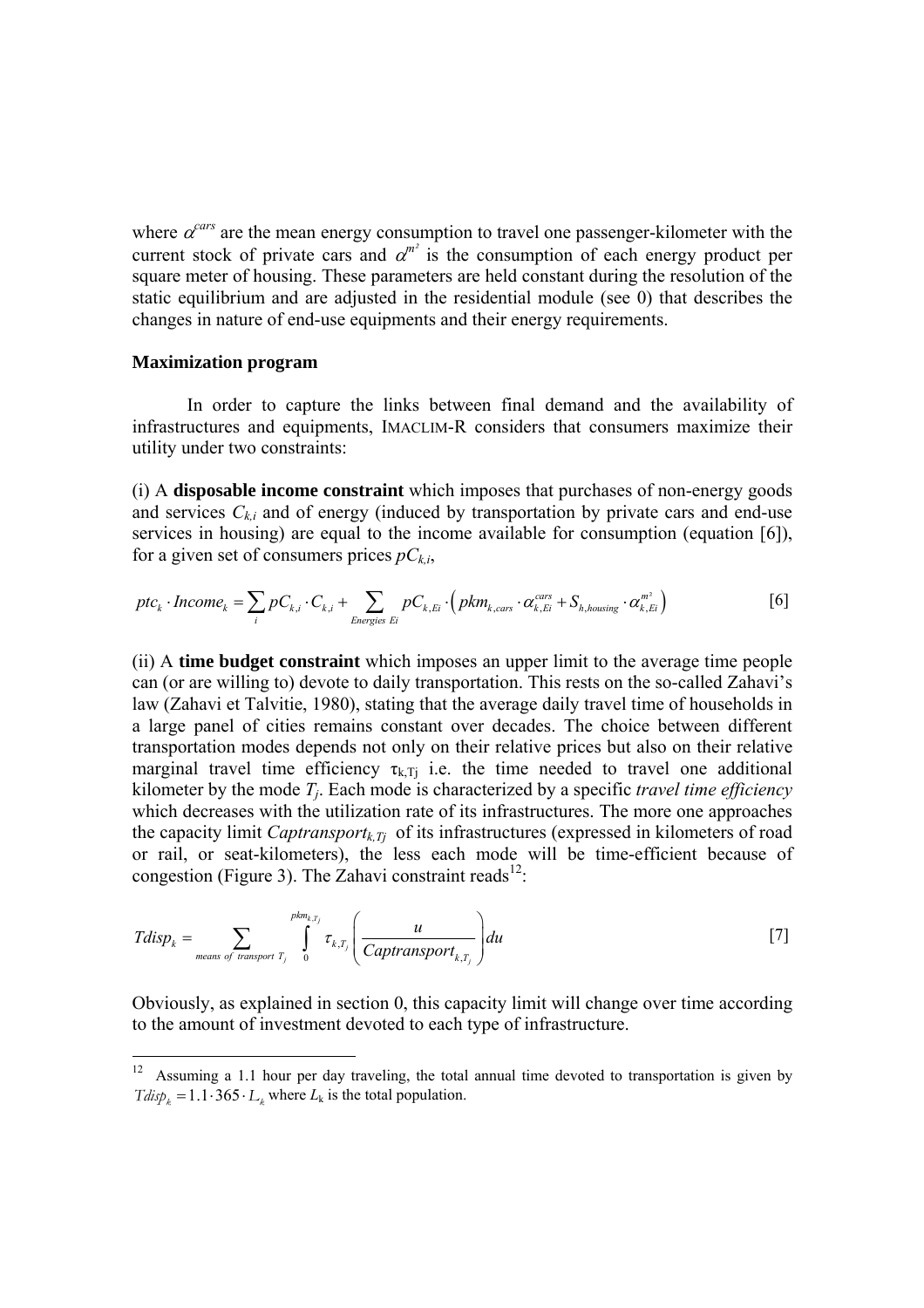where $\alpha^{cars}$ are the mean energy consumption to travel one passenger-kilometer with the current stock of private cars and $\alpha^{m^2}$ is the consumption of each energy product per square meter of housing. These parameters are held constant during the resolution of the static equilibrium and are adjusted in the residential module (see 0) that describes the changes in nature of end-use equipments and their energy requirements.

**Maximization program**

In order to capture the links between final demand and the availability of infrastructures and equipments, IMACLIM-R considers that consumers maximize their utility under two constraints:

(i) A **disposable income constraint** which imposes that purchases of non-energy goods and services $C_{k,i}$ and of energy (induced by transportation by private cars and end-use services in housing) are equal to the income available for consumption (equation [6]), for a given set of consumers prices $pC_{k,i}$,

$$ptc_k \cdot Income_k = \sum_i pC_{k,i} \cdot C_{k,i} + \sum_{Energies\ Ei} pC_{k,Ei} \cdot \left( pkm_{k,cars} \cdot \alpha_{k,Ei}^{cars} + S_{h,housing} \cdot \alpha_{k,Ei}^{m^2} \right) \qquad [6]$$

(ii) A **time budget constraint** which imposes an upper limit to the average time people can (or are willing to) devote to daily transportation. This rests on the so-called Zahavi's law (Zahavi et Talvitie, 1980), stating that the average daily travel time of households in a large panel of cities remains constant over decades. The choice between different transportation modes depends not only on their relative prices but also on their relative marginal travel time efficiency $\tau_{k,Tj}$ i.e. the time needed to travel one additional kilometer by the mode $T_j$. Each mode is characterized by a specific *travel time efficiency* which decreases with the utilization rate of its infrastructures. The more one approaches the capacity limit $Captransport_{k,Tj}$ of its infrastructures (expressed in kilometers of road or rail, or seat-kilometers), the less each mode will be time-efficient because of congestion (Figure 3). The Zahavi constraint reads[12]:

$$Tdisp_k = \sum_{means\ of\ transport\ T_j} \int_0^{pkm_{k,T_j}} \tau_{k,T_j} \left( \frac{u}{Captransport_{k,T_j}} \right) du \qquad [7]$$

Obviously, as explained in section 0, this capacity limit will change over time according to the amount of investment devoted to each type of infrastructure.

[12] Assuming a 1.1 hour per day traveling, the total annual time devoted to transportation is given by $Tdisp_k = 1.1 \cdot 365 \cdot L_k$ where $L_k$ is the total population.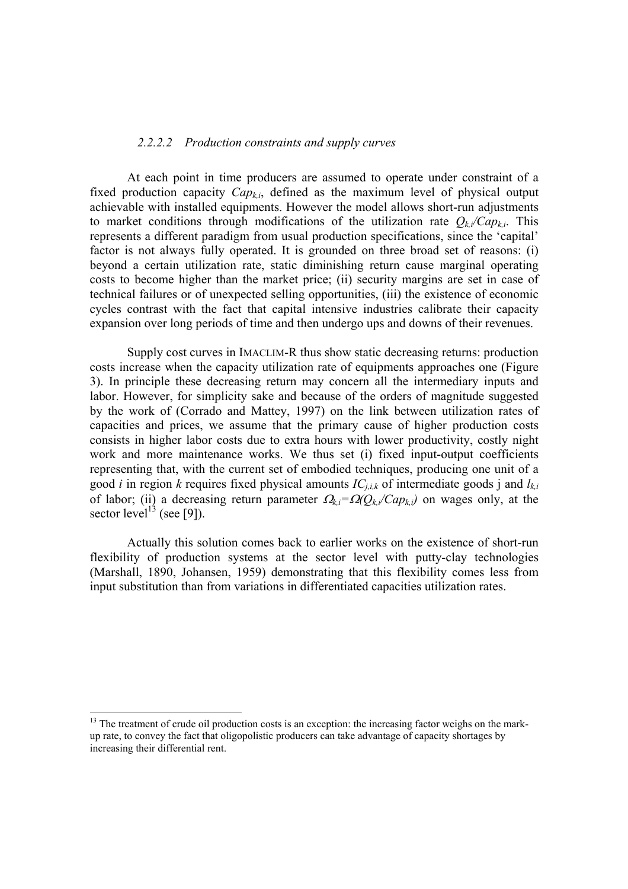#### *2.2.2.2 Production constraints and supply curves*

At each point in time producers are assumed to operate under constraint of a fixed production capacity $Cap_{k,i}$, defined as the maximum level of physical output achievable with installed equipments. However the model allows short-run adjustments to market conditions through modifications of the utilization rate $Q_{k,i}/Cap_{k,i}$. This represents a different paradigm from usual production specifications, since the 'capital' factor is not always fully operated. It is grounded on three broad set of reasons: (i) beyond a certain utilization rate, static diminishing return cause marginal operating costs to become higher than the market price; (ii) security margins are set in case of technical failures or of unexpected selling opportunities, (iii) the existence of economic cycles contrast with the fact that capital intensive industries calibrate their capacity expansion over long periods of time and then undergo ups and downs of their revenues.

Supply cost curves in IMACLIM-R thus show static decreasing returns: production costs increase when the capacity utilization rate of equipments approaches one (Figure 3). In principle these decreasing return may concern all the intermediary inputs and labor. However, for simplicity sake and because of the orders of magnitude suggested by the work of (Corrado and Mattey, 1997) on the link between utilization rates of capacities and prices, we assume that the primary cause of higher production costs consists in higher labor costs due to extra hours with lower productivity, costly night work and more maintenance works. We thus set (i) fixed input-output coefficients representing that, with the current set of embodied techniques, producing one unit of a good *i* in region *k* requires fixed physical amounts $IC_{j,i,k}$ of intermediate goods j and $l_{k,i}$ of labor; (ii) a decreasing return parameter $\Omega_{k,i}=\Omega(Q_{k,i}/Cap_{k,i})$ on wages only, at the sector level[13] (see [9]).

Actually this solution comes back to earlier works on the existence of short-run flexibility of production systems at the sector level with putty-clay technologies (Marshall, 1890, Johansen, 1959) demonstrating that this flexibility comes less from input substitution than from variations in differentiated capacities utilization rates.

---

[13] The treatment of crude oil production costs is an exception: the increasing factor weighs on the mark-up rate, to convey the fact that oligopolistic producers can take advantage of capacity shortages by increasing their differential rent.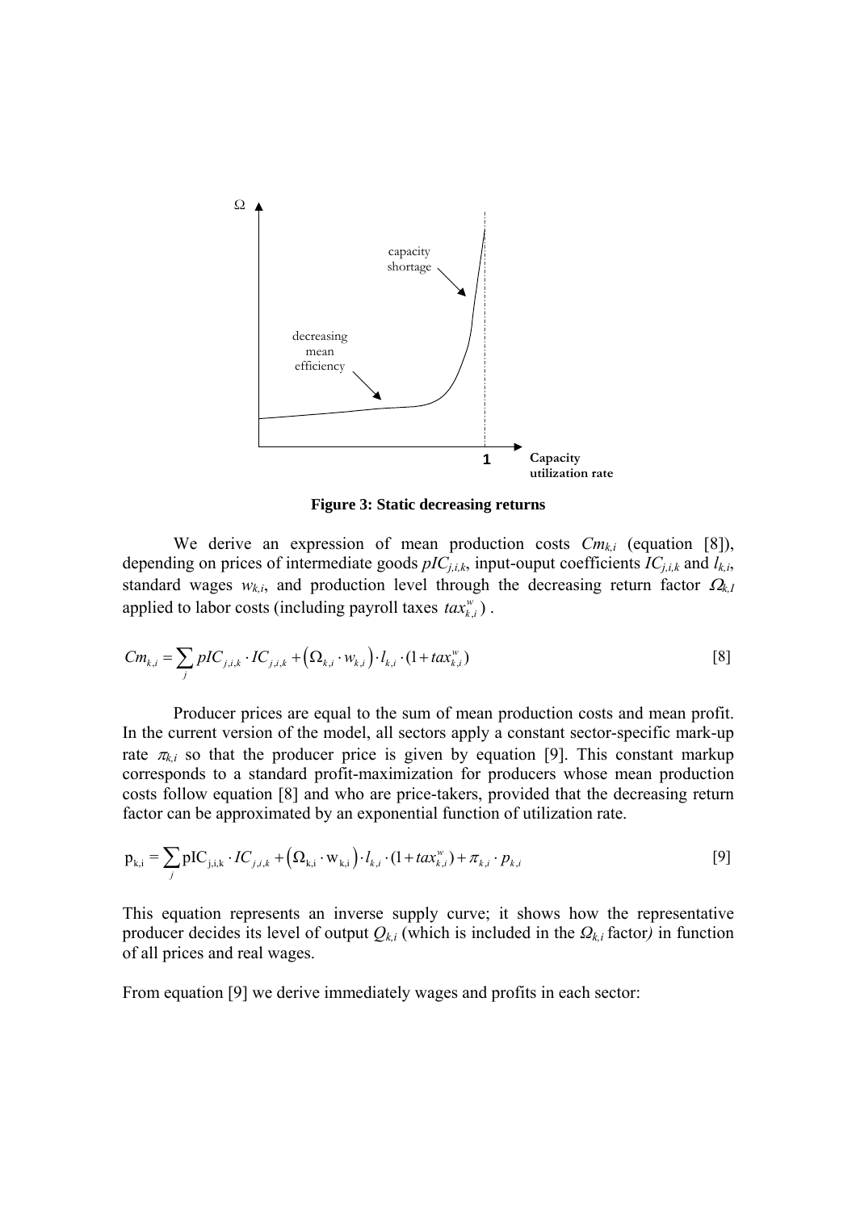**Figure 3: Static decreasing returns**

We derive an expression of mean production costs $Cm_{k,i}$ (equation [8]), depending on prices of intermediate goods $pIC_{j,i,k}$, input-ouput coefficients $IC_{j,i,k}$ and $l_{k,i}$, standard wages $w_{k,i}$, and production level through the decreasing return factor $\Omega_{k,I}$ applied to labor costs (including payroll taxes $tax^{w}_{k,i}$) .

$$Cm_{k,i} = \sum_{j} pIC_{j,i,k} \cdot IC_{j,i,k} + \left(\Omega_{k,i} \cdot w_{k,i}\right) \cdot l_{k,i} \cdot (1 + tax^{w}_{k,i}) \qquad [8]$$

Producer prices are equal to the sum of mean production costs and mean profit. In the current version of the model, all sectors apply a constant sector-specific mark-up rate $\pi_{k,i}$ so that the producer price is given by equation [9]. This constant markup corresponds to a standard profit-maximization for producers whose mean production costs follow equation [8] and who are price-takers, provided that the decreasing return factor can be approximated by an exponential function of utilization rate.

$$p_{k,i} = \sum_{j} pIC_{j,i,k} \cdot IC_{j,i,k} + \left(\Omega_{k,i} \cdot w_{k,i}\right) \cdot l_{k,i} \cdot (1 + tax^{w}_{k,i}) + \pi_{k,i} \cdot p_{k,i} \qquad [9]$$

This equation represents an inverse supply curve; it shows how the representative producer decides its level of output $Q_{k,i}$ (which is included in the $\Omega_{k,i}$ factor*)* in function of all prices and real wages.

From equation [9] we derive immediately wages and profits in each sector: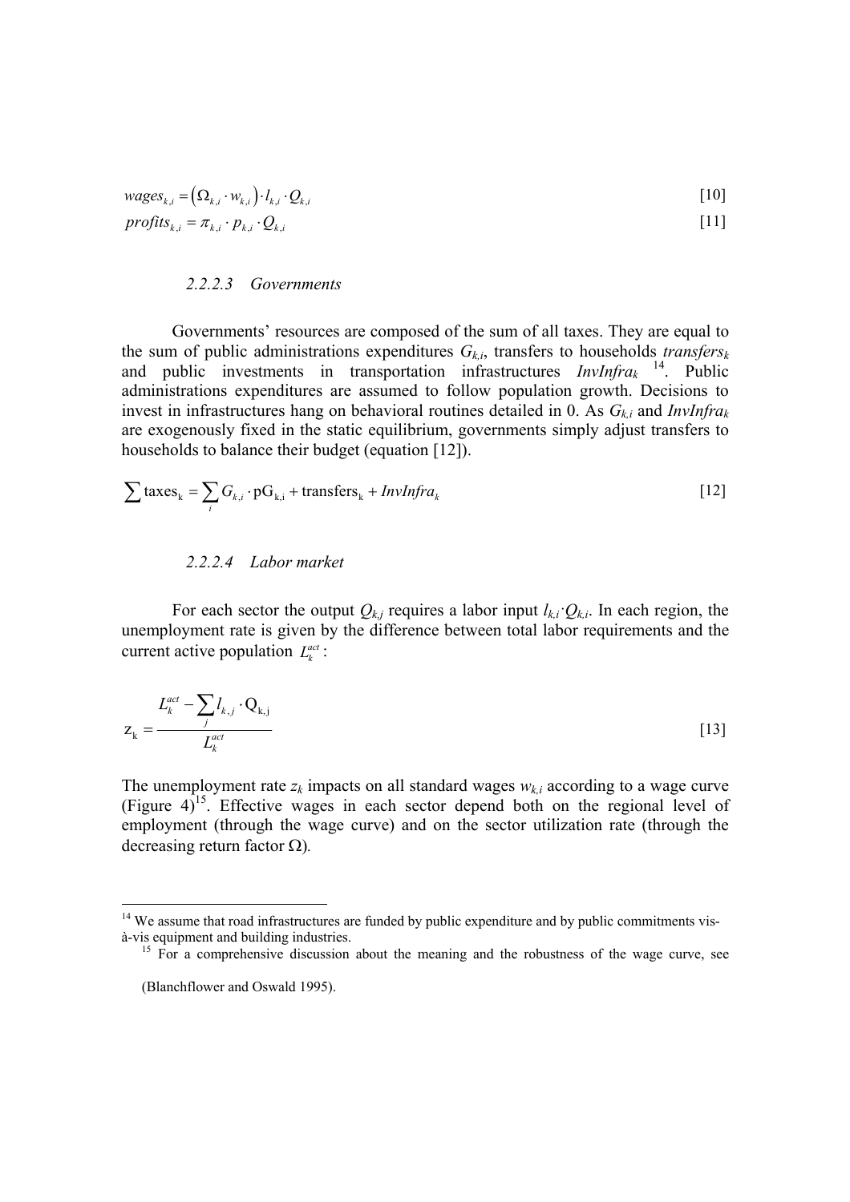$$wages_{k,i} = \left(\Omega_{k,i} \cdot w_{k,i}\right) \cdot l_{k,i} \cdot Q_{k,i} \quad [10]$$

$$profits_{k,i} = \pi_{k,i} \cdot p_{k,i} \cdot Q_{k,i} \quad [11]$$

#### 2.2.2.3 Governments

Governments' resources are composed of the sum of all taxes. They are equal to the sum of public administrations expenditures $G_{k,i}$, transfers to households $transfers_k$ and public investments in transportation infrastructures $InvInfra_k$ [14]. Public administrations expenditures are assumed to follow population growth. Decisions to invest in infrastructures hang on behavioral routines detailed in 0. As $G_{k,i}$ and $InvInfra_k$ are exogenously fixed in the static equilibrium, governments simply adjust transfers to households to balance their budget (equation [12]).

$$\sum \mathrm{taxes_k} = \sum_i G_{k,i} \cdot \mathrm{pG_{k,i}} + \mathrm{transfers_k} + InvInfra_k \quad [12]$$

#### 2.2.2.4 Labor market

For each sector the output $Q_{k,j}$ requires a labor input $l_{k,i} \cdot Q_{k,i}$. In each region, the unemployment rate is given by the difference between total labor requirements and the current active population $L_k^{act}$ :

$$\mathrm{z_k} = \frac{L_k^{act} - \sum_j l_{k,j} \cdot \mathrm{Q_{k,j}}}{L_k^{act}} \quad [13]$$

The unemployment rate $z_k$ impacts on all standard wages $w_{k,i}$ according to a wage curve (Figure 4)[15]. Effective wages in each sector depend both on the regional level of employment (through the wage curve) and on the sector utilization rate (through the decreasing return factor Ω).

[14] We assume that road infrastructures are funded by public expenditure and by public commitments vis-à-vis equipment and building industries.

[15] For a comprehensive discussion about the meaning and the robustness of the wage curve, see (Blanchflower and Oswald 1995).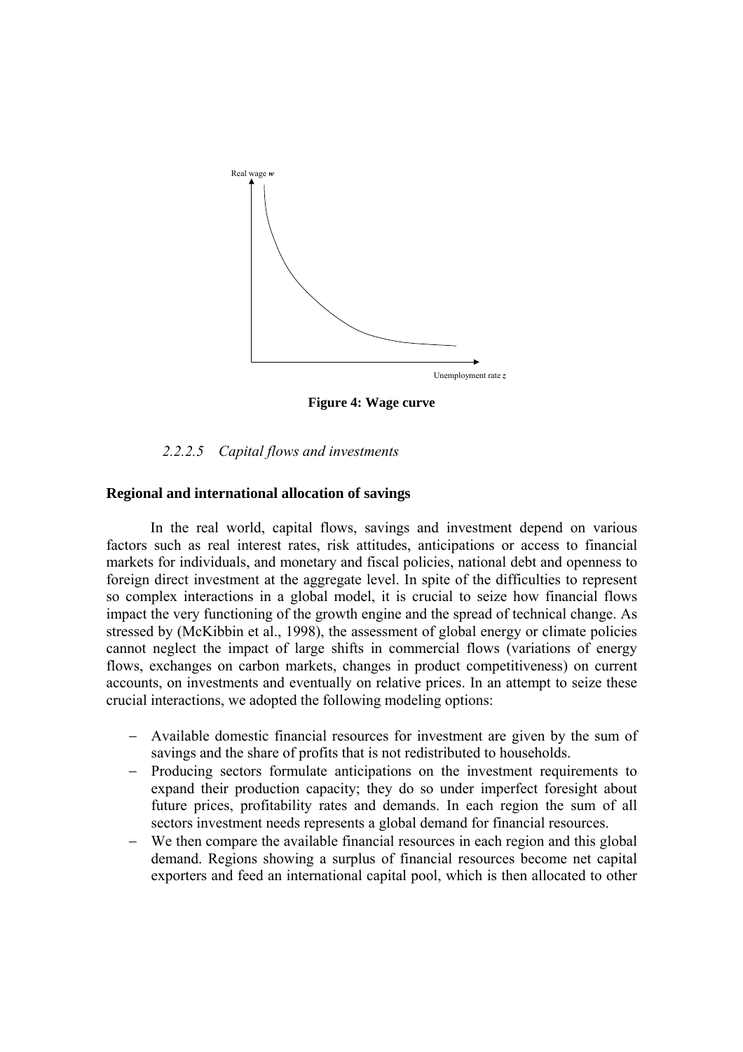Real wage $w$

Unemployment rate $z$

**Figure 4: Wage curve**

#### *2.2.2.5 Capital flows and investments*

**Regional and international allocation of savings**

In the real world, capital flows, savings and investment depend on various factors such as real interest rates, risk attitudes, anticipations or access to financial markets for individuals, and monetary and fiscal policies, national debt and openness to foreign direct investment at the aggregate level. In spite of the difficulties to represent so complex interactions in a global model, it is crucial to seize how financial flows impact the very functioning of the growth engine and the spread of technical change. As stressed by (McKibbin et al., 1998), the assessment of global energy or climate policies cannot neglect the impact of large shifts in commercial flows (variations of energy flows, exchanges on carbon markets, changes in product competitiveness) on current accounts, on investments and eventually on relative prices. In an attempt to seize these crucial interactions, we adopted the following modeling options:

- Available domestic financial resources for investment are given by the sum of savings and the share of profits that is not redistributed to households.
- Producing sectors formulate anticipations on the investment requirements to expand their production capacity; they do so under imperfect foresight about future prices, profitability rates and demands. In each region the sum of all sectors investment needs represents a global demand for financial resources.
- We then compare the available financial resources in each region and this global demand. Regions showing a surplus of financial resources become net capital exporters and feed an international capital pool, which is then allocated to other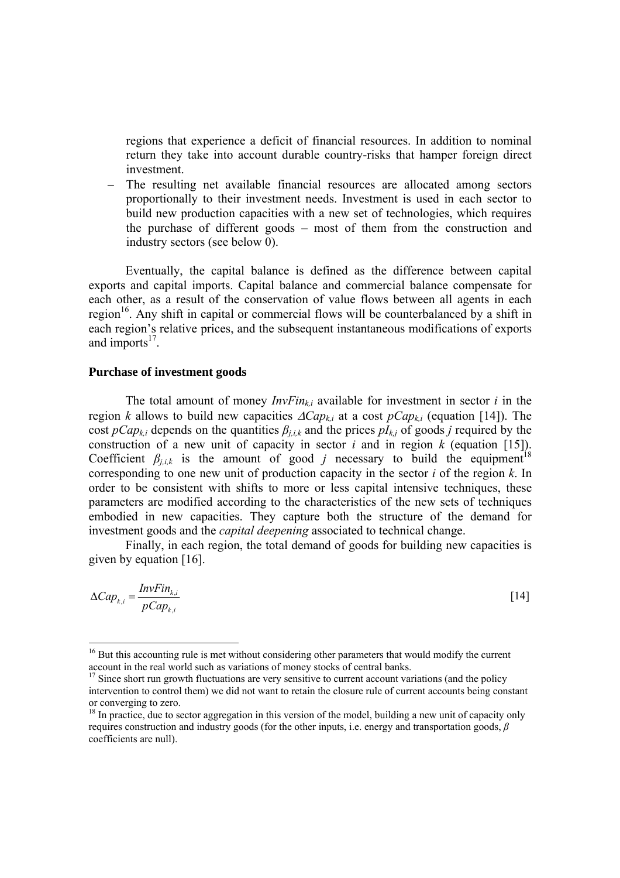regions that experience a deficit of financial resources. In addition to nominal return they take into account durable country-risks that hamper foreign direct investment.

- The resulting net available financial resources are allocated among sectors proportionally to their investment needs. Investment is used in each sector to build new production capacities with a new set of technologies, which requires the purchase of different goods – most of them from the construction and industry sectors (see below 0).

Eventually, the capital balance is defined as the difference between capital exports and capital imports. Capital balance and commercial balance compensate for each other, as a result of the conservation of value flows between all agents in each region[16]. Any shift in capital or commercial flows will be counterbalanced by a shift in each region's relative prices, and the subsequent instantaneous modifications of exports and imports[17].

**Purchase of investment goods**

The total amount of money $InvFin_{k,i}$ available for investment in sector $i$ in the region $k$ allows to build new capacities $\Delta Cap_{k,i}$ at a cost $pCap_{k,i}$ (equation [14]). The cost $pCap_{k,i}$ depends on the quantities $\beta_{j,i,k}$ and the prices $pI_{k,j}$ of goods $j$ required by the construction of a new unit of capacity in sector $i$ and in region $k$ (equation [15]). Coefficient $\beta_{j,i,k}$ is the amount of good $j$ necessary to build the equipment[18] corresponding to one new unit of production capacity in the sector $i$ of the region $k$. In order to be consistent with shifts to more or less capital intensive techniques, these parameters are modified according to the characteristics of the new sets of techniques embodied in new capacities. They capture both the structure of the demand for investment goods and the *capital deepening* associated to technical change.

Finally, in each region, the total demand of goods for building new capacities is given by equation [16].

$$\Delta Cap_{k,i} = \frac{InvFin_{k,i}}{pCap_{k,i}} \qquad [14]$$

[16] But this accounting rule is met without considering other parameters that would modify the current account in the real world such as variations of money stocks of central banks.

[17] Since short run growth fluctuations are very sensitive to current account variations (and the policy intervention to control them) we did not want to retain the closure rule of current accounts being constant or converging to zero.

[18] In practice, due to sector aggregation in this version of the model, building a new unit of capacity only requires construction and industry goods (for the other inputs, i.e. energy and transportation goods, $\beta$ coefficients are null).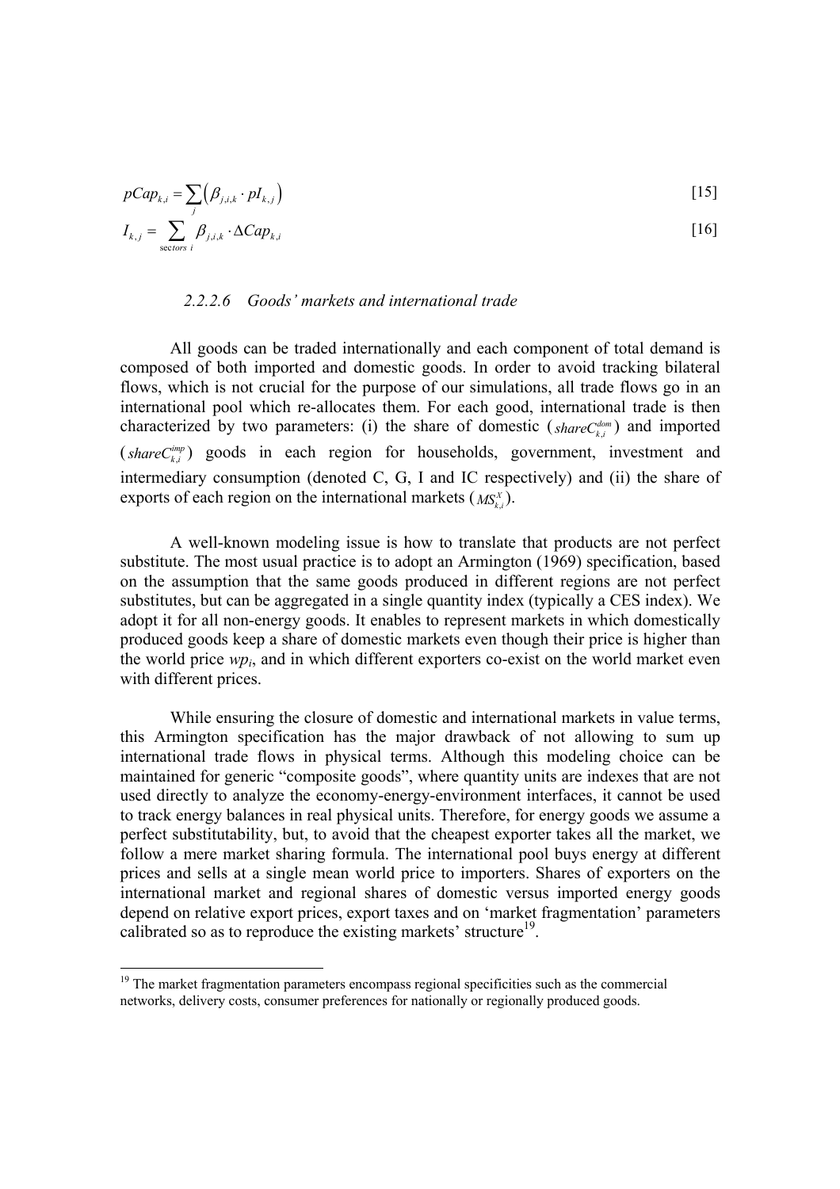$$pCap_{k,i} = \sum_{j} \left( \beta_{j,i,k} \cdot pI_{k,j} \right) \quad [15]$$

$$I_{k,j} = \sum_{\text{sectors } i} \beta_{j,i,k} \cdot \Delta Cap_{k,i} \quad [16]$$

#### *2.2.2.6 Goods' markets and international trade*

All goods can be traded internationally and each component of total demand is composed of both imported and domestic goods. In order to avoid tracking bilateral flows, which is not crucial for the purpose of our simulations, all trade flows go in an international pool which re-allocates them. For each good, international trade is then characterized by two parameters: (i) the share of domestic ($shareC^{dom}_{k,i}$) and imported ($shareC^{imp}_{k,i}$) goods in each region for households, government, investment and intermediary consumption (denoted C, G, I and IC respectively) and (ii) the share of exports of each region on the international markets ($MS^{X}_{k,i}$).

A well-known modeling issue is how to translate that products are not perfect substitute. The most usual practice is to adopt an Armington (1969) specification, based on the assumption that the same goods produced in different regions are not perfect substitutes, but can be aggregated in a single quantity index (typically a CES index). We adopt it for all non-energy goods. It enables to represent markets in which domestically produced goods keep a share of domestic markets even though their price is higher than the world price $wp_i$, and in which different exporters co-exist on the world market even with different prices.

While ensuring the closure of domestic and international markets in value terms, this Armington specification has the major drawback of not allowing to sum up international trade flows in physical terms. Although this modeling choice can be maintained for generic "composite goods", where quantity units are indexes that are not used directly to analyze the economy-energy-environment interfaces, it cannot be used to track energy balances in real physical units. Therefore, for energy goods we assume a perfect substitutability, but, to avoid that the cheapest exporter takes all the market, we follow a mere market sharing formula. The international pool buys energy at different prices and sells at a single mean world price to importers. Shares of exporters on the international market and regional shares of domestic versus imported energy goods depend on relative export prices, export taxes and on 'market fragmentation' parameters calibrated so as to reproduce the existing markets' structure[19].

[19] The market fragmentation parameters encompass regional specificities such as the commercial networks, delivery costs, consumer preferences for nationally or regionally produced goods.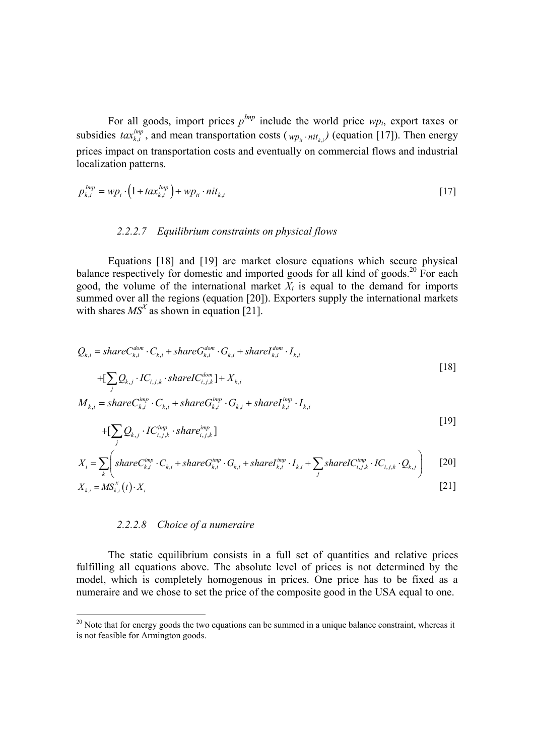For all goods, import prices $p^{Imp}$ include the world price $wp_i$, export taxes or subsidies $tax_{k,i}^{imp}$, and mean transportation costs ($wp_{it} \cdot nit_{k,i}$) (equation [17]). Then energy prices impact on transportation costs and eventually on commercial flows and industrial localization patterns.

$$p_{k,i}^{Imp} = wp_i \cdot \left(1 + tax_{k,i}^{Imp}\right) + wp_{it} \cdot nit_{k,i} \qquad [17]$$

#### 2.2.2.7 Equilibrium constraints on physical flows

Equations [18] and [19] are market closure equations which secure physical balance respectively for domestic and imported goods for all kind of goods.[20] For each good, the volume of the international market $X_i$ is equal to the demand for imports summed over all the regions (equation [20]). Exporters supply the international markets with shares $MS^X$ as shown in equation [21].

$$Q_{k,i} = shareC_{k,i}^{dom} \cdot C_{k,i} + shareG_{k,i}^{dom} \cdot G_{k,i} + shareI_{k,i}^{dom} \cdot I_{k,i} + [\sum_j Q_{k,j} \cdot IC_{i,j,k} \cdot shareIC_{i,j,k}^{dom}] + X_{k,i} \qquad [18]$$

$$M_{k,i} = shareC_{k,i}^{imp} \cdot C_{k,i} + shareG_{k,i}^{imp} \cdot G_{k,i} + shareI_{k,i}^{imp} \cdot I_{k,i} + [\sum_j Q_{k,j} \cdot IC_{i,j,k}^{imp} \cdot share_{i,j,k}^{imp}] \qquad [19]$$

$$X_i = \sum_k \left( shareC_{k,i}^{imp} \cdot C_{k,i} + shareG_{k,i}^{imp} \cdot G_{k,i} + shareI_{k,i}^{imp} \cdot I_{k,i} + \sum_j shareIC_{i,j,k}^{imp} \cdot IC_{i,j,k} \cdot Q_{k,j} \right) \qquad [20]$$

$$X_{k,i} = MS_{k,i}^X(t) \cdot X_i \qquad [21]$$

#### 2.2.2.8 Choice of a numeraire

The static equilibrium consists in a full set of quantities and relative prices fulfilling all equations above. The absolute level of prices is not determined by the model, which is completely homogenous in prices. One price has to be fixed as a numeraire and we chose to set the price of the composite good in the USA equal to one.

[20] Note that for energy goods the two equations can be summed in a unique balance constraint, whereas it is not feasible for Armington goods.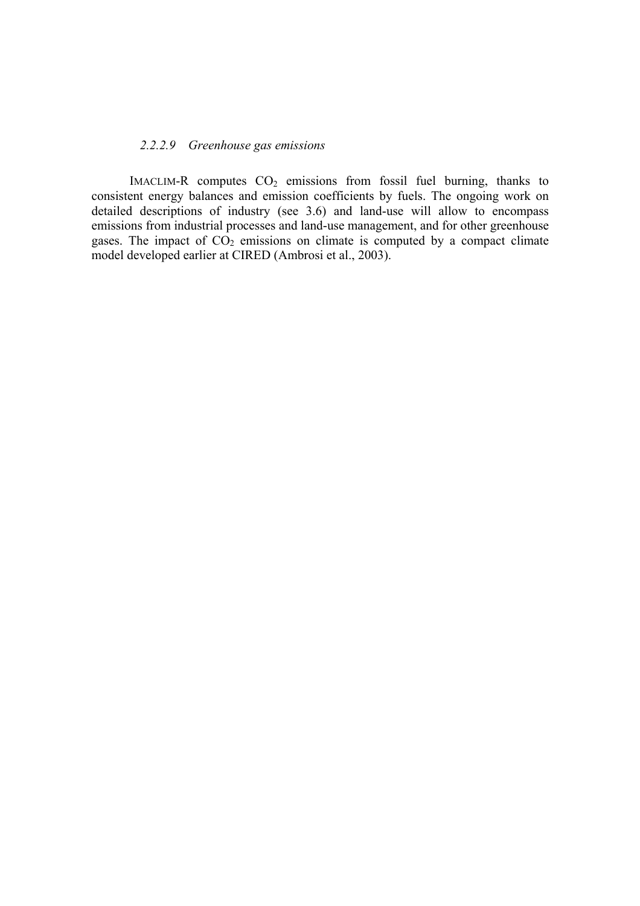#### *2.2.2.9 Greenhouse gas emissions*

IMACLIM-R computes $CO_2$ emissions from fossil fuel burning, thanks to consistent energy balances and emission coefficients by fuels. The ongoing work on detailed descriptions of industry (see 3.6) and land-use will allow to encompass emissions from industrial processes and land-use management, and for other greenhouse gases. The impact of $CO_2$ emissions on climate is computed by a compact climate model developed earlier at CIRED (Ambrosi et al., 2003).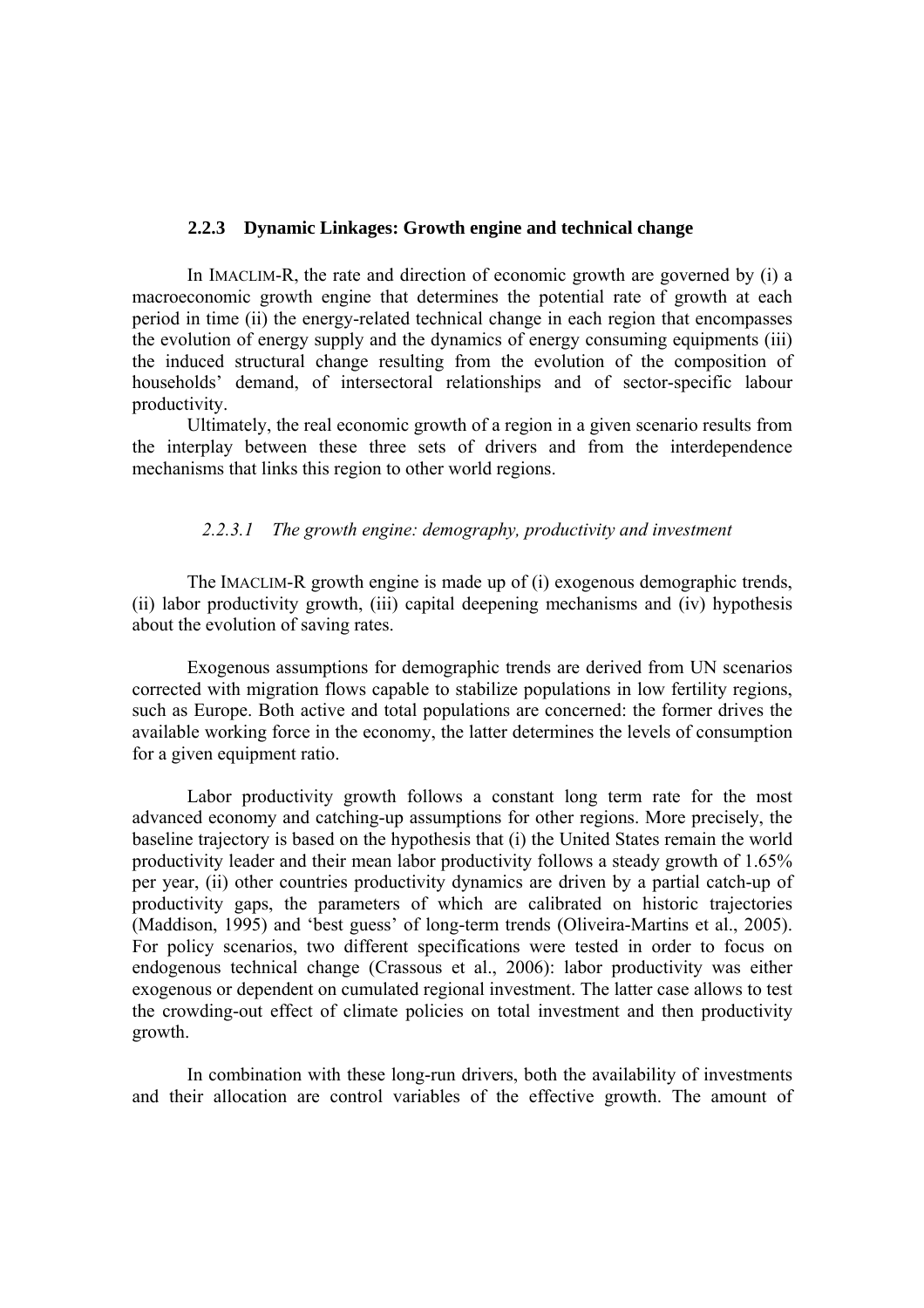### 2.2.3 Dynamic Linkages: Growth engine and technical change

In IMACLIM-R, the rate and direction of economic growth are governed by (i) a macroeconomic growth engine that determines the potential rate of growth at each period in time (ii) the energy-related technical change in each region that encompasses the evolution of energy supply and the dynamics of energy consuming equipments (iii) the induced structural change resulting from the evolution of the composition of households' demand, of intersectoral relationships and of sector-specific labour productivity.

Ultimately, the real economic growth of a region in a given scenario results from the interplay between these three sets of drivers and from the interdependence mechanisms that links this region to other world regions.

#### *2.2.3.1 The growth engine: demography, productivity and investment*

The IMACLIM-R growth engine is made up of (i) exogenous demographic trends, (ii) labor productivity growth, (iii) capital deepening mechanisms and (iv) hypothesis about the evolution of saving rates.

Exogenous assumptions for demographic trends are derived from UN scenarios corrected with migration flows capable to stabilize populations in low fertility regions, such as Europe. Both active and total populations are concerned: the former drives the available working force in the economy, the latter determines the levels of consumption for a given equipment ratio.

Labor productivity growth follows a constant long term rate for the most advanced economy and catching-up assumptions for other regions. More precisely, the baseline trajectory is based on the hypothesis that (i) the United States remain the world productivity leader and their mean labor productivity follows a steady growth of 1.65% per year, (ii) other countries productivity dynamics are driven by a partial catch-up of productivity gaps, the parameters of which are calibrated on historic trajectories (Maddison, 1995) and 'best guess' of long-term trends (Oliveira-Martins et al., 2005). For policy scenarios, two different specifications were tested in order to focus on endogenous technical change (Crassous et al., 2006): labor productivity was either exogenous or dependent on cumulated regional investment. The latter case allows to test the crowding-out effect of climate policies on total investment and then productivity growth.

In combination with these long-run drivers, both the availability of investments and their allocation are control variables of the effective growth. The amount of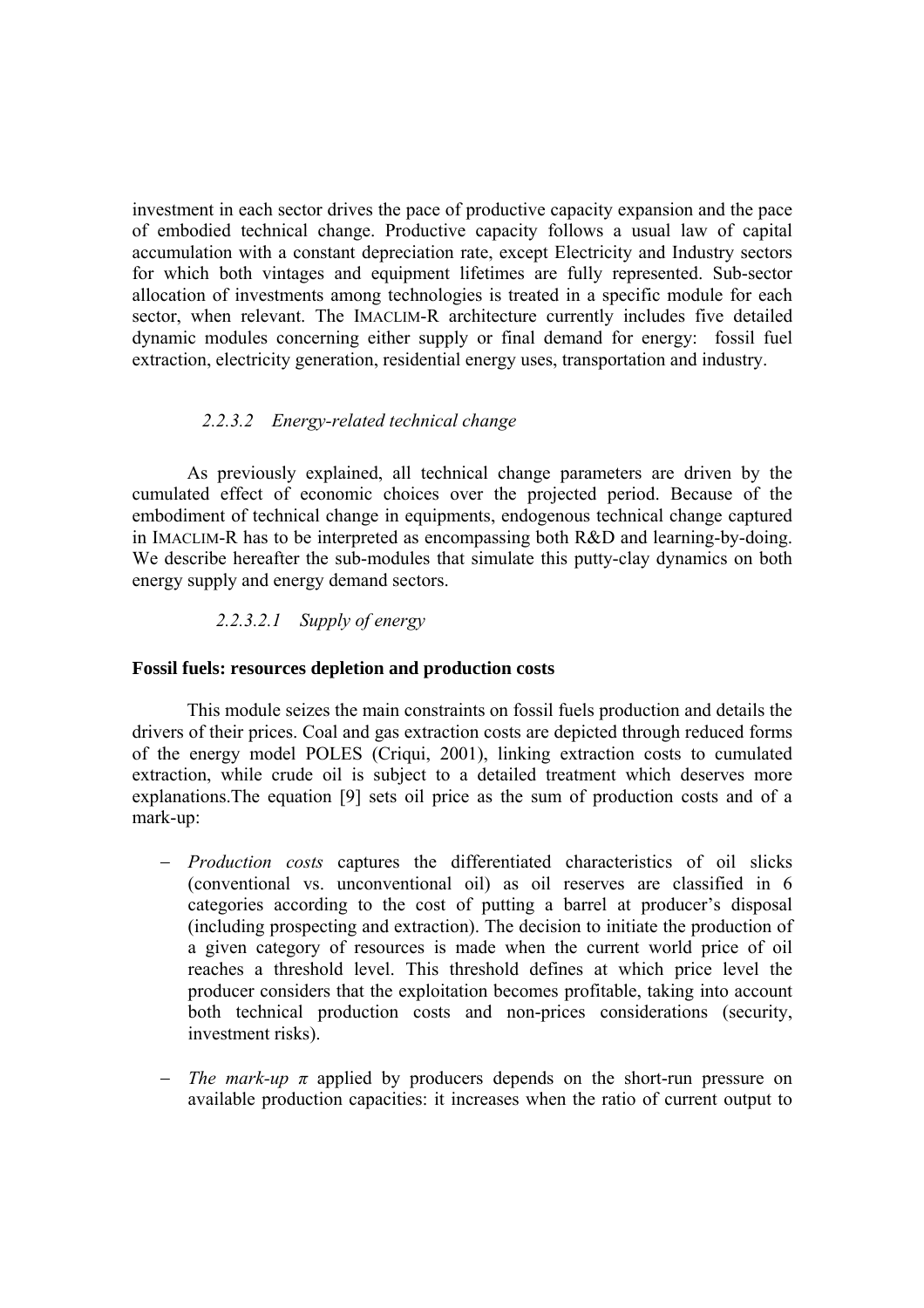investment in each sector drives the pace of productive capacity expansion and the pace of embodied technical change. Productive capacity follows a usual law of capital accumulation with a constant depreciation rate, except Electricity and Industry sectors for which both vintages and equipment lifetimes are fully represented. Sub-sector allocation of investments among technologies is treated in a specific module for each sector, when relevant. The IMACLIM-R architecture currently includes five detailed dynamic modules concerning either supply or final demand for energy: fossil fuel extraction, electricity generation, residential energy uses, transportation and industry.

#### *2.2.3.2 Energy-related technical change*

As previously explained, all technical change parameters are driven by the cumulated effect of economic choices over the projected period. Because of the embodiment of technical change in equipments, endogenous technical change captured in IMACLIM-R has to be interpreted as encompassing both R&D and learning-by-doing. We describe hereafter the sub-modules that simulate this putty-clay dynamics on both energy supply and energy demand sectors.

##### *2.2.3.2.1 Supply of energy*

**Fossil fuels: resources depletion and production costs**

This module seizes the main constraints on fossil fuels production and details the drivers of their prices. Coal and gas extraction costs are depicted through reduced forms of the energy model POLES (Criqui, 2001), linking extraction costs to cumulated extraction, while crude oil is subject to a detailed treatment which deserves more explanations.The equation [9] sets oil price as the sum of production costs and of a mark-up:

- *Production costs* captures the differentiated characteristics of oil slicks (conventional vs. unconventional oil) as oil reserves are classified in 6 categories according to the cost of putting a barrel at producer's disposal (including prospecting and extraction). The decision to initiate the production of a given category of resources is made when the current world price of oil reaches a threshold level. This threshold defines at which price level the producer considers that the exploitation becomes profitable, taking into account both technical production costs and non-prices considerations (security, investment risks).

- *The mark-up $\pi$* applied by producers depends on the short-run pressure on available production capacities: it increases when the ratio of current output to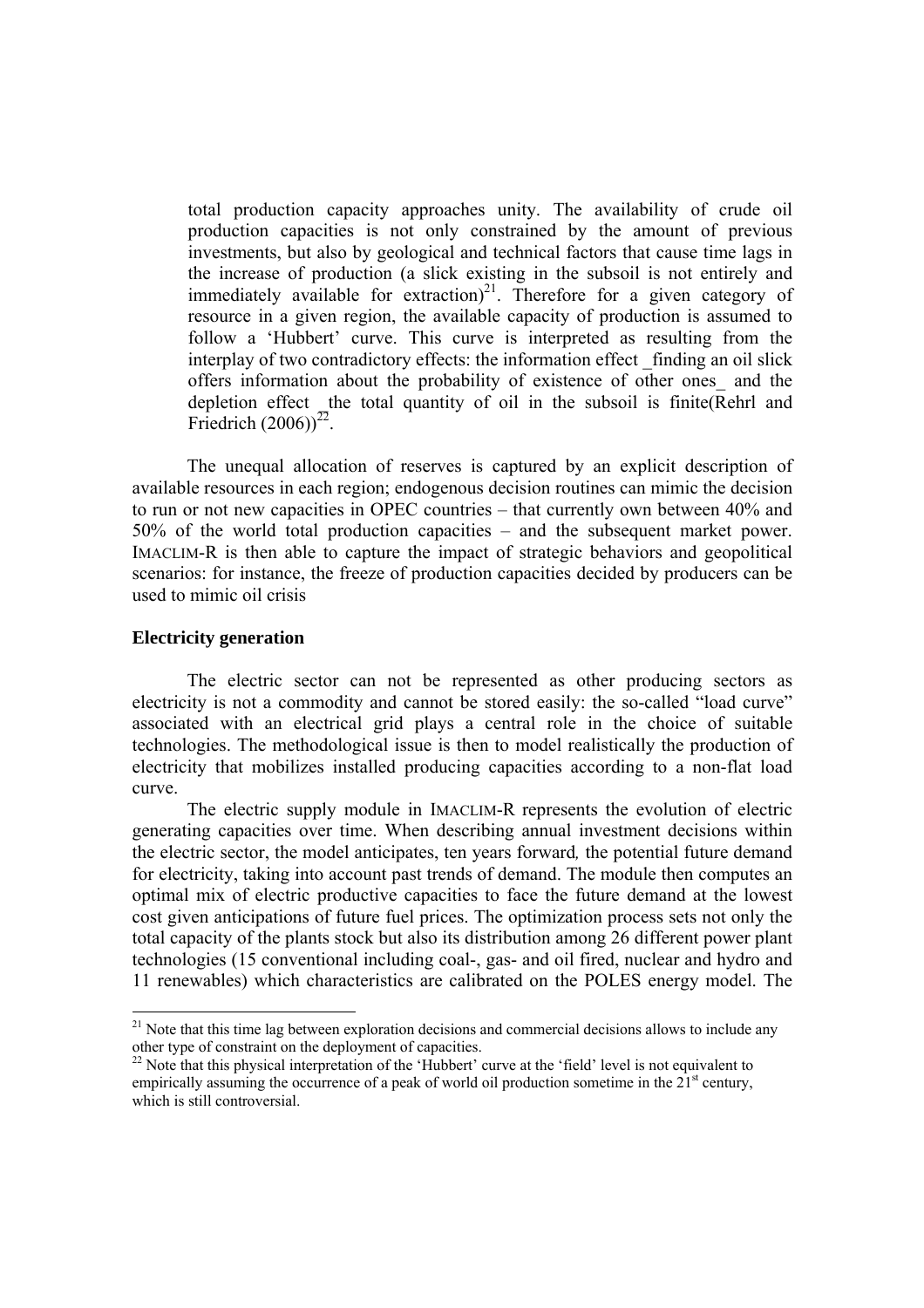total production capacity approaches unity. The availability of crude oil production capacities is not only constrained by the amount of previous investments, but also by geological and technical factors that cause time lags in the increase of production (a slick existing in the subsoil is not entirely and immediately available for extraction)[21]. Therefore for a given category of resource in a given region, the available capacity of production is assumed to follow a 'Hubbert' curve. This curve is interpreted as resulting from the interplay of two contradictory effects: the information effect _finding an oil slick offers information about the probability of existence of other ones_ and the depletion effect _the total quantity of oil in the subsoil is finite(Rehrl and Friedrich (2006))[22].

The unequal allocation of reserves is captured by an explicit description of available resources in each region; endogenous decision routines can mimic the decision to run or not new capacities in OPEC countries – that currently own between 40% and 50% of the world total production capacities – and the subsequent market power. IMACLIM-R is then able to capture the impact of strategic behaviors and geopolitical scenarios: for instance, the freeze of production capacities decided by producers can be used to mimic oil crisis

**Electricity generation**

The electric sector can not be represented as other producing sectors as electricity is not a commodity and cannot be stored easily: the so-called "load curve" associated with an electrical grid plays a central role in the choice of suitable technologies. The methodological issue is then to model realistically the production of electricity that mobilizes installed producing capacities according to a non-flat load curve.

The electric supply module in IMACLIM-R represents the evolution of electric generating capacities over time. When describing annual investment decisions within the electric sector, the model anticipates, ten years forward*,* the potential future demand for electricity, taking into account past trends of demand. The module then computes an optimal mix of electric productive capacities to face the future demand at the lowest cost given anticipations of future fuel prices. The optimization process sets not only the total capacity of the plants stock but also its distribution among 26 different power plant technologies (15 conventional including coal-, gas- and oil fired, nuclear and hydro and 11 renewables) which characteristics are calibrated on the POLES energy model. The

[21] Note that this time lag between exploration decisions and commercial decisions allows to include any other type of constraint on the deployment of capacities.

[22] Note that this physical interpretation of the 'Hubbert' curve at the 'field' level is not equivalent to empirically assuming the occurrence of a peak of world oil production sometime in the 21st century, which is still controversial.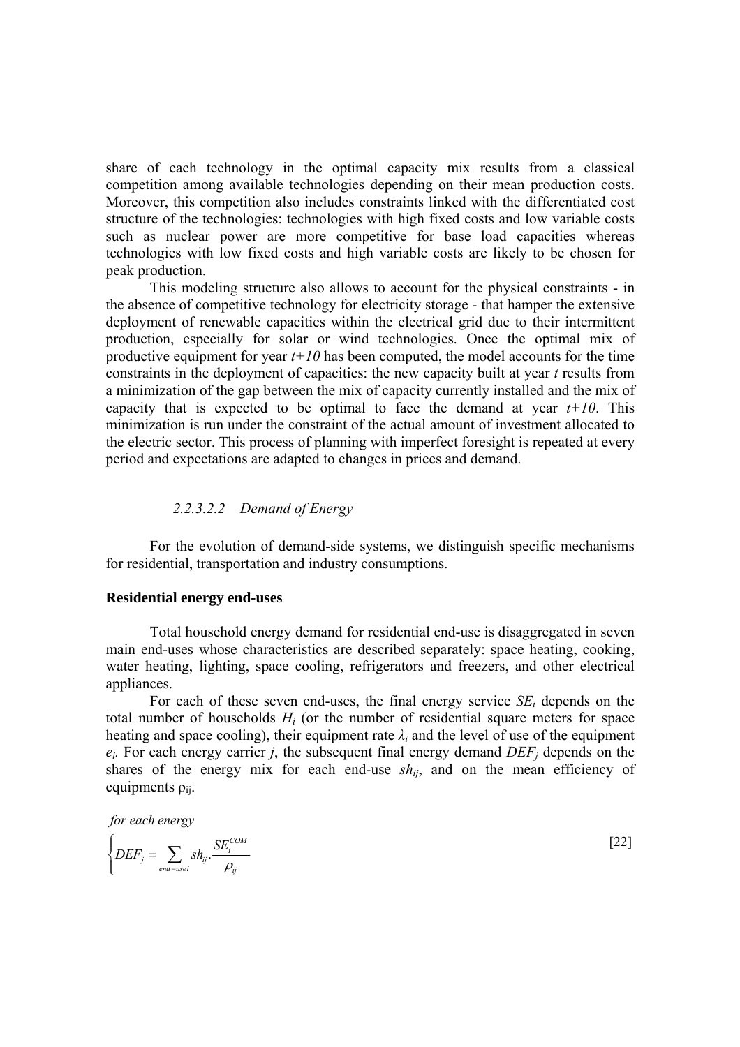share of each technology in the optimal capacity mix results from a classical competition among available technologies depending on their mean production costs. Moreover, this competition also includes constraints linked with the differentiated cost structure of the technologies: technologies with high fixed costs and low variable costs such as nuclear power are more competitive for base load capacities whereas technologies with low fixed costs and high variable costs are likely to be chosen for peak production.

This modeling structure also allows to account for the physical constraints - in the absence of competitive technology for electricity storage - that hamper the extensive deployment of renewable capacities within the electrical grid due to their intermittent production, especially for solar or wind technologies. Once the optimal mix of productive equipment for year *t+10* has been computed, the model accounts for the time constraints in the deployment of capacities: the new capacity built at year *t* results from a minimization of the gap between the mix of capacity currently installed and the mix of capacity that is expected to be optimal to face the demand at year *t+10*. This minimization is run under the constraint of the actual amount of investment allocated to the electric sector. This process of planning with imperfect foresight is repeated at every period and expectations are adapted to changes in prices and demand.

##### *2.2.3.2.2 Demand of Energy*

For the evolution of demand-side systems, we distinguish specific mechanisms for residential, transportation and industry consumptions.

**Residential energy end-uses**

Total household energy demand for residential end-use is disaggregated in seven main end-uses whose characteristics are described separately: space heating, cooking, water heating, lighting, space cooling, refrigerators and freezers, and other electrical appliances.

For each of these seven end-uses, the final energy service $SE_i$ depends on the total number of households $H_i$ (or the number of residential square meters for space heating and space cooling), their equipment rate $\lambda_i$ and the level of use of the equipment $e_i$. For each energy carrier $j$, the subsequent final energy demand $DEF_j$ depends on the shares of the energy mix for each end-use $sh_{ij}$, and on the mean efficiency of equipments $\rho_{ij}$.

*for each energy*

$$\left\{ DEF_j = \sum_{end-use\,i} sh_{ij} . \frac{SE_i^{COM}}{\rho_{ij}} \right. \qquad [22]$$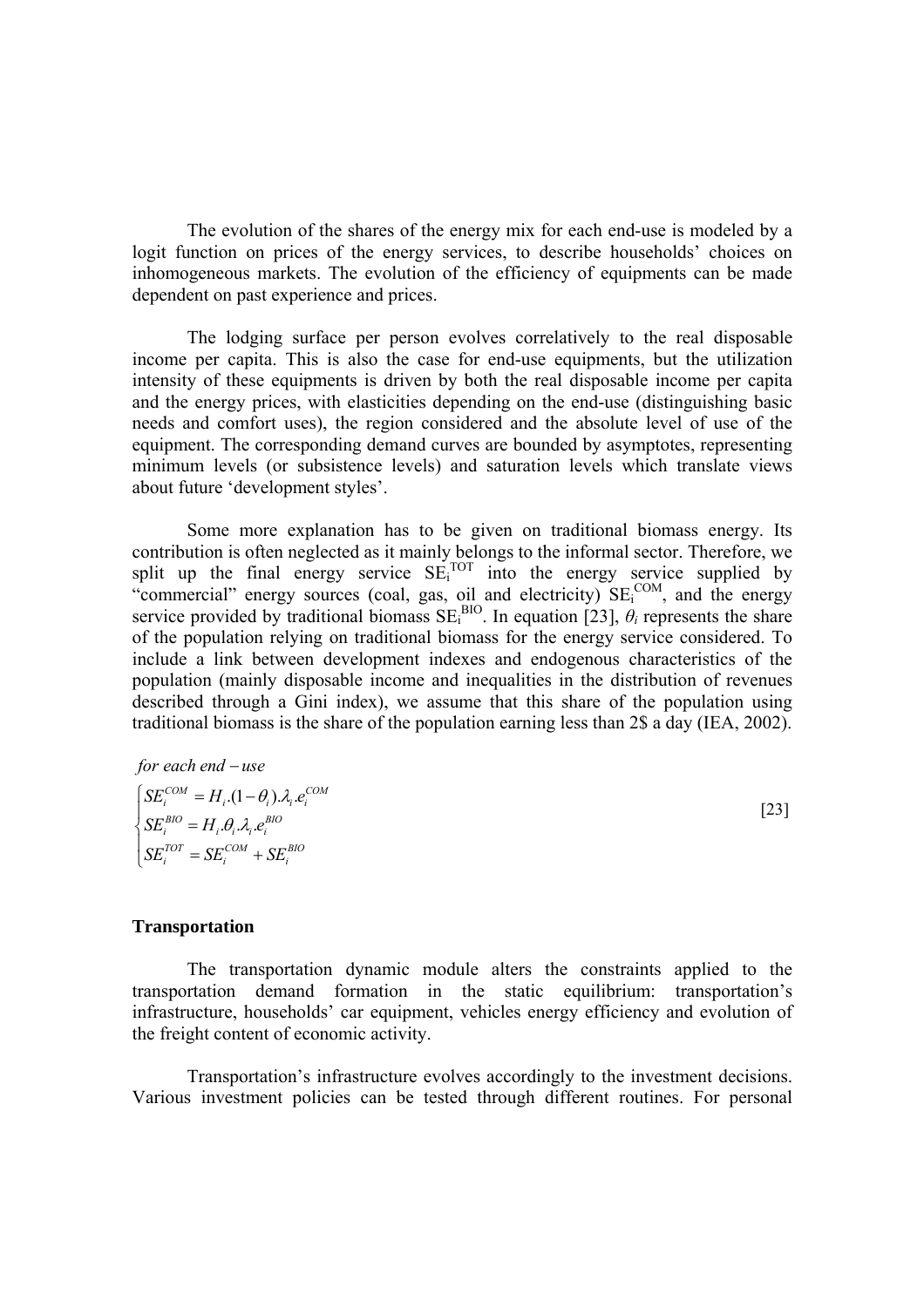The evolution of the shares of the energy mix for each end-use is modeled by a logit function on prices of the energy services, to describe households' choices on inhomogeneous markets. The evolution of the efficiency of equipments can be made dependent on past experience and prices.

The lodging surface per person evolves correlatively to the real disposable income per capita. This is also the case for end-use equipments, but the utilization intensity of these equipments is driven by both the real disposable income per capita and the energy prices, with elasticities depending on the end-use (distinguishing basic needs and comfort uses), the region considered and the absolute level of use of the equipment. The corresponding demand curves are bounded by asymptotes, representing minimum levels (or subsistence levels) and saturation levels which translate views about future 'development styles'.

Some more explanation has to be given on traditional biomass energy. Its contribution is often neglected as it mainly belongs to the informal sector. Therefore, we split up the final energy service $SE_i^{TOT}$ into the energy service supplied by "commercial" energy sources (coal, gas, oil and electricity) $SE_i^{COM}$, and the energy service provided by traditional biomass $SE_i^{BIO}$. In equation [23], $\theta_i$ represents the share of the population relying on traditional biomass for the energy service considered. To include a link between development indexes and endogenous characteristics of the population (mainly disposable income and inequalities in the distribution of revenues described through a Gini index), we assume that this share of the population using traditional biomass is the share of the population earning less than 2$ a day (IEA, 2002).

$$\text{for each end-use} \quad \begin{cases} SE_i^{COM} = H_i.(1-\theta_i).\lambda_i.e_i^{COM} \\ SE_i^{BIO} = H_i.\theta_i.\lambda_i.e_i^{BIO} \\ SE_i^{TOT} = SE_i^{COM} + SE_i^{BIO} \end{cases} \qquad [23]$$

### Transportation

The transportation dynamic module alters the constraints applied to the transportation demand formation in the static equilibrium: transportation's infrastructure, households' car equipment, vehicles energy efficiency and evolution of the freight content of economic activity.

Transportation's infrastructure evolves accordingly to the investment decisions. Various investment policies can be tested through different routines. For personal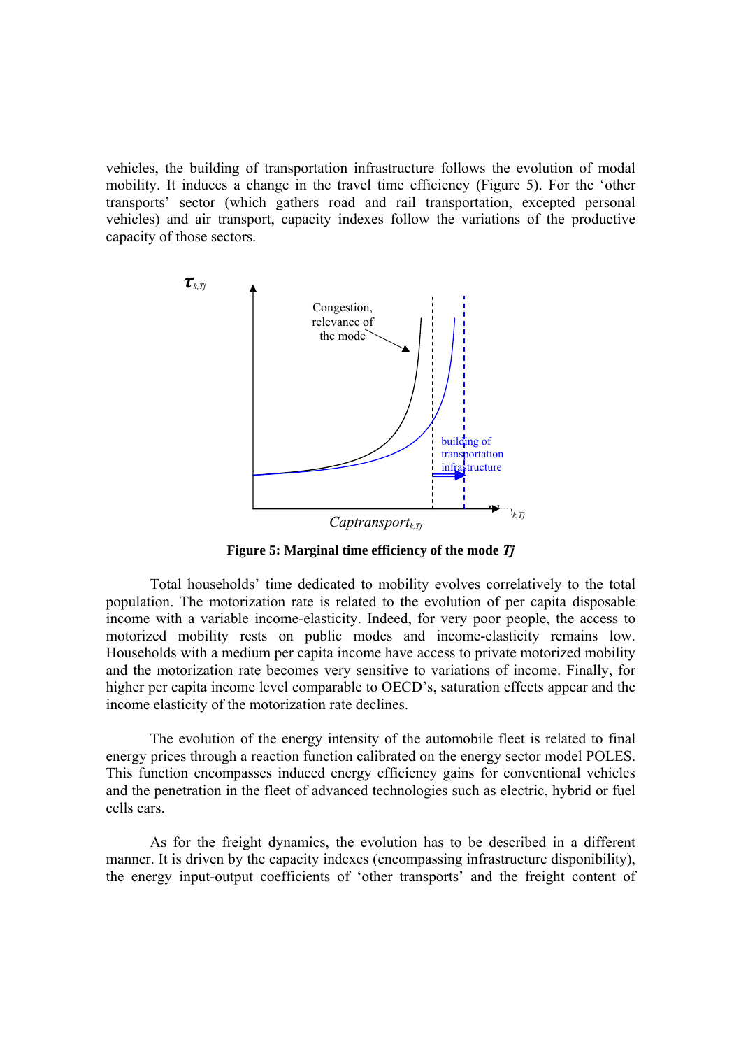vehicles, the building of transportation infrastructure follows the evolution of modal mobility. It induces a change in the travel time efficiency (Figure 5). For the 'other transports' sector (which gathers road and rail transportation, excepted personal vehicles) and air transport, capacity indexes follow the variations of the productive capacity of those sectors.

**Figure 5: Marginal time efficiency of the mode *Tj***

Total households' time dedicated to mobility evolves correlatively to the total population. The motorization rate is related to the evolution of per capita disposable income with a variable income-elasticity. Indeed, for very poor people, the access to motorized mobility rests on public modes and income-elasticity remains low. Households with a medium per capita income have access to private motorized mobility and the motorization rate becomes very sensitive to variations of income. Finally, for higher per capita income level comparable to OECD's, saturation effects appear and the income elasticity of the motorization rate declines.

The evolution of the energy intensity of the automobile fleet is related to final energy prices through a reaction function calibrated on the energy sector model POLES. This function encompasses induced energy efficiency gains for conventional vehicles and the penetration in the fleet of advanced technologies such as electric, hybrid or fuel cells cars.

As for the freight dynamics, the evolution has to be described in a different manner. It is driven by the capacity indexes (encompassing infrastructure disponibility), the energy input-output coefficients of 'other transports' and the freight content of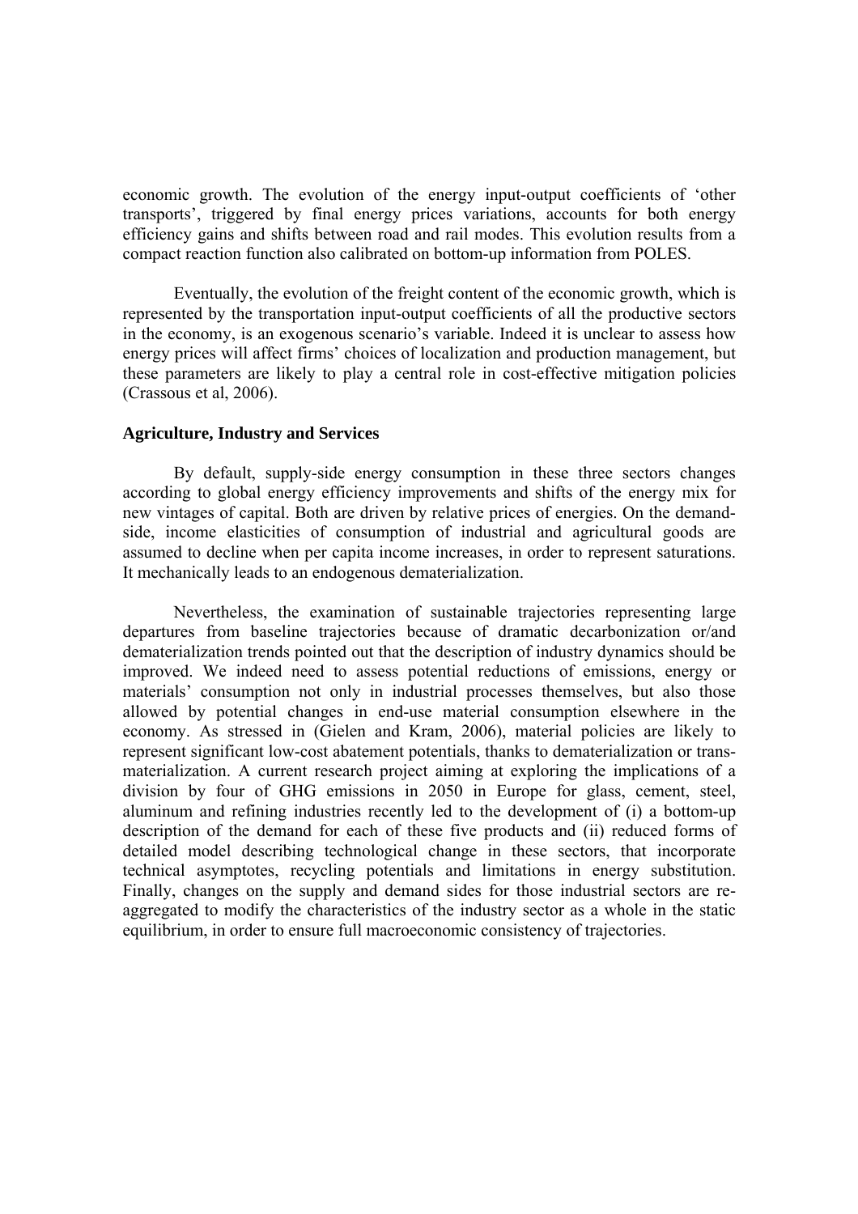economic growth. The evolution of the energy input-output coefficients of 'other transports', triggered by final energy prices variations, accounts for both energy efficiency gains and shifts between road and rail modes. This evolution results from a compact reaction function also calibrated on bottom-up information from POLES.

Eventually, the evolution of the freight content of the economic growth, which is represented by the transportation input-output coefficients of all the productive sectors in the economy, is an exogenous scenario's variable. Indeed it is unclear to assess how energy prices will affect firms' choices of localization and production management, but these parameters are likely to play a central role in cost-effective mitigation policies (Crassous et al, 2006).

**Agriculture, Industry and Services**

By default, supply-side energy consumption in these three sectors changes according to global energy efficiency improvements and shifts of the energy mix for new vintages of capital. Both are driven by relative prices of energies. On the demand-side, income elasticities of consumption of industrial and agricultural goods are assumed to decline when per capita income increases, in order to represent saturations. It mechanically leads to an endogenous dematerialization.

Nevertheless, the examination of sustainable trajectories representing large departures from baseline trajectories because of dramatic decarbonization or/and dematerialization trends pointed out that the description of industry dynamics should be improved. We indeed need to assess potential reductions of emissions, energy or materials' consumption not only in industrial processes themselves, but also those allowed by potential changes in end-use material consumption elsewhere in the economy. As stressed in (Gielen and Kram, 2006), material policies are likely to represent significant low-cost abatement potentials, thanks to dematerialization or trans-materialization. A current research project aiming at exploring the implications of a division by four of GHG emissions in 2050 in Europe for glass, cement, steel, aluminum and refining industries recently led to the development of (i) a bottom-up description of the demand for each of these five products and (ii) reduced forms of detailed model describing technological change in these sectors, that incorporate technical asymptotes, recycling potentials and limitations in energy substitution. Finally, changes on the supply and demand sides for those industrial sectors are re-aggregated to modify the characteristics of the industry sector as a whole in the static equilibrium, in order to ensure full macroeconomic consistency of trajectories.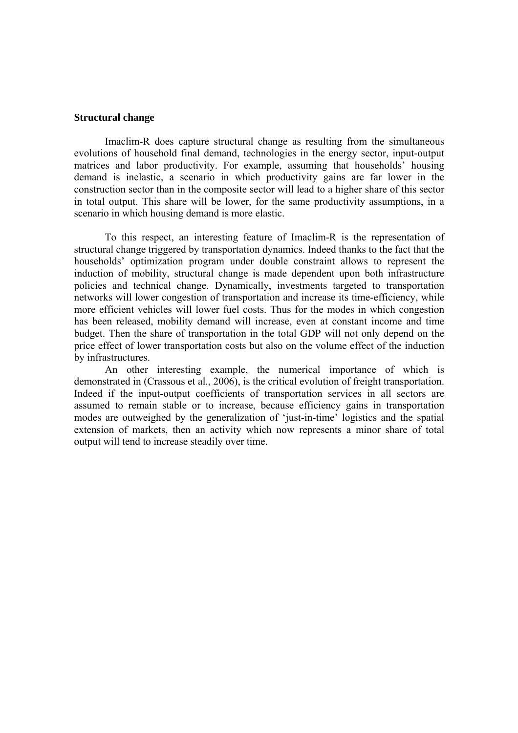### Structural change

Imaclim-R does capture structural change as resulting from the simultaneous evolutions of household final demand, technologies in the energy sector, input-output matrices and labor productivity. For example, assuming that households' housing demand is inelastic, a scenario in which productivity gains are far lower in the construction sector than in the composite sector will lead to a higher share of this sector in total output. This share will be lower, for the same productivity assumptions, in a scenario in which housing demand is more elastic.

To this respect, an interesting feature of Imaclim-R is the representation of structural change triggered by transportation dynamics. Indeed thanks to the fact that the households' optimization program under double constraint allows to represent the induction of mobility, structural change is made dependent upon both infrastructure policies and technical change. Dynamically, investments targeted to transportation networks will lower congestion of transportation and increase its time-efficiency, while more efficient vehicles will lower fuel costs. Thus for the modes in which congestion has been released, mobility demand will increase, even at constant income and time budget. Then the share of transportation in the total GDP will not only depend on the price effect of lower transportation costs but also on the volume effect of the induction by infrastructures.

An other interesting example, the numerical importance of which is demonstrated in (Crassous et al., 2006), is the critical evolution of freight transportation. Indeed if the input-output coefficients of transportation services in all sectors are assumed to remain stable or to increase, because efficiency gains in transportation modes are outweighed by the generalization of 'just-in-time' logistics and the spatial extension of markets, then an activity which now represents a minor share of total output will tend to increase steadily over time.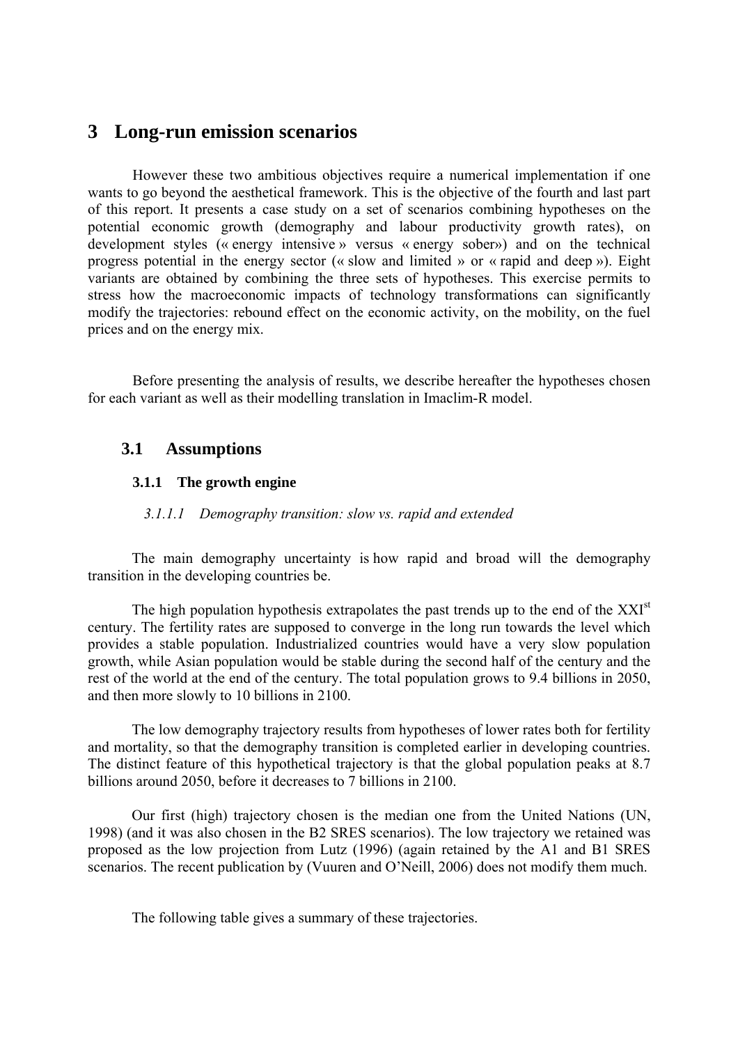// 
# 3 Long-run emission scenarios

However these two ambitious objectives require a numerical implementation if one wants to go beyond the aesthetical framework. This is the objective of the fourth and last part of this report. It presents a case study on a set of scenarios combining hypotheses on the potential economic growth (demography and labour productivity growth rates), on development styles (« energy intensive » versus « energy sober») and on the technical progress potential in the energy sector (« slow and limited » or « rapid and deep »). Eight variants are obtained by combining the three sets of hypotheses. This exercise permits to stress how the macroeconomic impacts of technology transformations can significantly modify the trajectories: rebound effect on the economic activity, on the mobility, on the fuel prices and on the energy mix.

Before presenting the analysis of results, we describe hereafter the hypotheses chosen for each variant as well as their modelling translation in Imaclim-R model.

## 3.1 Assumptions

### 3.1.1 The growth engine

#### *3.1.1.1 Demography transition: slow vs. rapid and extended*

The main demography uncertainty is how rapid and broad will the demography transition in the developing countries be.

The high population hypothesis extrapolates the past trends up to the end of the XXI[st] century. The fertility rates are supposed to converge in the long run towards the level which provides a stable population. Industrialized countries would have a very slow population growth, while Asian population would be stable during the second half of the century and the rest of the world at the end of the century. The total population grows to 9.4 billions in 2050, and then more slowly to 10 billions in 2100.

The low demography trajectory results from hypotheses of lower rates both for fertility and mortality, so that the demography transition is completed earlier in developing countries. The distinct feature of this hypothetical trajectory is that the global population peaks at 8.7 billions around 2050, before it decreases to 7 billions in 2100.

Our first (high) trajectory chosen is the median one from the United Nations (UN, 1998) (and it was also chosen in the B2 SRES scenarios). The low trajectory we retained was proposed as the low projection from Lutz (1996) (again retained by the A1 and B1 SRES scenarios. The recent publication by (Vuuren and O'Neill, 2006) does not modify them much.

The following table gives a summary of these trajectories.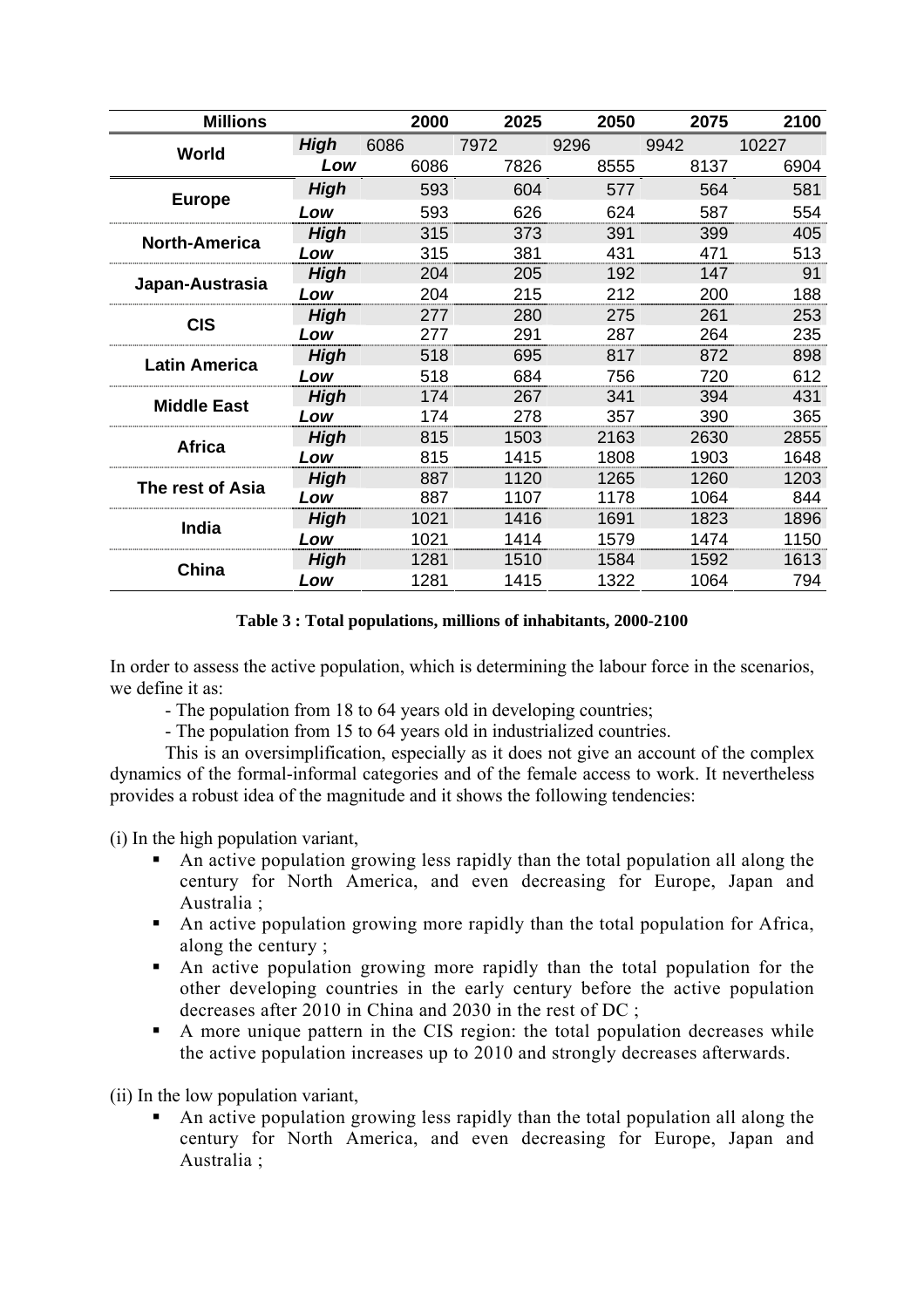| Millions | | 2000 | 2025 | 2050 | 2075 | 2100 |
|---|---|---|---|---|---|---|
| World | ***High*** | 6086 | 7972 | 9296 | 9942 | 10227 |
| | ***Low*** | 6086 | 7826 | 8555 | 8137 | 6904 |
| Europe | ***High*** | 593 | 604 | 577 | 564 | 581 |
| | ***Low*** | 593 | 626 | 624 | 587 | 554 |
| North-America | ***High*** | 315 | 373 | 391 | 399 | 405 |
| | ***Low*** | 315 | 381 | 431 | 471 | 513 |
| Japan-Austrasia | ***High*** | 204 | 205 | 192 | 147 | 91 |
| | ***Low*** | 204 | 215 | 212 | 200 | 188 |
| CIS | ***High*** | 277 | 280 | 275 | 261 | 253 |
| | ***Low*** | 277 | 291 | 287 | 264 | 235 |
| Latin America | ***High*** | 518 | 695 | 817 | 872 | 898 |
| | ***Low*** | 518 | 684 | 756 | 720 | 612 |
| Middle East | ***High*** | 174 | 267 | 341 | 394 | 431 |
| | ***Low*** | 174 | 278 | 357 | 390 | 365 |
| Africa | ***High*** | 815 | 1503 | 2163 | 2630 | 2855 |
| | ***Low*** | 815 | 1415 | 1808 | 1903 | 1648 |
| The rest of Asia | ***High*** | 887 | 1120 | 1265 | 1260 | 1203 |
| | ***Low*** | 887 | 1107 | 1178 | 1064 | 844 |
| India | ***High*** | 1021 | 1416 | 1691 | 1823 | 1896 |
| | ***Low*** | 1021 | 1414 | 1579 | 1474 | 1150 |
| China | ***High*** | 1281 | 1510 | 1584 | 1592 | 1613 |
| | ***Low*** | 1281 | 1415 | 1322 | 1064 | 794 |

**Table 3 : Total populations, millions of inhabitants, 2000-2100**

In order to assess the active population, which is determining the labour force in the scenarios, we define it as:

- The population from 18 to 64 years old in developing countries;
- The population from 15 to 64 years old in industrialized countries.

This is an oversimplification, especially as it does not give an account of the complex dynamics of the formal-informal categories and of the female access to work. It nevertheless provides a robust idea of the magnitude and it shows the following tendencies:

(i) In the high population variant,

- An active population growing less rapidly than the total population all along the century for North America, and even decreasing for Europe, Japan and Australia ;
- An active population growing more rapidly than the total population for Africa, along the century ;
- An active population growing more rapidly than the total population for the other developing countries in the early century before the active population decreases after 2010 in China and 2030 in the rest of DC ;
- A more unique pattern in the CIS region: the total population decreases while the active population increases up to 2010 and strongly decreases afterwards.

(ii) In the low population variant,

- An active population growing less rapidly than the total population all along the century for North America, and even decreasing for Europe, Japan and Australia ;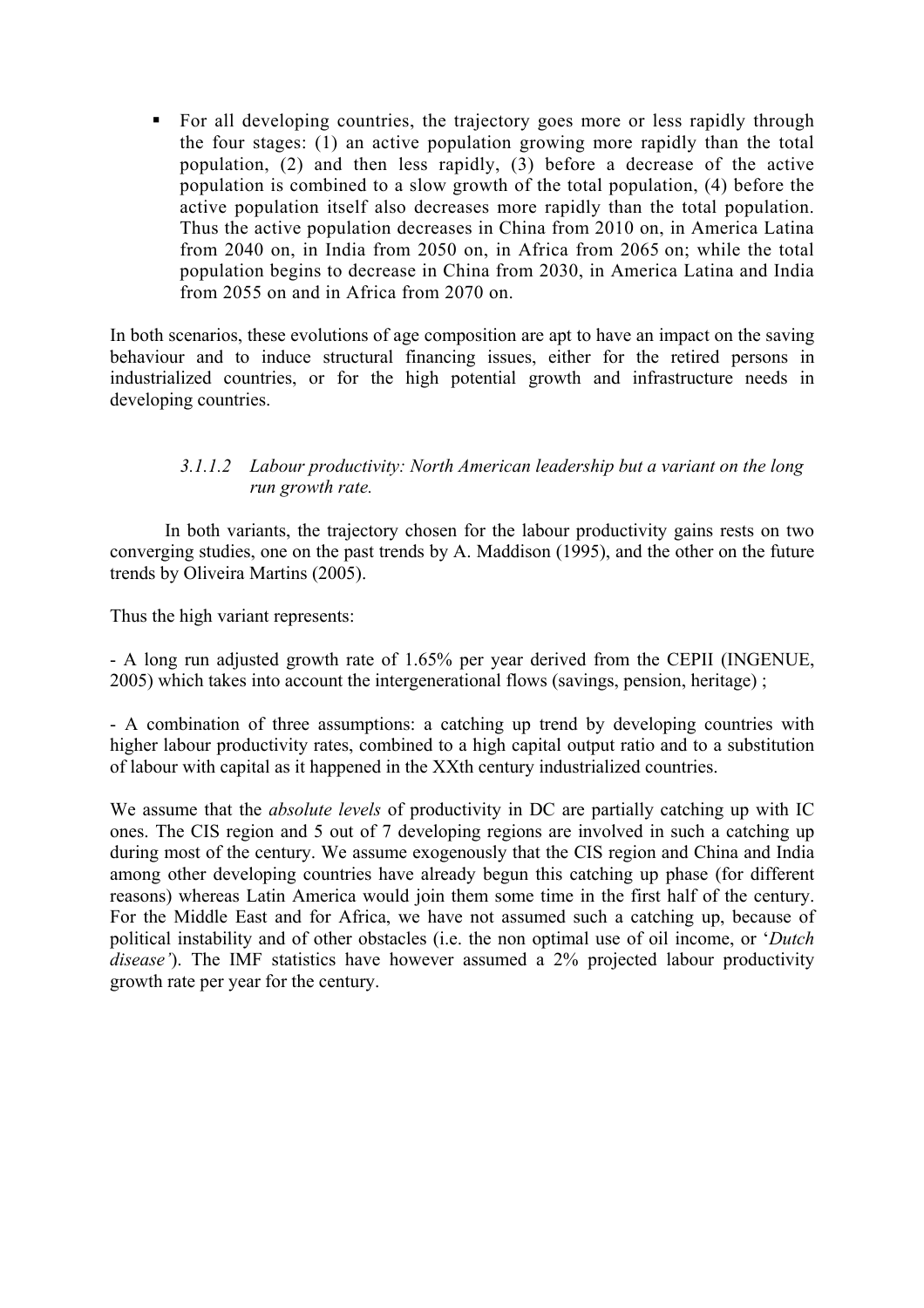- For all developing countries, the trajectory goes more or less rapidly through the four stages: (1) an active population growing more rapidly than the total population, (2) and then less rapidly, (3) before a decrease of the active population is combined to a slow growth of the total population, (4) before the active population itself also decreases more rapidly than the total population. Thus the active population decreases in China from 2010 on, in America Latina from 2040 on, in India from 2050 on, in Africa from 2065 on; while the total population begins to decrease in China from 2030, in America Latina and India from 2055 on and in Africa from 2070 on.

In both scenarios, these evolutions of age composition are apt to have an impact on the saving behaviour and to induce structural financing issues, either for the retired persons in industrialized countries, or for the high potential growth and infrastructure needs in developing countries.

#### *3.1.1.2 Labour productivity: North American leadership but a variant on the long run growth rate.*

In both variants, the trajectory chosen for the labour productivity gains rests on two converging studies, one on the past trends by A. Maddison (1995), and the other on the future trends by Oliveira Martins (2005).

Thus the high variant represents:

- A long run adjusted growth rate of 1.65% per year derived from the CEPII (INGENUE, 2005) which takes into account the intergenerational flows (savings, pension, heritage) ;

- A combination of three assumptions: a catching up trend by developing countries with higher labour productivity rates, combined to a high capital output ratio and to a substitution of labour with capital as it happened in the XXth century industrialized countries.

We assume that the *absolute levels* of productivity in DC are partially catching up with IC ones. The CIS region and 5 out of 7 developing regions are involved in such a catching up during most of the century. We assume exogenously that the CIS region and China and India among other developing countries have already begun this catching up phase (for different reasons) whereas Latin America would join them some time in the first half of the century. For the Middle East and for Africa, we have not assumed such a catching up, because of political instability and of other obstacles (i.e. the non optimal use of oil income, or '*Dutch disease'*). The IMF statistics have however assumed a 2% projected labour productivity growth rate per year for the century.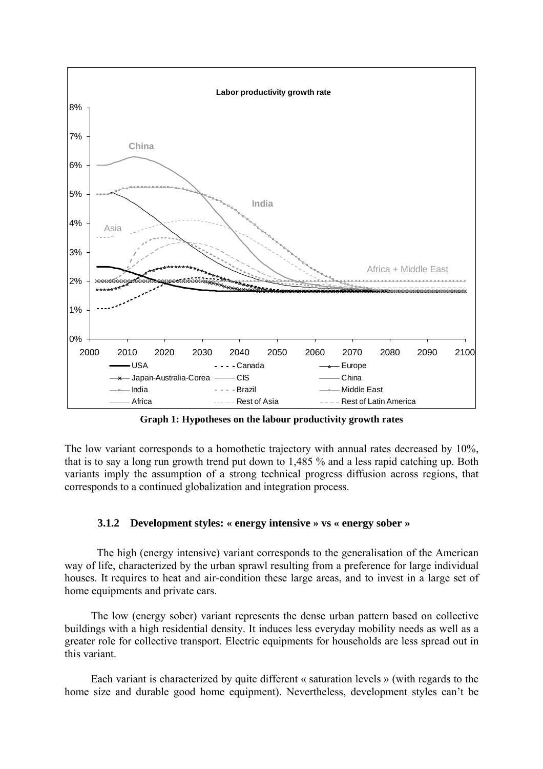**Graph 1: Hypotheses on the labour productivity growth rates**

The low variant corresponds to a homothetic trajectory with annual rates decreased by 10%, that is to say a long run growth trend put down to 1,485 % and a less rapid catching up. Both variants imply the assumption of a strong technical progress diffusion across regions, that corresponds to a continued globalization and integration process.

### 3.1.2 Development styles: « energy intensive » vs « energy sober »

The high (energy intensive) variant corresponds to the generalisation of the American way of life, characterized by the urban sprawl resulting from a preference for large individual houses. It requires to heat and air-condition these large areas, and to invest in a large set of home equipments and private cars.

The low (energy sober) variant represents the dense urban pattern based on collective buildings with a high residential density. It induces less everyday mobility needs as well as a greater role for collective transport. Electric equipments for households are less spread out in this variant.

Each variant is characterized by quite different « saturation levels » (with regards to the home size and durable good home equipment). Nevertheless, development styles can't be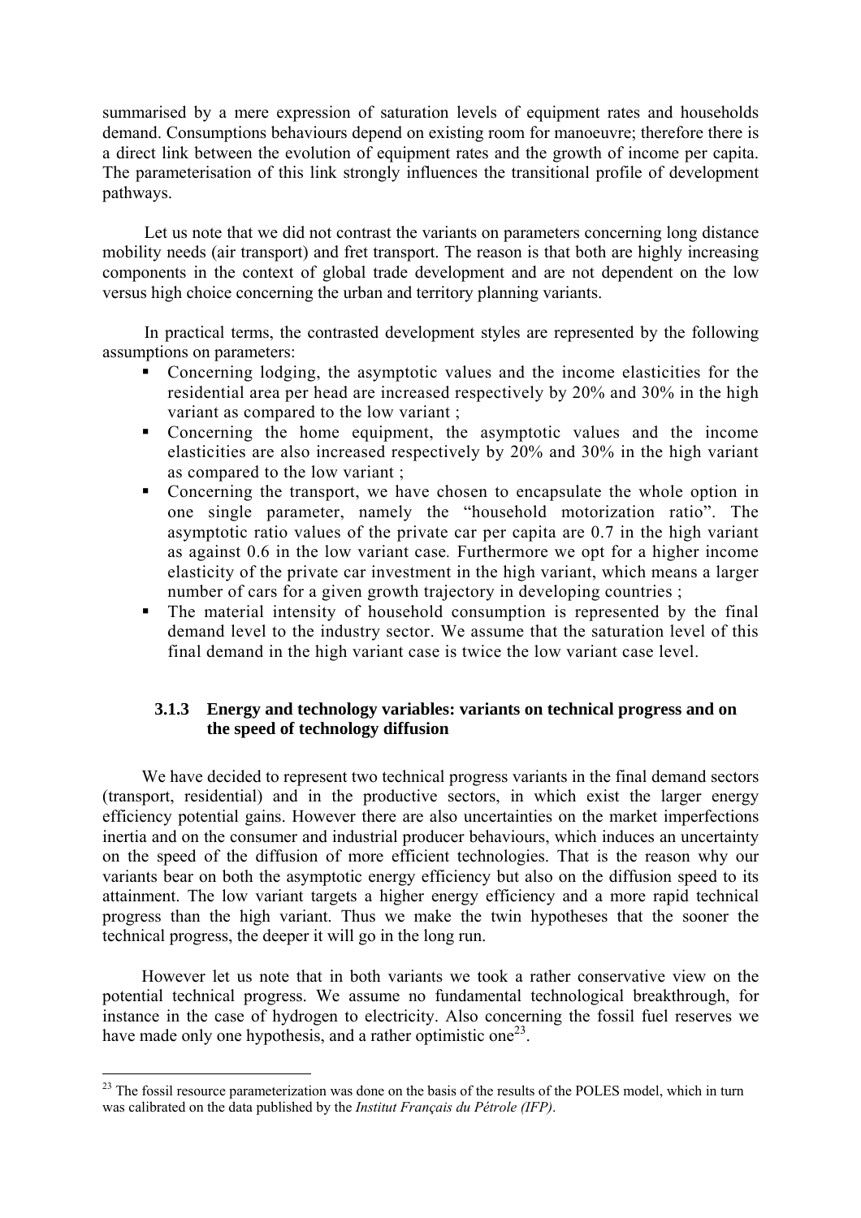summarised by a mere expression of saturation levels of equipment rates and households demand. Consumptions behaviours depend on existing room for manoeuvre; therefore there is a direct link between the evolution of equipment rates and the growth of income per capita. The parameterisation of this link strongly influences the transitional profile of development pathways.

Let us note that we did not contrast the variants on parameters concerning long distance mobility needs (air transport) and fret transport. The reason is that both are highly increasing components in the context of global trade development and are not dependent on the low versus high choice concerning the urban and territory planning variants.

In practical terms, the contrasted development styles are represented by the following assumptions on parameters:

- Concerning lodging, the asymptotic values and the income elasticities for the residential area per head are increased respectively by 20% and 30% in the high variant as compared to the low variant ;
- Concerning the home equipment, the asymptotic values and the income elasticities are also increased respectively by 20% and 30% in the high variant as compared to the low variant ;
- Concerning the transport, we have chosen to encapsulate the whole option in one single parameter, namely the "household motorization ratio". The asymptotic ratio values of the private car per capita are 0.7 in the high variant as against 0.6 in the low variant case*.* Furthermore we opt for a higher income elasticity of the private car investment in the high variant, which means a larger number of cars for a given growth trajectory in developing countries ;
- The material intensity of household consumption is represented by the final demand level to the industry sector. We assume that the saturation level of this final demand in the high variant case is twice the low variant case level.

### 3.1.3 Energy and technology variables: variants on technical progress and on the speed of technology diffusion

We have decided to represent two technical progress variants in the final demand sectors (transport, residential) and in the productive sectors, in which exist the larger energy efficiency potential gains. However there are also uncertainties on the market imperfections inertia and on the consumer and industrial producer behaviours, which induces an uncertainty on the speed of the diffusion of more efficient technologies. That is the reason why our variants bear on both the asymptotic energy efficiency but also on the diffusion speed to its attainment. The low variant targets a higher energy efficiency and a more rapid technical progress than the high variant. Thus we make the twin hypotheses that the sooner the technical progress, the deeper it will go in the long run.

However let us note that in both variants we took a rather conservative view on the potential technical progress. We assume no fundamental technological breakthrough, for instance in the case of hydrogen to electricity. Also concerning the fossil fuel reserves we have made only one hypothesis, and a rather optimistic one[23].

[23] The fossil resource parameterization was done on the basis of the results of the POLES model, which in turn was calibrated on the data published by the *Institut Français du Pétrole (IFP)*.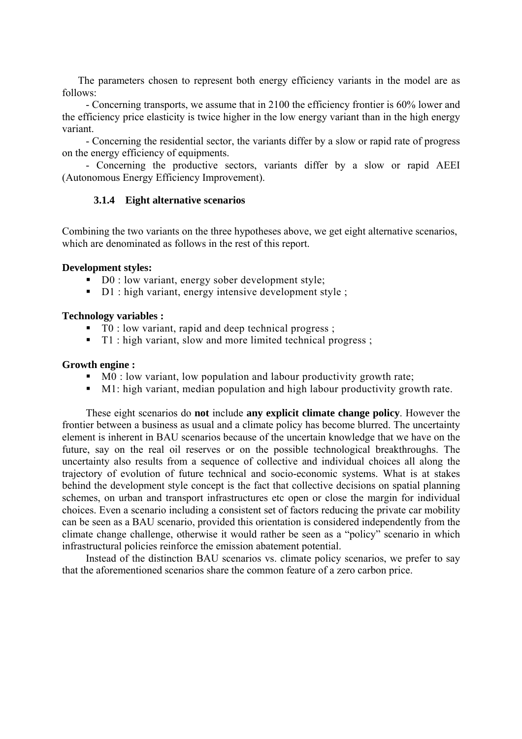The parameters chosen to represent both energy efficiency variants in the model are as follows:

- Concerning transports, we assume that in 2100 the efficiency frontier is 60% lower and the efficiency price elasticity is twice higher in the low energy variant than in the high energy variant.

- Concerning the residential sector, the variants differ by a slow or rapid rate of progress on the energy efficiency of equipments.

- Concerning the productive sectors, variants differ by a slow or rapid AEEI (Autonomous Energy Efficiency Improvement).

### 3.1.4 Eight alternative scenarios

Combining the two variants on the three hypotheses above, we get eight alternative scenarios, which are denominated as follows in the rest of this report.

**Development styles:**

- D0 : low variant, energy sober development style;
- D1 : high variant, energy intensive development style ;

**Technology variables :**

- T0 : low variant, rapid and deep technical progress ;
- T1 : high variant, slow and more limited technical progress ;

**Growth engine :**

- M0 : low variant, low population and labour productivity growth rate;
- M1: high variant, median population and high labour productivity growth rate.

These eight scenarios do **not** include **any explicit climate change policy**. However the frontier between a business as usual and a climate policy has become blurred. The uncertainty element is inherent in BAU scenarios because of the uncertain knowledge that we have on the future, say on the real oil reserves or on the possible technological breakthroughs. The uncertainty also results from a sequence of collective and individual choices all along the trajectory of evolution of future technical and socio-economic systems. What is at stakes behind the development style concept is the fact that collective decisions on spatial planning schemes, on urban and transport infrastructures etc open or close the margin for individual choices. Even a scenario including a consistent set of factors reducing the private car mobility can be seen as a BAU scenario, provided this orientation is considered independently from the climate change challenge, otherwise it would rather be seen as a "policy" scenario in which infrastructural policies reinforce the emission abatement potential.

Instead of the distinction BAU scenarios vs. climate policy scenarios, we prefer to say that the aforementioned scenarios share the common feature of a zero carbon price.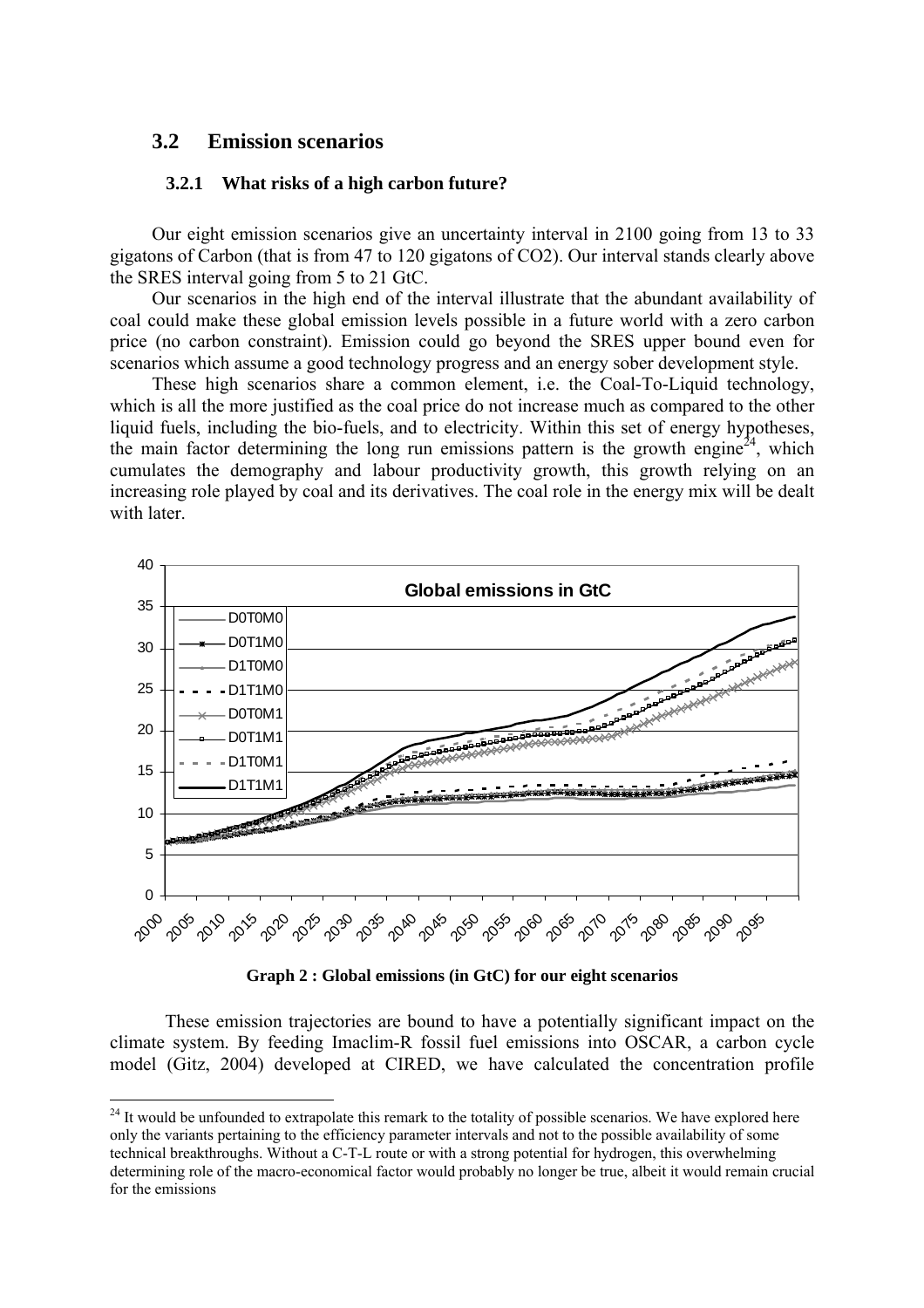## 3.2 Emission scenarios

### 3.2.1 What risks of a high carbon future?

Our eight emission scenarios give an uncertainty interval in 2100 going from 13 to 33 gigatons of Carbon (that is from 47 to 120 gigatons of CO2). Our interval stands clearly above the SRES interval going from 5 to 21 GtC.

Our scenarios in the high end of the interval illustrate that the abundant availability of coal could make these global emission levels possible in a future world with a zero carbon price (no carbon constraint). Emission could go beyond the SRES upper bound even for scenarios which assume a good technology progress and an energy sober development style.

These high scenarios share a common element, i.e. the Coal-To-Liquid technology, which is all the more justified as the coal price do not increase much as compared to the other liquid fuels, including the bio-fuels, and to electricity. Within this set of energy hypotheses, the main factor determining the long run emissions pattern is the growth engine[24], which cumulates the demography and labour productivity growth, this growth relying on an increasing role played by coal and its derivatives. The coal role in the energy mix will be dealt with later.

**Graph 2 : Global emissions (in GtC) for our eight scenarios**

These emission trajectories are bound to have a potentially significant impact on the climate system. By feeding Imaclim-R fossil fuel emissions into OSCAR, a carbon cycle model (Gitz, 2004) developed at CIRED, we have calculated the concentration profile

[24] It would be unfounded to extrapolate this remark to the totality of possible scenarios. We have explored here only the variants pertaining to the efficiency parameter intervals and not to the possible availability of some technical breakthroughs. Without a C-T-L route or with a strong potential for hydrogen, this overwhelming determining role of the macro-economical factor would probably no longer be true, albeit it would remain crucial for the emissions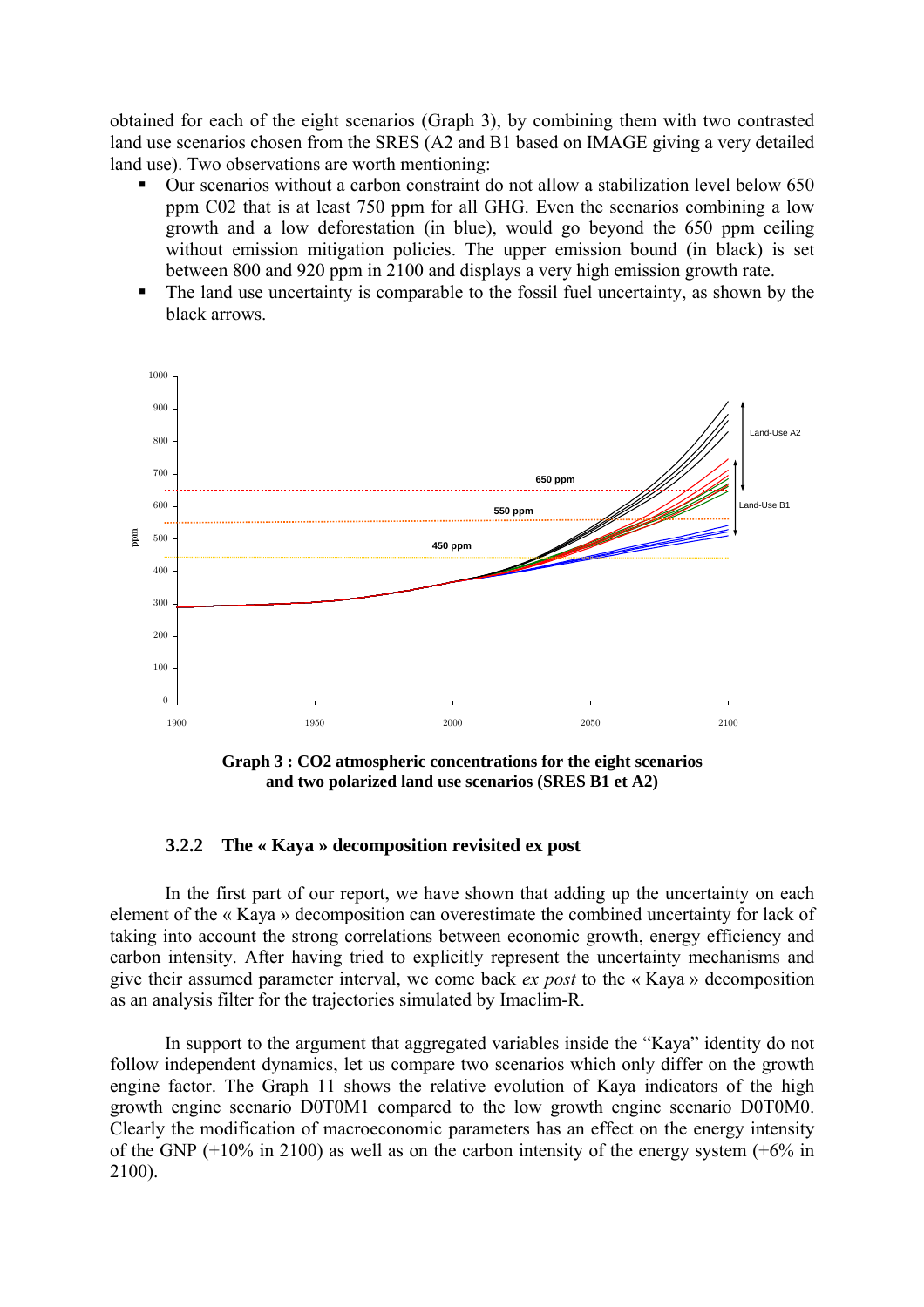obtained for each of the eight scenarios (Graph 3), by combining them with two contrasted land use scenarios chosen from the SRES (A2 and B1 based on IMAGE giving a very detailed land use). Two observations are worth mentioning:

- Our scenarios without a carbon constraint do not allow a stabilization level below 650 ppm C02 that is at least 750 ppm for all GHG. Even the scenarios combining a low growth and a low deforestation (in blue), would go beyond the 650 ppm ceiling without emission mitigation policies. The upper emission bound (in black) is set between 800 and 920 ppm in 2100 and displays a very high emission growth rate.
- The land use uncertainty is comparable to the fossil fuel uncertainty, as shown by the black arrows.

**Graph 3 : CO2 atmospheric concentrations for the eight scenarios and two polarized land use scenarios (SRES B1 et A2)**

### 3.2.2 The « Kaya » decomposition revisited ex post

In the first part of our report, we have shown that adding up the uncertainty on each element of the « Kaya » decomposition can overestimate the combined uncertainty for lack of taking into account the strong correlations between economic growth, energy efficiency and carbon intensity. After having tried to explicitly represent the uncertainty mechanisms and give their assumed parameter interval, we come back *ex post* to the « Kaya » decomposition as an analysis filter for the trajectories simulated by Imaclim-R.

In support to the argument that aggregated variables inside the "Kaya" identity do not follow independent dynamics, let us compare two scenarios which only differ on the growth engine factor. The Graph 11 shows the relative evolution of Kaya indicators of the high growth engine scenario D0T0M1 compared to the low growth engine scenario D0T0M0. Clearly the modification of macroeconomic parameters has an effect on the energy intensity of the GNP (+10% in 2100) as well as on the carbon intensity of the energy system (+6% in 2100).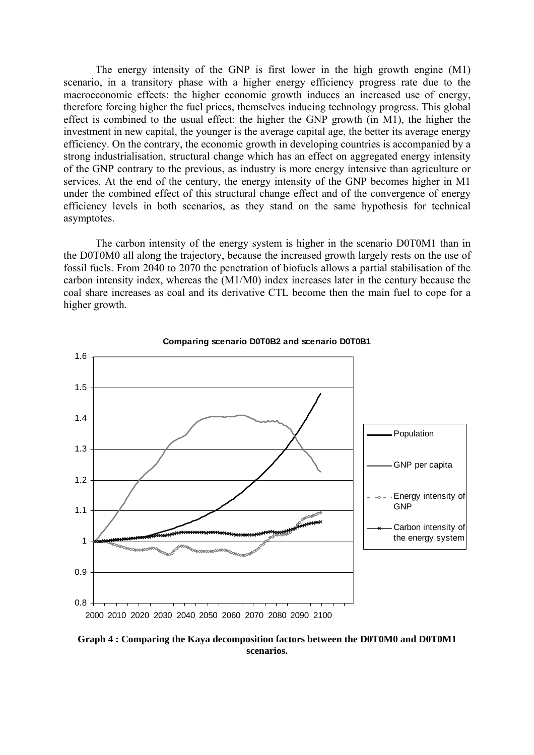The energy intensity of the GNP is first lower in the high growth engine (M1) scenario, in a transitory phase with a higher energy efficiency progress rate due to the macroeconomic effects: the higher economic growth induces an increased use of energy, therefore forcing higher the fuel prices, themselves inducing technology progress. This global effect is combined to the usual effect: the higher the GNP growth (in M1), the higher the investment in new capital, the younger is the average capital age, the better its average energy efficiency. On the contrary, the economic growth in developing countries is accompanied by a strong industrialisation, structural change which has an effect on aggregated energy intensity of the GNP contrary to the previous, as industry is more energy intensive than agriculture or services. At the end of the century, the energy intensity of the GNP becomes higher in M1 under the combined effect of this structural change effect and of the convergence of energy efficiency levels in both scenarios, as they stand on the same hypothesis for technical asymptotes.

The carbon intensity of the energy system is higher in the scenario D0T0M1 than in the D0T0M0 all along the trajectory, because the increased growth largely rests on the use of fossil fuels. From 2040 to 2070 the penetration of biofuels allows a partial stabilisation of the carbon intensity index, whereas the (M1/M0) index increases later in the century because the coal share increases as coal and its derivative CTL become then the main fuel to cope for a higher growth.

**Comparing scenario D0T0B2 and scenario D0T0B1**

**Graph 4 : Comparing the Kaya decomposition factors between the D0T0M0 and D0T0M1 scenarios.**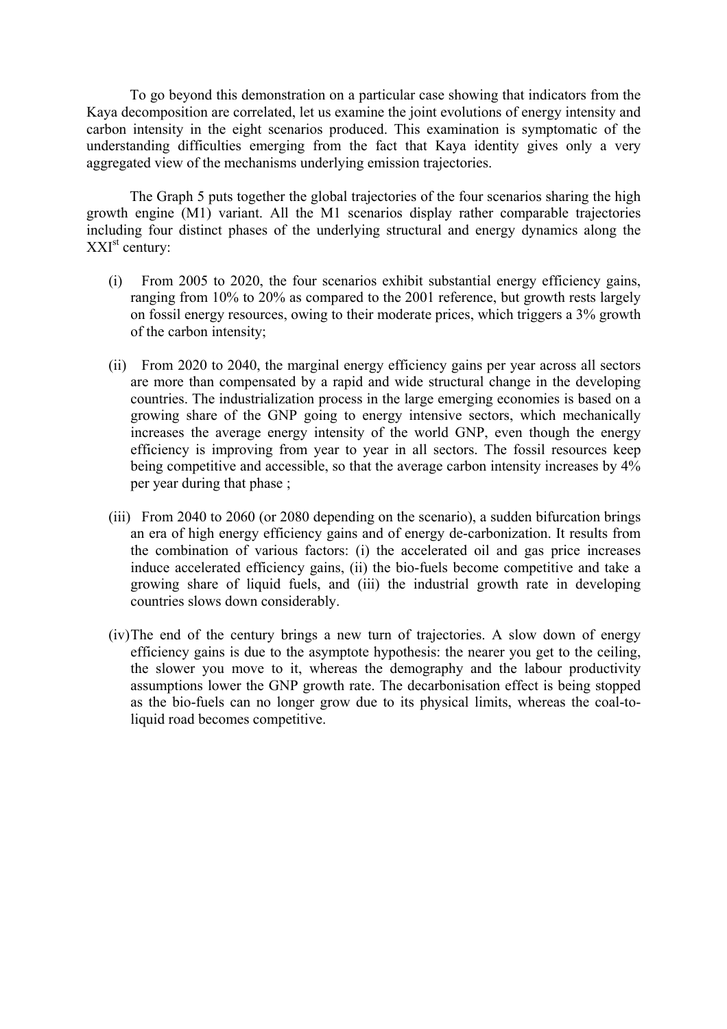To go beyond this demonstration on a particular case showing that indicators from the Kaya decomposition are correlated, let us examine the joint evolutions of energy intensity and carbon intensity in the eight scenarios produced. This examination is symptomatic of the understanding difficulties emerging from the fact that Kaya identity gives only a very aggregated view of the mechanisms underlying emission trajectories.

The Graph 5 puts together the global trajectories of the four scenarios sharing the high growth engine (M1) variant. All the M1 scenarios display rather comparable trajectories including four distinct phases of the underlying structural and energy dynamics along the XXI$^{st}$ century:

(i) From 2005 to 2020, the four scenarios exhibit substantial energy efficiency gains, ranging from 10% to 20% as compared to the 2001 reference, but growth rests largely on fossil energy resources, owing to their moderate prices, which triggers a 3% growth of the carbon intensity;

(ii) From 2020 to 2040, the marginal energy efficiency gains per year across all sectors are more than compensated by a rapid and wide structural change in the developing countries. The industrialization process in the large emerging economies is based on a growing share of the GNP going to energy intensive sectors, which mechanically increases the average energy intensity of the world GNP, even though the energy efficiency is improving from year to year in all sectors. The fossil resources keep being competitive and accessible, so that the average carbon intensity increases by 4% per year during that phase ;

(iii) From 2040 to 2060 (or 2080 depending on the scenario), a sudden bifurcation brings an era of high energy efficiency gains and of energy de-carbonization. It results from the combination of various factors: (i) the accelerated oil and gas price increases induce accelerated efficiency gains, (ii) the bio-fuels become competitive and take a growing share of liquid fuels, and (iii) the industrial growth rate in developing countries slows down considerably.

(iv) The end of the century brings a new turn of trajectories. A slow down of energy efficiency gains is due to the asymptote hypothesis: the nearer you get to the ceiling, the slower you move to it, whereas the demography and the labour productivity assumptions lower the GNP growth rate. The decarbonisation effect is being stopped as the bio-fuels can no longer grow due to its physical limits, whereas the coal-to-liquid road becomes competitive.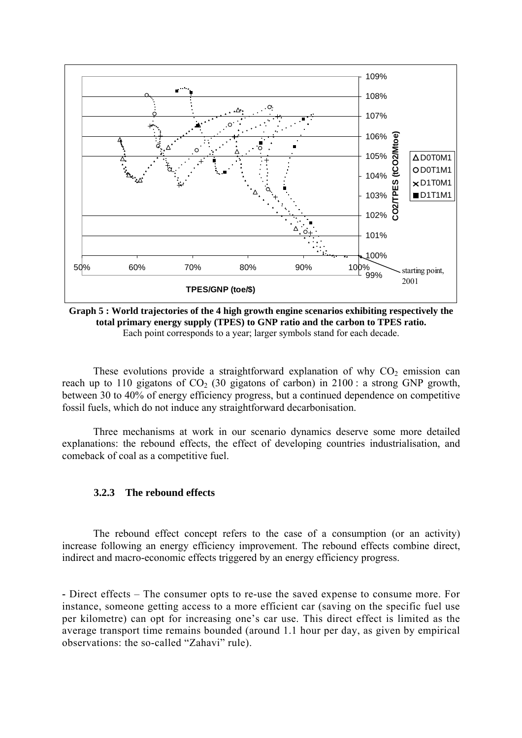**Graph 5 : World trajectories of the 4 high growth engine scenarios exhibiting respectively the total primary energy supply (TPES) to GNP ratio and the carbon to TPES ratio.**
Each point corresponds to a year; larger symbols stand for each decade.

These evolutions provide a straightforward explanation of why $CO_2$ emission can reach up to 110 gigatons of $CO_2$ (30 gigatons of carbon) in 2100 : a strong GNP growth, between 30 to 40% of energy efficiency progress, but a continued dependence on competitive fossil fuels, which do not induce any straightforward decarbonisation.

Three mechanisms at work in our scenario dynamics deserve some more detailed explanations: the rebound effects, the effect of developing countries industrialisation, and comeback of coal as a competitive fuel.

### 3.2.3 The rebound effects

The rebound effect concept refers to the case of a consumption (or an activity) increase following an energy efficiency improvement. The rebound effects combine direct, indirect and macro-economic effects triggered by an energy efficiency progress.

- Direct effects – The consumer opts to re-use the saved expense to consume more. For instance, someone getting access to a more efficient car (saving on the specific fuel use per kilometre) can opt for increasing one's car use. This direct effect is limited as the average transport time remains bounded (around 1.1 hour per day, as given by empirical observations: the so-called "Zahavi" rule).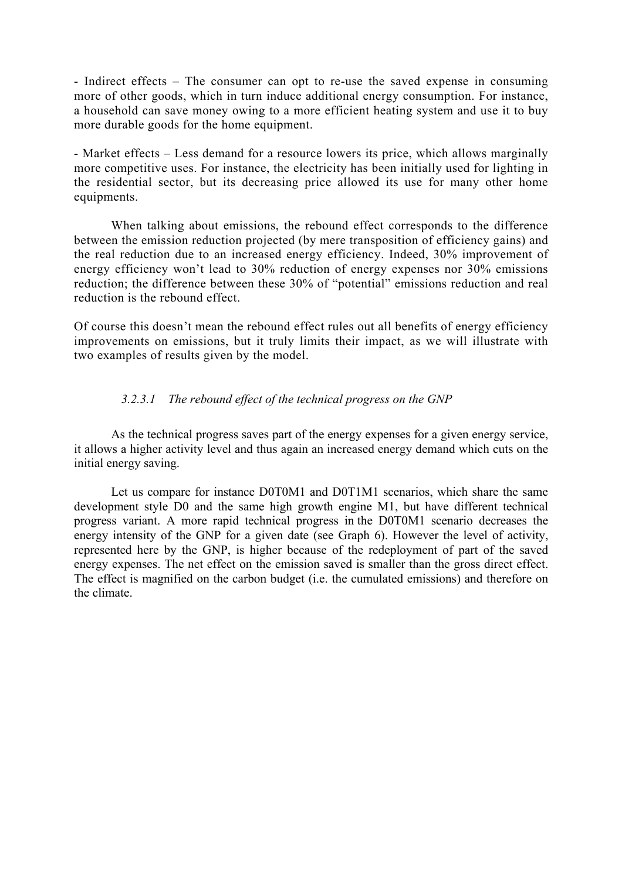- Indirect effects – The consumer can opt to re-use the saved expense in consuming more of other goods, which in turn induce additional energy consumption. For instance, a household can save money owing to a more efficient heating system and use it to buy more durable goods for the home equipment.

- Market effects – Less demand for a resource lowers its price, which allows marginally more competitive uses. For instance, the electricity has been initially used for lighting in the residential sector, but its decreasing price allowed its use for many other home equipments.

When talking about emissions, the rebound effect corresponds to the difference between the emission reduction projected (by mere transposition of efficiency gains) and the real reduction due to an increased energy efficiency. Indeed, 30% improvement of energy efficiency won't lead to 30% reduction of energy expenses nor 30% emissions reduction; the difference between these 30% of "potential" emissions reduction and real reduction is the rebound effect.

Of course this doesn't mean the rebound effect rules out all benefits of energy efficiency improvements on emissions, but it truly limits their impact, as we will illustrate with two examples of results given by the model.

#### *3.2.3.1 The rebound effect of the technical progress on the GNP*

As the technical progress saves part of the energy expenses for a given energy service, it allows a higher activity level and thus again an increased energy demand which cuts on the initial energy saving.

Let us compare for instance D0T0M1 and D0T1M1 scenarios, which share the same development style D0 and the same high growth engine M1, but have different technical progress variant. A more rapid technical progress in the D0T0M1 scenario decreases the energy intensity of the GNP for a given date (see Graph 6). However the level of activity, represented here by the GNP, is higher because of the redeployment of part of the saved energy expenses. The net effect on the emission saved is smaller than the gross direct effect. The effect is magnified on the carbon budget (i.e. the cumulated emissions) and therefore on the climate.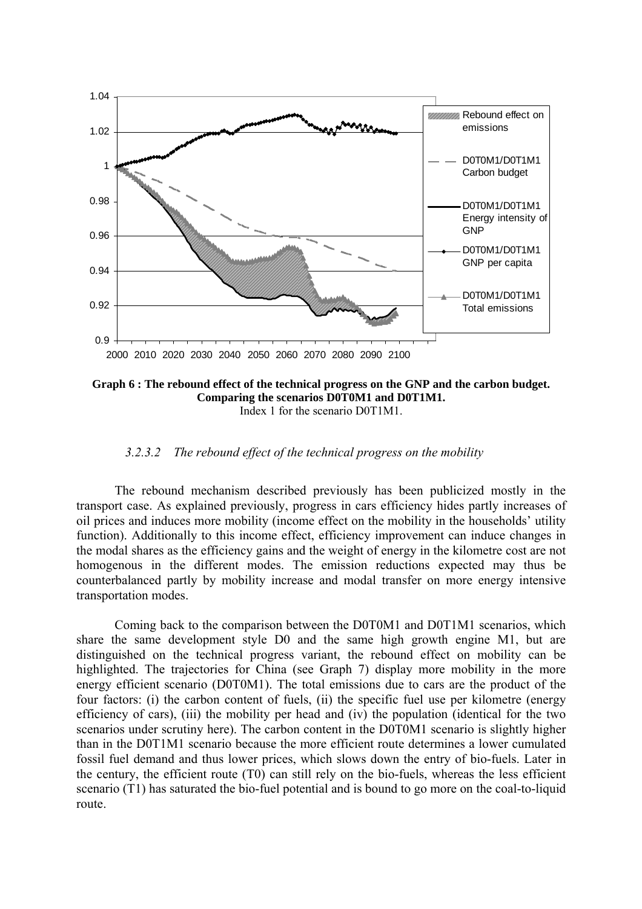**Graph 6 : The rebound effect of the technical progress on the GNP and the carbon budget. Comparing the scenarios D0T0M1 and D0T1M1.**
Index 1 for the scenario D0T1M1.

#### *3.2.3.2 The rebound effect of the technical progress on the mobility*

The rebound mechanism described previously has been publicized mostly in the transport case. As explained previously, progress in cars efficiency hides partly increases of oil prices and induces more mobility (income effect on the mobility in the households' utility function). Additionally to this income effect, efficiency improvement can induce changes in the modal shares as the efficiency gains and the weight of energy in the kilometre cost are not homogenous in the different modes. The emission reductions expected may thus be counterbalanced partly by mobility increase and modal transfer on more energy intensive transportation modes.

Coming back to the comparison between the D0T0M1 and D0T1M1 scenarios, which share the same development style D0 and the same high growth engine M1, but are distinguished on the technical progress variant, the rebound effect on mobility can be highlighted. The trajectories for China (see Graph 7) display more mobility in the more energy efficient scenario (D0T0M1). The total emissions due to cars are the product of the four factors: (i) the carbon content of fuels, (ii) the specific fuel use per kilometre (energy efficiency of cars), (iii) the mobility per head and (iv) the population (identical for the two scenarios under scrutiny here). The carbon content in the D0T0M1 scenario is slightly higher than in the D0T1M1 scenario because the more efficient route determines a lower cumulated fossil fuel demand and thus lower prices, which slows down the entry of bio-fuels. Later in the century, the efficient route (T0) can still rely on the bio-fuels, whereas the less efficient scenario (T1) has saturated the bio-fuel potential and is bound to go more on the coal-to-liquid route.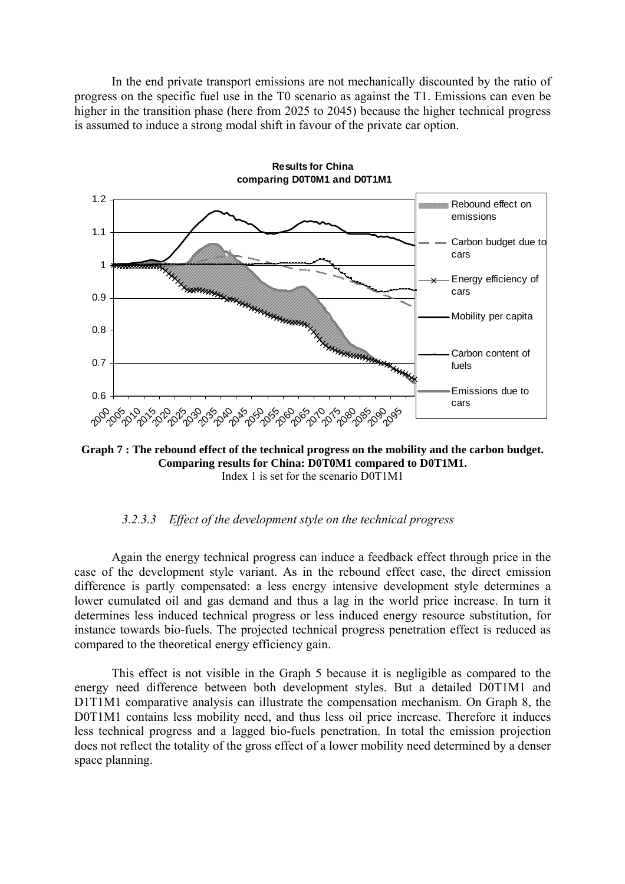In the end private transport emissions are not mechanically discounted by the ratio of progress on the specific fuel use in the T0 scenario as against the T1. Emissions can even be higher in the transition phase (here from 2025 to 2045) because the higher technical progress is assumed to induce a strong modal shift in favour of the private car option.

**Graph 7 : The rebound effect of the technical progress on the mobility and the carbon budget. Comparing results for China: D0T0M1 compared to D0T1M1.**
Index 1 is set for the scenario D0T1M1

### *3.2.3.3 Effect of the development style on the technical progress*

Again the energy technical progress can induce a feedback effect through price in the case of the development style variant. As in the rebound effect case, the direct emission difference is partly compensated: a less energy intensive development style determines a lower cumulated oil and gas demand and thus a lag in the world price increase. In turn it determines less induced technical progress or less induced energy resource substitution, for instance towards bio-fuels. The projected technical progress penetration effect is reduced as compared to the theoretical energy efficiency gain.

This effect is not visible in the Graph 5 because it is negligible as compared to the energy need difference between both development styles. But a detailed D0T1M1 and D1T1M1 comparative analysis can illustrate the compensation mechanism. On Graph 8, the D0T1M1 contains less mobility need, and thus less oil price increase. Therefore it induces less technical progress and a lagged bio-fuels penetration. In total the emission projection does not reflect the totality of the gross effect of a lower mobility need determined by a denser space planning.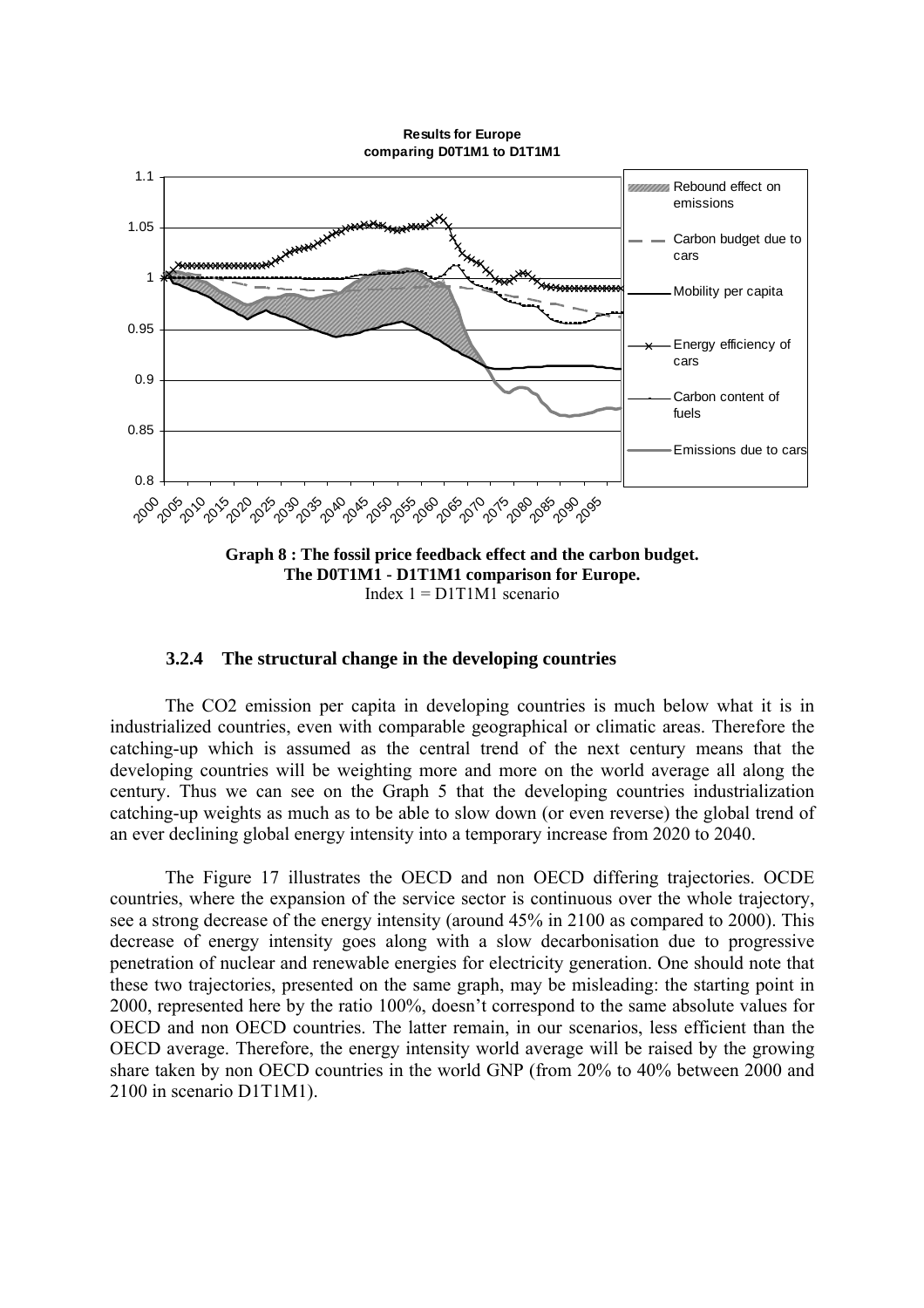**Graph 8 : The fossil price feedback effect and the carbon budget. The D0T1M1 - D1T1M1 comparison for Europe.**
Index 1 = D1T1M1 scenario

### 3.2.4 The structural change in the developing countries

The $CO_2$ emission per capita in developing countries is much below what it is in industrialized countries, even with comparable geographical or climatic areas. Therefore the catching-up which is assumed as the central trend of the next century means that the developing countries will be weighting more and more on the world average all along the century. Thus we can see on the Graph 5 that the developing countries industrialization catching-up weights as much as to be able to slow down (or even reverse) the global trend of an ever declining global energy intensity into a temporary increase from 2020 to 2040.

The Figure 17 illustrates the OECD and non OECD differing trajectories. OCDE countries, where the expansion of the service sector is continuous over the whole trajectory, see a strong decrease of the energy intensity (around 45% in 2100 as compared to 2000). This decrease of energy intensity goes along with a slow decarbonisation due to progressive penetration of nuclear and renewable energies for electricity generation. One should note that these two trajectories, presented on the same graph, may be misleading: the starting point in 2000, represented here by the ratio 100%, doesn't correspond to the same absolute values for OECD and non OECD countries. The latter remain, in our scenarios, less efficient than the OECD average. Therefore, the energy intensity world average will be raised by the growing share taken by non OECD countries in the world GNP (from 20% to 40% between 2000 and 2100 in scenario D1T1M1).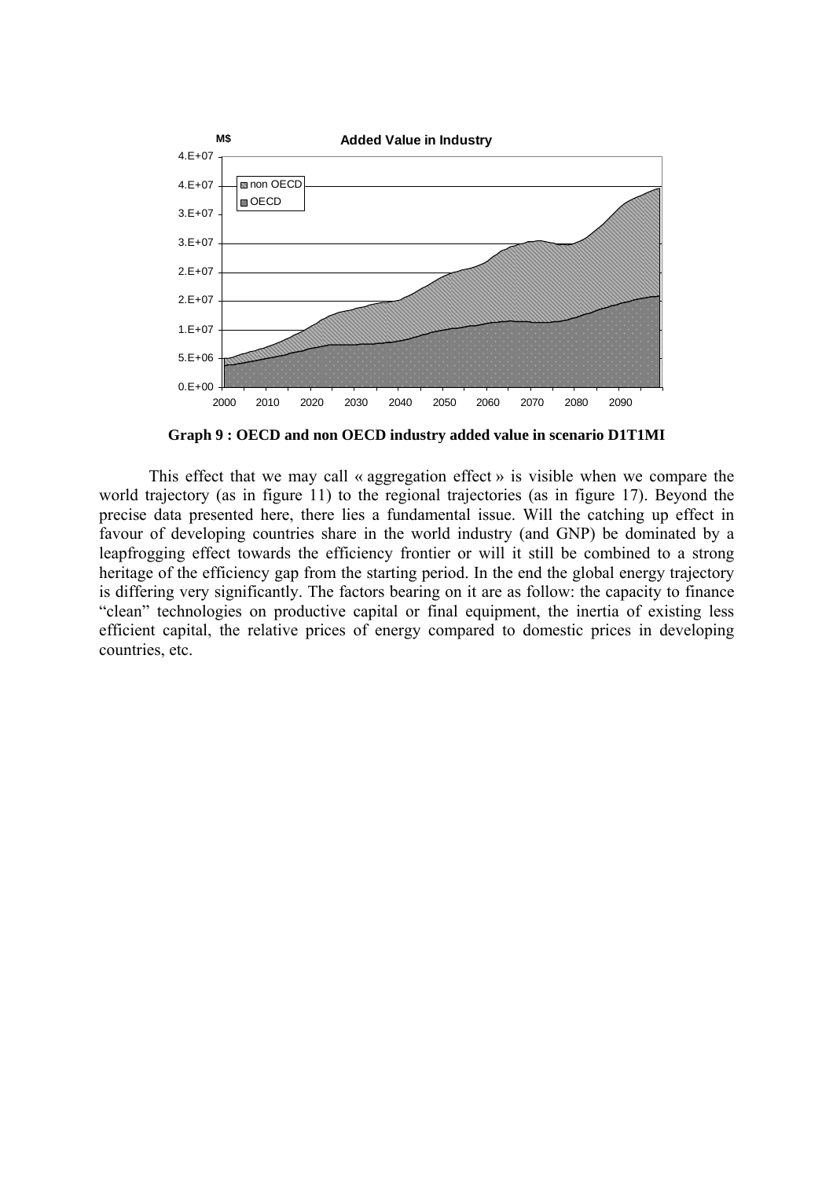**Graph 9 : OECD and non OECD industry added value in scenario D1T1MI**

This effect that we may call « aggregation effect » is visible when we compare the world trajectory (as in figure 11) to the regional trajectories (as in figure 17). Beyond the precise data presented here, there lies a fundamental issue. Will the catching up effect in favour of developing countries share in the world industry (and GNP) be dominated by a leapfrogging effect towards the efficiency frontier or will it still be combined to a strong heritage of the efficiency gap from the starting period. In the end the global energy trajectory is differing very significantly. The factors bearing on it are as follow: the capacity to finance "clean" technologies on productive capital or final equipment, the inertia of existing less efficient capital, the relative prices of energy compared to domestic prices in developing countries, etc.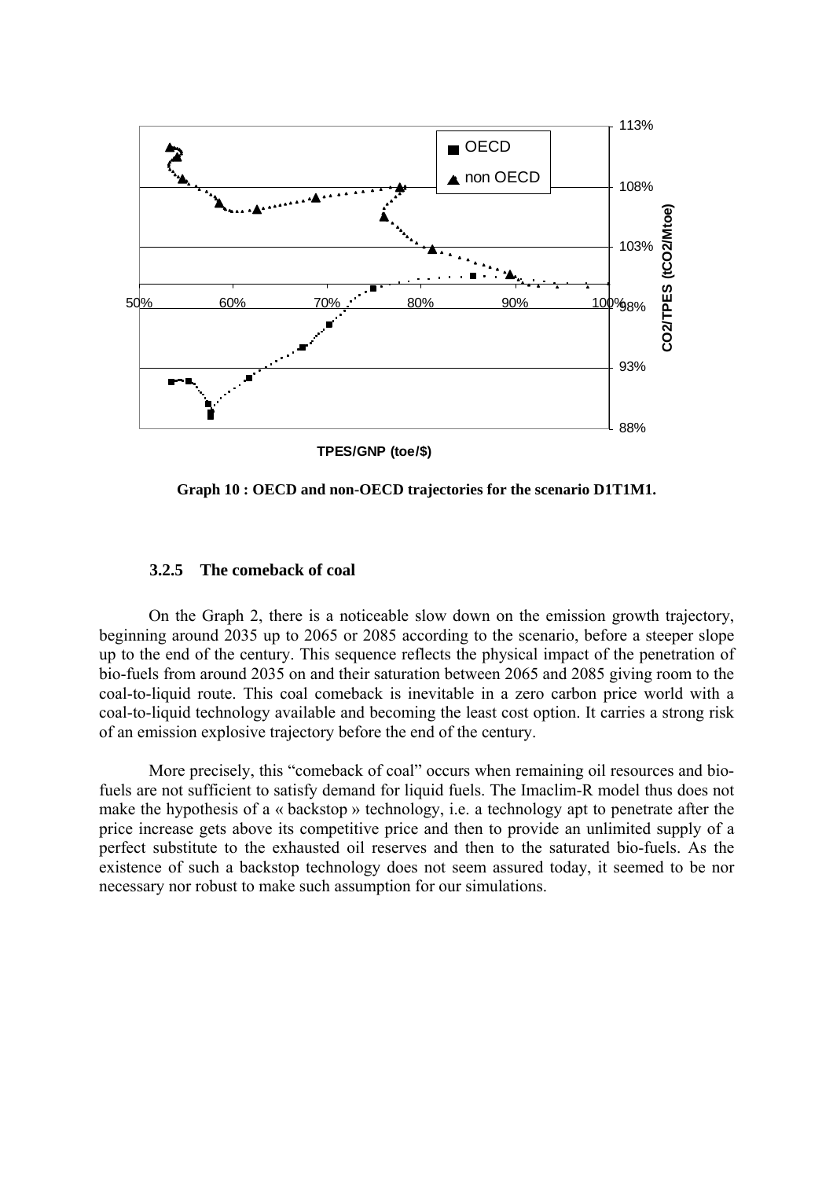Graph 10 : OECD and non-OECD trajectories for the scenario D1T1M1.

### 3.2.5 The comeback of coal

On the Graph 2, there is a noticeable slow down on the emission growth trajectory, beginning around 2035 up to 2065 or 2085 according to the scenario, before a steeper slope up to the end of the century. This sequence reflects the physical impact of the penetration of bio-fuels from around 2035 on and their saturation between 2065 and 2085 giving room to the coal-to-liquid route. This coal comeback is inevitable in a zero carbon price world with a coal-to-liquid technology available and becoming the least cost option. It carries a strong risk of an emission explosive trajectory before the end of the century.

More precisely, this "comeback of coal" occurs when remaining oil resources and bio-fuels are not sufficient to satisfy demand for liquid fuels. The Imaclim-R model thus does not make the hypothesis of a « backstop » technology, i.e. a technology apt to penetrate after the price increase gets above its competitive price and then to provide an unlimited supply of a perfect substitute to the exhausted oil reserves and then to the saturated bio-fuels. As the existence of such a backstop technology does not seem assured today, it seemed to be nor necessary nor robust to make such assumption for our simulations.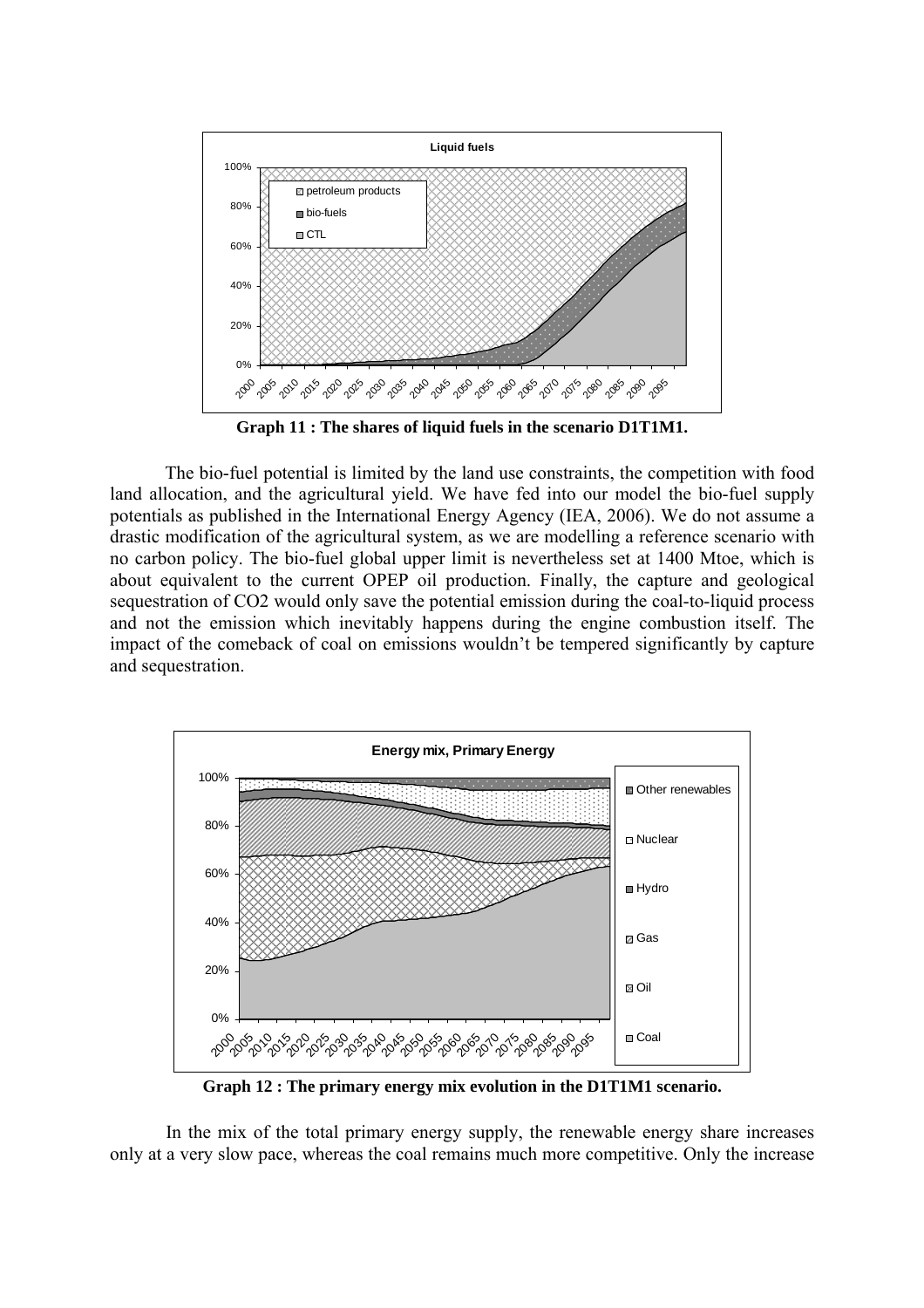**Graph 11 : The shares of liquid fuels in the scenario D1T1M1.**

The bio-fuel potential is limited by the land use constraints, the competition with food land allocation, and the agricultural yield. We have fed into our model the bio-fuel supply potentials as published in the International Energy Agency (IEA, 2006). We do not assume a drastic modification of the agricultural system, as we are modelling a reference scenario with no carbon policy. The bio-fuel global upper limit is nevertheless set at 1400 Mtoe, which is about equivalent to the current OPEP oil production. Finally, the capture and geological sequestration of CO2 would only save the potential emission during the coal-to-liquid process and not the emission which inevitably happens during the engine combustion itself. The impact of the comeback of coal on emissions wouldn't be tempered significantly by capture and sequestration.

**Graph 12 : The primary energy mix evolution in the D1T1M1 scenario.**

In the mix of the total primary energy supply, the renewable energy share increases only at a very slow pace, whereas the coal remains much more competitive. Only the increase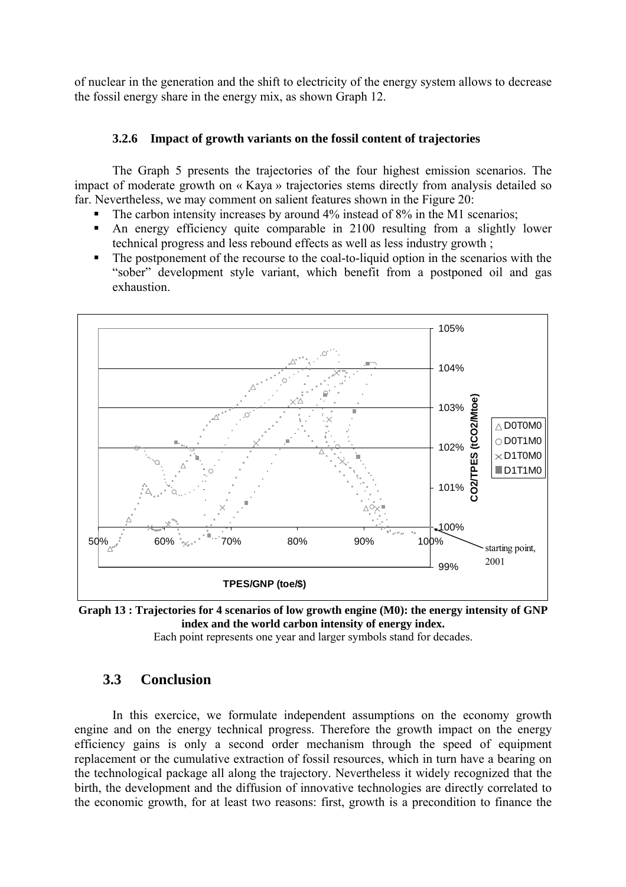of nuclear in the generation and the shift to electricity of the energy system allows to decrease the fossil energy share in the energy mix, as shown Graph 12.

### 3.2.6 Impact of growth variants on the fossil content of trajectories

The Graph 5 presents the trajectories of the four highest emission scenarios. The impact of moderate growth on « Kaya » trajectories stems directly from analysis detailed so far. Nevertheless, we may comment on salient features shown in the Figure 20:

- The carbon intensity increases by around 4% instead of 8% in the M1 scenarios;
- An energy efficiency quite comparable in 2100 resulting from a slightly lower technical progress and less rebound effects as well as less industry growth ;
- The postponement of the recourse to the coal-to-liquid option in the scenarios with the "sober" development style variant, which benefit from a postponed oil and gas exhaustion.

**Graph 13 : Trajectories for 4 scenarios of low growth engine (M0): the energy intensity of GNP index and the world carbon intensity of energy index.**

Each point represents one year and larger symbols stand for decades.

## 3.3 Conclusion

In this exercice, we formulate independent assumptions on the economy growth engine and on the energy technical progress. Therefore the growth impact on the energy efficiency gains is only a second order mechanism through the speed of equipment replacement or the cumulative extraction of fossil resources, which in turn have a bearing on the technological package all along the trajectory. Nevertheless it widely recognized that the birth, the development and the diffusion of innovative technologies are directly correlated to the economic growth, for at least two reasons: first, growth is a precondition to finance the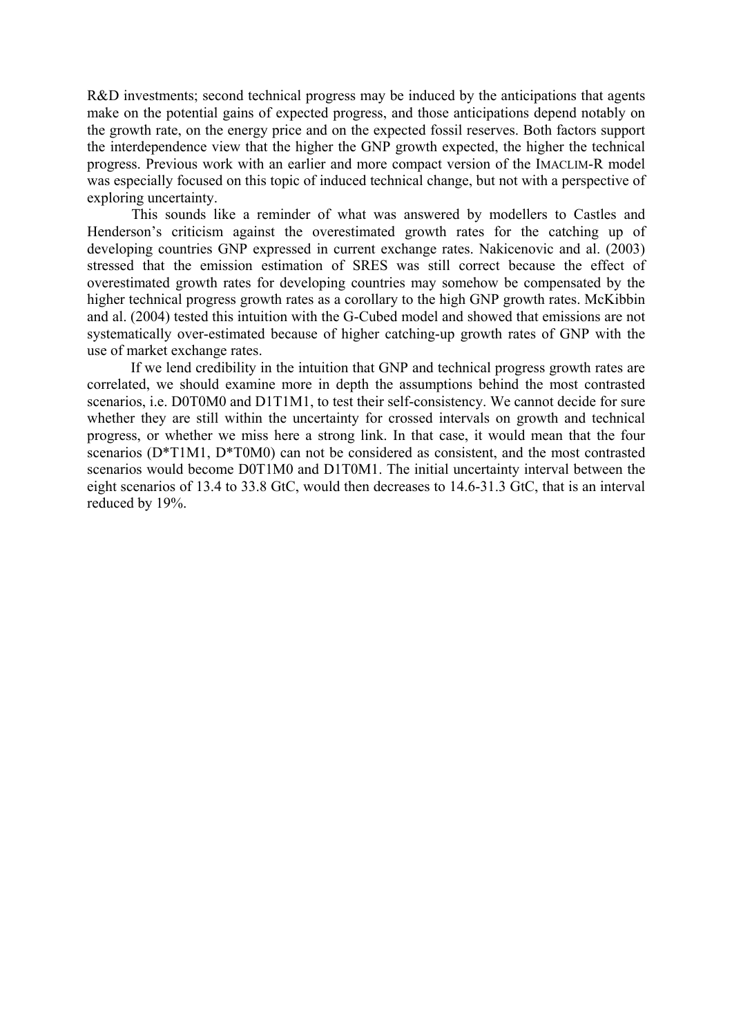R&D investments; second technical progress may be induced by the anticipations that agents make on the potential gains of expected progress, and those anticipations depend notably on the growth rate, on the energy price and on the expected fossil reserves. Both factors support the interdependence view that the higher the GNP growth expected, the higher the technical progress. Previous work with an earlier and more compact version of the IMACLIM-R model was especially focused on this topic of induced technical change, but not with a perspective of exploring uncertainty.

This sounds like a reminder of what was answered by modellers to Castles and Henderson's criticism against the overestimated growth rates for the catching up of developing countries GNP expressed in current exchange rates. Nakicenovic and al. (2003) stressed that the emission estimation of SRES was still correct because the effect of overestimated growth rates for developing countries may somehow be compensated by the higher technical progress growth rates as a corollary to the high GNP growth rates. McKibbin and al. (2004) tested this intuition with the G-Cubed model and showed that emissions are not systematically over-estimated because of higher catching-up growth rates of GNP with the use of market exchange rates.

If we lend credibility in the intuition that GNP and technical progress growth rates are correlated, we should examine more in depth the assumptions behind the most contrasted scenarios, i.e. D0T0M0 and D1T1M1, to test their self-consistency. We cannot decide for sure whether they are still within the uncertainty for crossed intervals on growth and technical progress, or whether we miss here a strong link. In that case, it would mean that the four scenarios (D*T1M1, D*T0M0) can not be considered as consistent, and the most contrasted scenarios would become D0T1M0 and D1T0M1. The initial uncertainty interval between the eight scenarios of 13.4 to 33.8 GtC, would then decreases to 14.6-31.3 GtC, that is an interval reduced by 19%.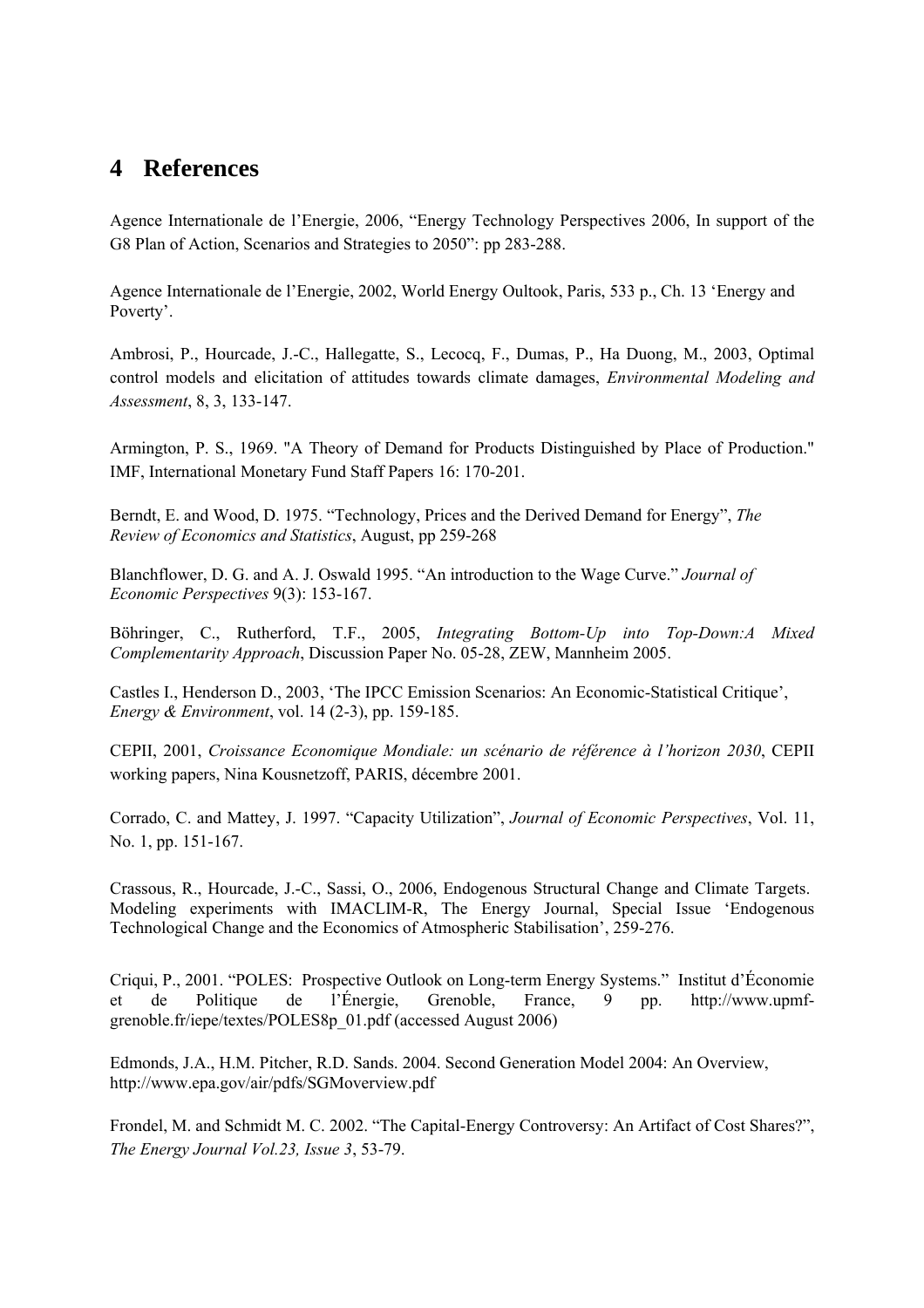# 4 References

Agence Internationale de l'Energie, 2006, "Energy Technology Perspectives 2006, In support of the G8 Plan of Action, Scenarios and Strategies to 2050": pp 283-288.

Agence Internationale de l'Energie, 2002, World Energy Oultook, Paris, 533 p., Ch. 13 'Energy and Poverty'.

Ambrosi, P., Hourcade, J.-C., Hallegatte, S., Lecocq, F., Dumas, P., Ha Duong, M., 2003, Optimal control models and elicitation of attitudes towards climate damages, *Environmental Modeling and Assessment*, 8, 3, 133-147.

Armington, P. S., 1969. "A Theory of Demand for Products Distinguished by Place of Production." IMF, International Monetary Fund Staff Papers 16: 170-201.

Berndt, E. and Wood, D. 1975. "Technology, Prices and the Derived Demand for Energy", *The Review of Economics and Statistics*, August, pp 259-268

Blanchflower, D. G. and A. J. Oswald 1995. "An introduction to the Wage Curve." *Journal of Economic Perspectives* 9(3): 153-167.

Böhringer, C., Rutherford, T.F., 2005, *Integrating Bottom-Up into Top-Down:A Mixed Complementarity Approach*, Discussion Paper No. 05-28, ZEW, Mannheim 2005.

Castles I., Henderson D., 2003, 'The IPCC Emission Scenarios: An Economic-Statistical Critique', *Energy & Environment*, vol. 14 (2-3), pp. 159-185.

CEPII, 2001, *Croissance Economique Mondiale: un scénario de référence à l'horizon 2030*, CEPII working papers, Nina Kousnetzoff, PARIS, décembre 2001.

Corrado, C. and Mattey, J. 1997. "Capacity Utilization", *Journal of Economic Perspectives*, Vol. 11, No. 1, pp. 151-167.

Crassous, R., Hourcade, J.-C., Sassi, O., 2006, Endogenous Structural Change and Climate Targets. Modeling experiments with IMACLIM-R, The Energy Journal, Special Issue 'Endogenous Technological Change and the Economics of Atmospheric Stabilisation', 259-276.

Criqui, P., 2001. "POLES: Prospective Outlook on Long-term Energy Systems." Institut d'Économie et de Politique de l'Énergie, Grenoble, France, 9 pp. http://www.upmf-grenoble.fr/iepe/textes/POLES8p_01.pdf (accessed August 2006)

Edmonds, J.A., H.M. Pitcher, R.D. Sands. 2004. Second Generation Model 2004: An Overview, http://www.epa.gov/air/pdfs/SGMoverview.pdf

Frondel, M. and Schmidt M. C. 2002. "The Capital-Energy Controversy: An Artifact of Cost Shares?", *The Energy Journal Vol.23, Issue 3*, 53-79.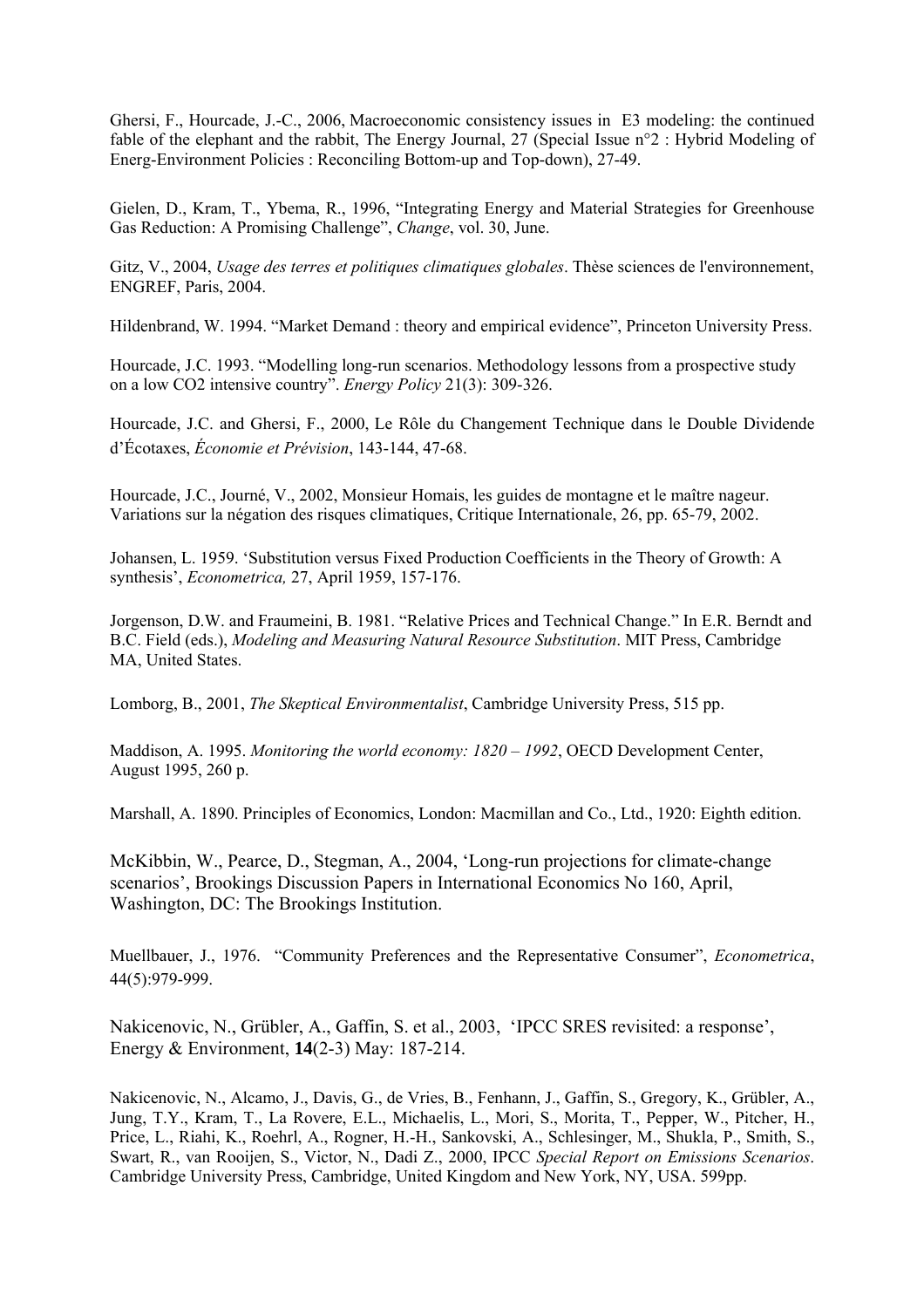Ghersi, F., Hourcade, J.-C., 2006, Macroeconomic consistency issues in E3 modeling: the continued fable of the elephant and the rabbit, The Energy Journal, 27 (Special Issue n°2 : Hybrid Modeling of Energ-Environment Policies : Reconciling Bottom-up and Top-down), 27-49.

Gielen, D., Kram, T., Ybema, R., 1996, "Integrating Energy and Material Strategies for Greenhouse Gas Reduction: A Promising Challenge", *Change*, vol. 30, June.

Gitz, V., 2004, *Usage des terres et politiques climatiques globales*. Thèse sciences de l'environnement, ENGREF, Paris, 2004.

Hildenbrand, W. 1994. "Market Demand : theory and empirical evidence", Princeton University Press.

Hourcade, J.C. 1993. "Modelling long-run scenarios. Methodology lessons from a prospective study on a low CO2 intensive country". *Energy Policy* 21(3): 309-326.

Hourcade, J.C. and Ghersi, F., 2000, Le Rôle du Changement Technique dans le Double Dividende d'Écotaxes, *Économie et Prévision*, 143-144, 47-68.

Hourcade, J.C., Journé, V., 2002, Monsieur Homais, les guides de montagne et le maître nageur. Variations sur la négation des risques climatiques, Critique Internationale, 26, pp. 65-79, 2002.

Johansen, L. 1959. 'Substitution versus Fixed Production Coefficients in the Theory of Growth: A synthesis', *Econometrica,* 27, April 1959, 157-176.

Jorgenson, D.W. and Fraumeini, B. 1981. "Relative Prices and Technical Change." In E.R. Berndt and B.C. Field (eds.), *Modeling and Measuring Natural Resource Substitution*. MIT Press, Cambridge MA, United States.

Lomborg, B., 2001, *The Skeptical Environmentalist*, Cambridge University Press, 515 pp.

Maddison, A. 1995. *Monitoring the world economy: 1820 – 1992*, OECD Development Center, August 1995, 260 p.

Marshall, A. 1890. Principles of Economics, London: Macmillan and Co., Ltd., 1920: Eighth edition.

McKibbin, W., Pearce, D., Stegman, A., 2004, 'Long-run projections for climate-change scenarios', Brookings Discussion Papers in International Economics No 160, April, Washington, DC: The Brookings Institution.

Muellbauer, J., 1976. "Community Preferences and the Representative Consumer", *Econometrica*, 44(5):979-999.

Nakicenovic, N., Grübler, A., Gaffin, S. et al., 2003, 'IPCC SRES revisited: a response', Energy & Environment, **14**(2-3) May: 187-214.

Nakicenovic, N., Alcamo, J., Davis, G., de Vries, B., Fenhann, J., Gaffin, S., Gregory, K., Grübler, A., Jung, T.Y., Kram, T., La Rovere, E.L., Michaelis, L., Mori, S., Morita, T., Pepper, W., Pitcher, H., Price, L., Riahi, K., Roehrl, A., Rogner, H.-H., Sankovski, A., Schlesinger, M., Shukla, P., Smith, S., Swart, R., van Rooijen, S., Victor, N., Dadi Z., 2000, IPCC *Special Report on Emissions Scenarios*. Cambridge University Press, Cambridge, United Kingdom and New York, NY, USA. 599pp.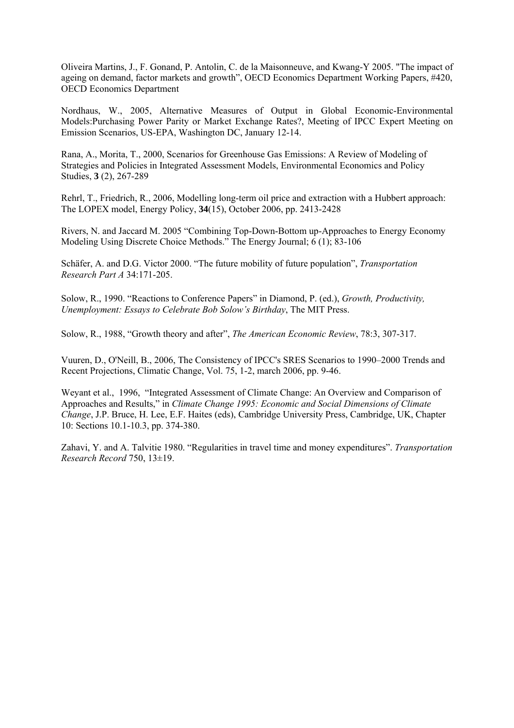Oliveira Martins, J., F. Gonand, P. Antolin, C. de la Maisonneuve, and Kwang-Y 2005. "The impact of ageing on demand, factor markets and growth", OECD Economics Department Working Papers, #420, OECD Economics Department

Nordhaus, W., 2005, Alternative Measures of Output in Global Economic-Environmental Models:Purchasing Power Parity or Market Exchange Rates?, Meeting of IPCC Expert Meeting on Emission Scenarios, US-EPA, Washington DC, January 12-14.

Rana, A., Morita, T., 2000, Scenarios for Greenhouse Gas Emissions: A Review of Modeling of Strategies and Policies in Integrated Assessment Models, Environmental Economics and Policy Studies, **3** (2), 267-289

Rehrl, T., Friedrich, R., 2006, Modelling long-term oil price and extraction with a Hubbert approach: The LOPEX model, Energy Policy, **34**(15), October 2006, pp. 2413-2428

Rivers, N. and Jaccard M. 2005 "Combining Top-Down-Bottom up-Approaches to Energy Economy Modeling Using Discrete Choice Methods." The Energy Journal; 6 (1); 83-106

Schäfer, A. and D.G. Victor 2000. "The future mobility of future population", *Transportation Research Part A* 34:171-205.

Solow, R., 1990. "Reactions to Conference Papers" in Diamond, P. (ed.), *Growth, Productivity, Unemployment: Essays to Celebrate Bob Solow's Birthday*, The MIT Press.

Solow, R., 1988, "Growth theory and after", *The American Economic Review*, 78:3, 307-317.

Vuuren, D., O'Neill, B., 2006, The Consistency of IPCC's SRES Scenarios to 1990–2000 Trends and Recent Projections, Climatic Change, Vol. 75, 1-2, march 2006, pp. 9-46.

Weyant et al., 1996, "Integrated Assessment of Climate Change: An Overview and Comparison of Approaches and Results," in *Climate Change 1995: Economic and Social Dimensions of Climate Change*, J.P. Bruce, H. Lee, E.F. Haites (eds), Cambridge University Press, Cambridge, UK, Chapter 10: Sections 10.1-10.3, pp. 374-380.

Zahavi, Y. and A. Talvitie 1980. "Regularities in travel time and money expenditures". *Transportation Research Record* 750, 13±19.